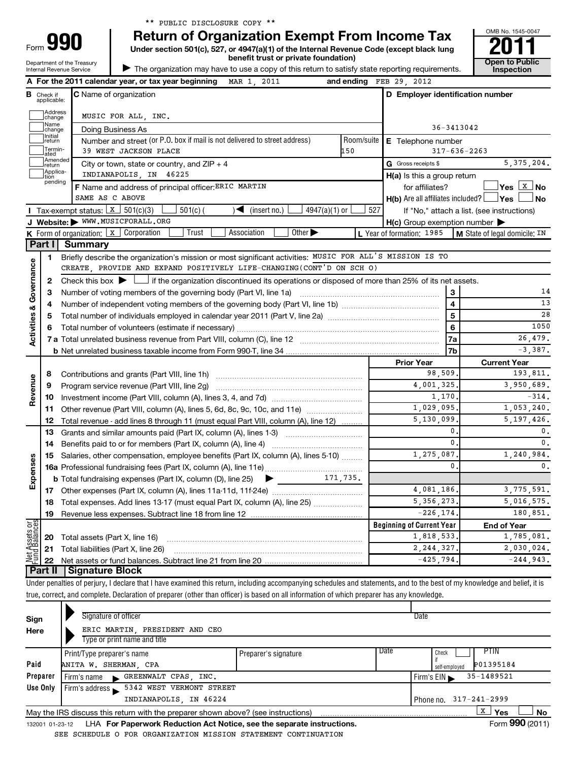** PUBLIC DISCLOSURE COPY **

Form **990**

# Return of Organization Exempt From Income Tax

**Under section 501(c), 527, or 4947(a)(1) of the Internal Revenue Code (except black lung benefit trust or private foundation)**

▶ The organization may have to use a copy of this return to satisfy state reporting requirements.

Department of the Treasury
Internal Revenue Service

OMB No. 1545-0047

**2011**

**Open to Public Inspection**

**A** For the 2011 calendar year, or tax year beginning MAR 1, 2011 and ending FEB 29, 2012

**B** Check if applicable: Address change, Name change, Initial return, Terminated, Amended return, Application pending

**C** Name of organization: MUSIC FOR ALL, INC.

Doing Business As

Number and street (or P.O. box if mail is not delivered to street address): 39 WEST JACKSON PLACE — Room/suite: 150

City or town, state or country, and ZIP + 4: INDIANAPOLIS, IN 46225

**D** Employer identification number: 36-3413042

**E** Telephone number: 317-636-2263

**G** Gross receipts $ 5,375,204.

**F** Name and address of principal officer: ERIC MARTIN, SAME AS C ABOVE

**H(a)** Is this a group return for affiliates? ☐ Yes ☒ No

**H(b)** Are all affiliates included? ☐ Yes ☐ No — If "No," attach a list. (see instructions)

**I** Tax-exempt status: ☒ 501(c)(3) ☐ 501(c) ( ) ◀ (insert no.) ☐ 4947(a)(1) or ☐ 527

**J** Website: ▶ WWW.MUSICFORALL.ORG

**H(c)** Group exemption number ▶

**K** Form of organization: ☒ Corporation ☐ Trust ☐ Association ☐ Other ▶

**L** Year of formation: 1985

**M** State of legal domicile: IN

## Part I Summary

**Activities & Governance**

1. Briefly describe the organization's mission or most significant activities: MUSIC FOR ALL'S MISSION IS TO CREATE, PROVIDE AND EXPAND POSITIVELY LIFE-CHANGING(CONT'D ON SCH O)
2. Check this box ▶ ☐ if the organization discontinued its operations or disposed of more than 25% of its net assets.

| | | | |
|---|---|---|---|
| 3 | Number of voting members of the governing body (Part VI, line 1a) | 3 | 14 |
| 4 | Number of independent voting members of the governing body (Part VI, line 1b) | 4 | 13 |
| 5 | Total number of individuals employed in calendar year 2011 (Part V, line 2a) | 5 | 28 |
| 6 | Total number of volunteers (estimate if necessary) | 6 | 1050 |
| 7a | Total unrelated business revenue from Part VIII, column (C), line 12 | 7a | 26,479. |
| b | Net unrelated business taxable income from Form 990-T, line 34 | 7b | -3,387. |

| | | Prior Year | Current Year |
|---|---|---|---|
| **Revenue** | | | |
| 8 | Contributions and grants (Part VIII, line 1h) | 98,509. | 193,811. |
| 9 | Program service revenue (Part VIII, line 2g) | 4,001,325. | 3,950,689. |
| 10 | Investment income (Part VIII, column (A), lines 3, 4, and 7d) | 1,170. | -314. |
| 11 | Other revenue (Part VIII, column (A), lines 5, 6d, 8c, 9c, 10c, and 11e) | 1,029,095. | 1,053,240. |
| 12 | Total revenue - add lines 8 through 11 (must equal Part VIII, column (A), line 12) | 5,130,099. | 5,197,426. |
| **Expenses** | | | |
| 13 | Grants and similar amounts paid (Part IX, column (A), lines 1-3) | 0. | 0. |
| 14 | Benefits paid to or for members (Part IX, column (A), line 4) | 0. | 0. |
| 15 | Salaries, other compensation, employee benefits (Part IX, column (A), lines 5-10) | 1,275,087. | 1,240,984. |
| 16a | Professional fundraising fees (Part IX, column (A), line 11e) | 0. | 0. |
| b | Total fundraising expenses (Part IX, column (D), line 25) ▶ 171,735. | | |
| 17 | Other expenses (Part IX, column (A), lines 11a-11d, 11f-24e) | 4,081,186. | 3,775,591. |
| 18 | Total expenses. Add lines 13-17 (must equal Part IX, column (A), line 25) | 5,356,273. | 5,016,575. |
| 19 | Revenue less expenses. Subtract line 18 from line 12 | -226,174. | 180,851. |
| **Net Assets or Fund Balances** | | **Beginning of Current Year** | **End of Year** |
| 20 | Total assets (Part X, line 16) | 1,818,533. | 1,785,081. |
| 21 | Total liabilities (Part X, line 26) | 2,244,327. | 2,030,024. |
| 22 | Net assets or fund balances. Subtract line 21 from line 20 | -425,794. | -244,943. |

## Part II Signature Block

Under penalties of perjury, I declare that I have examined this return, including accompanying schedules and statements, and to the best of my knowledge and belief, it is true, correct, and complete. Declaration of preparer (other than officer) is based on all information of which preparer has any knowledge.

**Sign Here**

Signature of officer — Date

ERIC MARTIN, PRESIDENT AND CEO
Type or print name and title

**Paid Preparer Use Only**

| Print/Type preparer's name | Preparer's signature | Date | Check if self-employed | PTIN |
|---|---|---|---|---|
| ANITA W. SHERMAN, CPA | | | ☐ | P01395184 |

Firm's name ▶ GREENWALT CPAS, INC. — Firm's EIN ▶ 35-1489521

Firm's address ▶ 5342 WEST VERMONT STREET, INDIANAPOLIS, IN 46224 — Phone no. 317-241-2999

May the IRS discuss this return with the preparer shown above? (see instructions) ☒ Yes ☐ No

132001 01-23-12 LHA **For Paperwork Reduction Act Notice, see the separate instructions.** Form **990** (2011)

SEE SCHEDULE O FOR ORGANIZATION MISSION STATEMENT CONTINUATION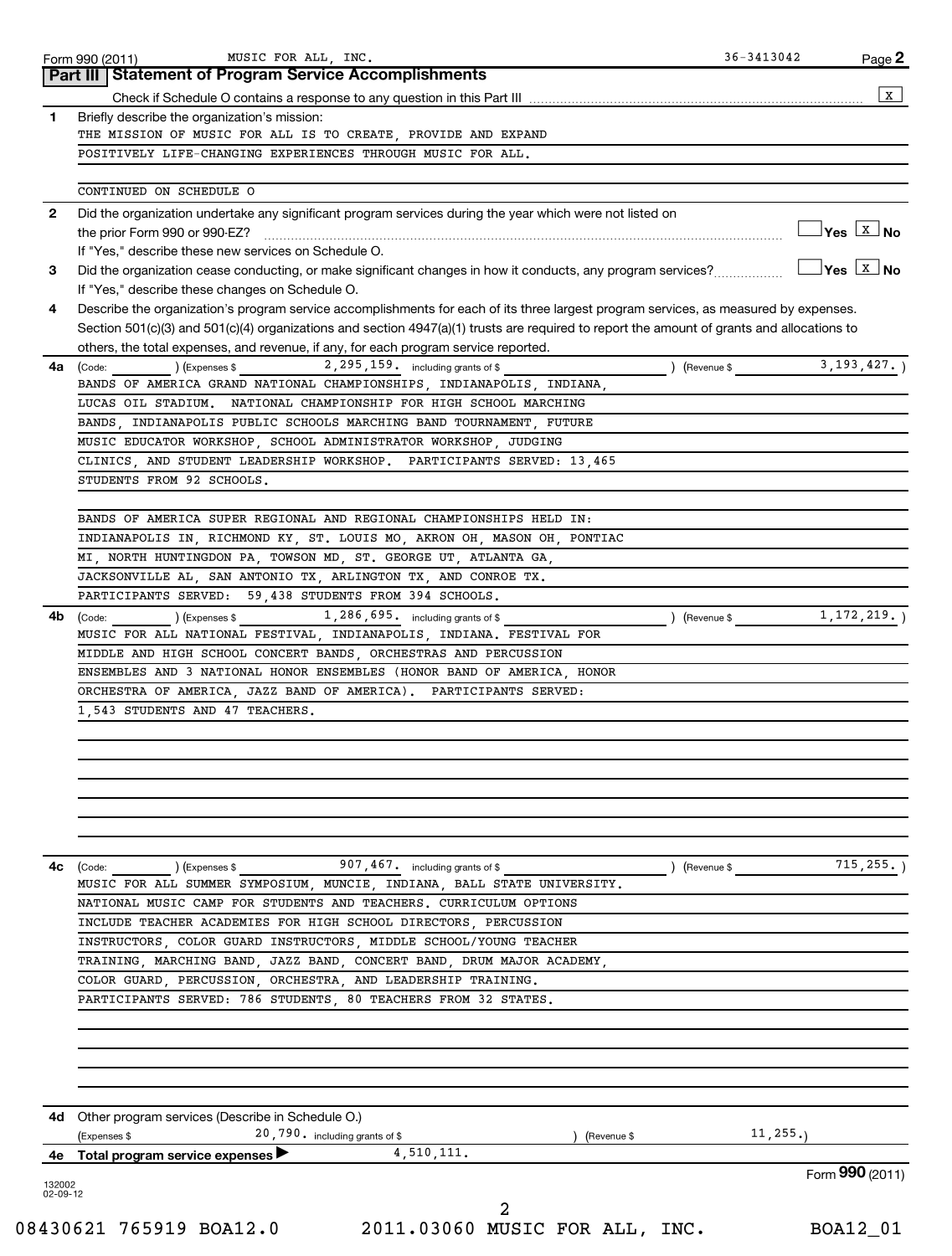Form 990 (2011) MUSIC FOR ALL, INC. 36-3413042 Page **2**

## Part III | Statement of Program Service Accomplishments

Check if Schedule O contains a response to any question in this Part III ..... [X]

**1** Briefly describe the organization's mission:

THE MISSION OF MUSIC FOR ALL IS TO CREATE, PROVIDE AND EXPAND POSITIVELY LIFE-CHANGING EXPERIENCES THROUGH MUSIC FOR ALL.

CONTINUED ON SCHEDULE O

**2** Did the organization undertake any significant program services during the year which were not listed on the prior Form 990 or 990-EZ? ..... [ ] Yes [X] No

If "Yes," describe these new services on Schedule O.

**3** Did the organization cease conducting, or make significant changes in how it conducts, any program services? ..... [ ] Yes [X] No

If "Yes," describe these changes on Schedule O.

**4** Describe the organization's program service accomplishments for each of its three largest program services, as measured by expenses. Section 501(c)(3) and 501(c)(4) organizations and section 4947(a)(1) trusts are required to report the amount of grants and allocations to others, the total expenses, and revenue, if any, for each program service reported.

**4a** (Code: ) (Expenses $ 2,295,159. including grants of $ ) (Revenue $ 3,193,427. )

BANDS OF AMERICA GRAND NATIONAL CHAMPIONSHIPS, INDIANAPOLIS, INDIANA, LUCAS OIL STADIUM. NATIONAL CHAMPIONSHIP FOR HIGH SCHOOL MARCHING BANDS, INDIANAPOLIS PUBLIC SCHOOLS MARCHING BAND TOURNAMENT, FUTURE MUSIC EDUCATOR WORKSHOP, SCHOOL ADMINISTRATOR WORKSHOP, JUDGING CLINICS, AND STUDENT LEADERSHIP WORKSHOP. PARTICIPANTS SERVED: 13,465 STUDENTS FROM 92 SCHOOLS.

BANDS OF AMERICA SUPER REGIONAL AND REGIONAL CHAMPIONSHIPS HELD IN: INDIANAPOLIS IN, RICHMOND KY, ST. LOUIS MO, AKRON OH, MASON OH, PONTIAC MI, NORTH HUNTINGDON PA, TOWSON MD, ST. GEORGE UT, ATLANTA GA, JACKSONVILLE AL, SAN ANTONIO TX, ARLINGTON TX, AND CONROE TX. PARTICIPANTS SERVED: 59,438 STUDENTS FROM 394 SCHOOLS.

**4b** (Code: ) (Expenses $ 1,286,695. including grants of $ ) (Revenue $ 1,172,219. )

MUSIC FOR ALL NATIONAL FESTIVAL, INDIANAPOLIS, INDIANA. FESTIVAL FOR MIDDLE AND HIGH SCHOOL CONCERT BANDS, ORCHESTRAS AND PERCUSSION ENSEMBLES AND 3 NATIONAL HONOR ENSEMBLES (HONOR BAND OF AMERICA, HONOR ORCHESTRA OF AMERICA, JAZZ BAND OF AMERICA). PARTICIPANTS SERVED: 1,543 STUDENTS AND 47 TEACHERS.

**4c** (Code: ) (Expenses $ 907,467. including grants of $ ) (Revenue $ 715,255. )

MUSIC FOR ALL SUMMER SYMPOSIUM, MUNCIE, INDIANA, BALL STATE UNIVERSITY. NATIONAL MUSIC CAMP FOR STUDENTS AND TEACHERS. CURRICULUM OPTIONS INCLUDE TEACHER ACADEMIES FOR HIGH SCHOOL DIRECTORS, PERCUSSION INSTRUCTORS, COLOR GUARD INSTRUCTORS, MIDDLE SCHOOL/YOUNG TEACHER TRAINING, MARCHING BAND, JAZZ BAND, CONCERT BAND, DRUM MAJOR ACADEMY, COLOR GUARD, PERCUSSION, ORCHESTRA, AND LEADERSHIP TRAINING. PARTICIPANTS SERVED: 786 STUDENTS, 80 TEACHERS FROM 32 STATES.

**4d** Other program services (Describe in Schedule O.)

(Expenses $ 20,790. including grants of $ ) (Revenue $ 11,255.)

**4e Total program service expenses** ▶ 4,510,111.

Form **990** (2011)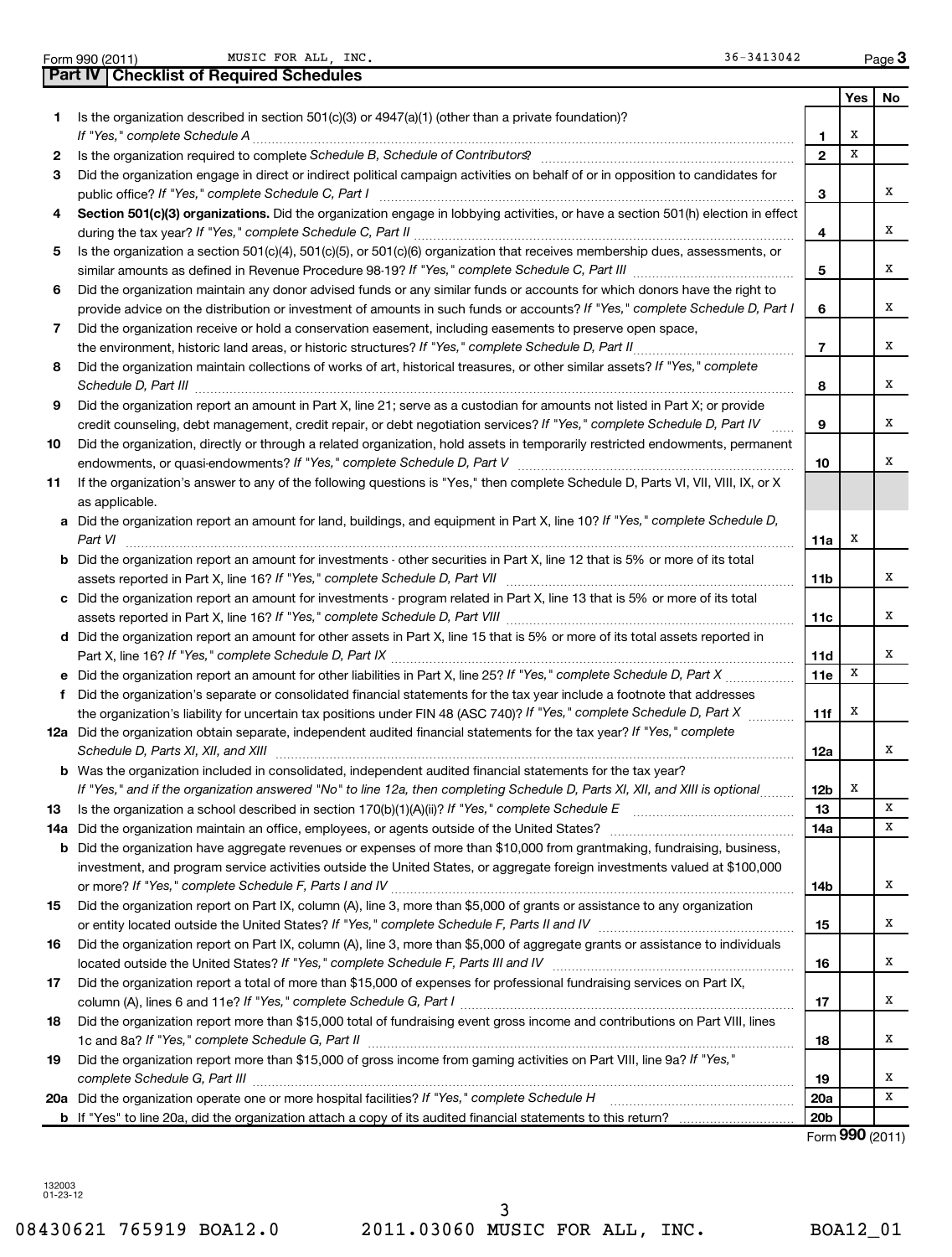Form 990 (2011) MUSIC FOR ALL, INC. 36-3413042 Page 3

## Part IV Checklist of Required Schedules

| | | | Yes | No |
|---|---|---|---|---|
| **1** | Is the organization described in section 501(c)(3) or 4947(a)(1) (other than a private foundation)? *If "Yes," complete Schedule A* | **1** | X | |
| **2** | Is the organization required to complete *Schedule B, Schedule of Contributors*? | **2** | X | |
| **3** | Did the organization engage in direct or indirect political campaign activities on behalf of or in opposition to candidates for public office? *If "Yes," complete Schedule C, Part I* | **3** | | X |
| **4** | **Section 501(c)(3) organizations.** Did the organization engage in lobbying activities, or have a section 501(h) election in effect during the tax year? *If "Yes," complete Schedule C, Part II* | **4** | | X |
| **5** | Is the organization a section 501(c)(4), 501(c)(5), or 501(c)(6) organization that receives membership dues, assessments, or similar amounts as defined in Revenue Procedure 98-19? *If "Yes," complete Schedule C, Part III* | **5** | | X |
| **6** | Did the organization maintain any donor advised funds or any similar funds or accounts for which donors have the right to provide advice on the distribution or investment of amounts in such funds or accounts? *If "Yes," complete Schedule D, Part I* | **6** | | X |
| **7** | Did the organization receive or hold a conservation easement, including easements to preserve open space, the environment, historic land areas, or historic structures? *If "Yes," complete Schedule D, Part II* | **7** | | X |
| **8** | Did the organization maintain collections of works of art, historical treasures, or other similar assets? *If "Yes," complete Schedule D, Part III* | **8** | | X |
| **9** | Did the organization report an amount in Part X, line 21; serve as a custodian for amounts not listed in Part X; or provide credit counseling, debt management, credit repair, or debt negotiation services? *If "Yes," complete Schedule D, Part IV* | **9** | | X |
| **10** | Did the organization, directly or through a related organization, hold assets in temporarily restricted endowments, permanent endowments, or quasi-endowments? *If "Yes," complete Schedule D, Part V* | **10** | | X |
| **11** | If the organization's answer to any of the following questions is "Yes," then complete Schedule D, Parts VI, VII, VIII, IX, or X as applicable. | | | |
| **a** | Did the organization report an amount for land, buildings, and equipment in Part X, line 10? *If "Yes," complete Schedule D, Part VI* | **11a** | X | |
| **b** | Did the organization report an amount for investments - other securities in Part X, line 12 that is 5% or more of its total assets reported in Part X, line 16? *If "Yes," complete Schedule D, Part VII* | **11b** | | X |
| **c** | Did the organization report an amount for investments - program related in Part X, line 13 that is 5% or more of its total assets reported in Part X, line 16? *If "Yes," complete Schedule D, Part VIII* | **11c** | | X |
| **d** | Did the organization report an amount for other assets in Part X, line 15 that is 5% or more of its total assets reported in Part X, line 16? *If "Yes," complete Schedule D, Part IX* | **11d** | | X |
| **e** | Did the organization report an amount for other liabilities in Part X, line 25? *If "Yes," complete Schedule D, Part X* | **11e** | X | |
| **f** | Did the organization's separate or consolidated financial statements for the tax year include a footnote that addresses the organization's liability for uncertain tax positions under FIN 48 (ASC 740)? *If "Yes," complete Schedule D, Part X* | **11f** | X | |
| **12a** | Did the organization obtain separate, independent audited financial statements for the tax year? *If "Yes," complete Schedule D, Parts XI, XII, and XIII* | **12a** | | X |
| **b** | Was the organization included in consolidated, independent audited financial statements for the tax year? *If "Yes," and if the organization answered "No" to line 12a, then completing Schedule D, Parts XI, XII, and XIII is optional* | **12b** | X | |
| **13** | Is the organization a school described in section 170(b)(1)(A)(ii)? *If "Yes," complete Schedule E* | **13** | | X |
| **14a** | Did the organization maintain an office, employees, or agents outside of the United States? | **14a** | | X |
| **b** | Did the organization have aggregate revenues or expenses of more than $10,000 from grantmaking, fundraising, business, investment, and program service activities outside the United States, or aggregate foreign investments valued at $100,000 or more? *If "Yes," complete Schedule F, Parts I and IV* | **14b** | | X |
| **15** | Did the organization report on Part IX, column (A), line 3, more than $5,000 of grants or assistance to any organization or entity located outside the United States? *If "Yes," complete Schedule F, Parts II and IV* | **15** | | X |
| **16** | Did the organization report on Part IX, column (A), line 3, more than $5,000 of aggregate grants or assistance to individuals located outside the United States? *If "Yes," complete Schedule F, Parts III and IV* | **16** | | X |
| **17** | Did the organization report a total of more than $15,000 of expenses for professional fundraising services on Part IX, column (A), lines 6 and 11e? *If "Yes," complete Schedule G, Part I* | **17** | | X |
| **18** | Did the organization report more than $15,000 total of fundraising event gross income and contributions on Part VIII, lines 1c and 8a? *If "Yes," complete Schedule G, Part II* | **18** | | X |
| **19** | Did the organization report more than $15,000 of gross income from gaming activities on Part VIII, line 9a? *If "Yes," complete Schedule G, Part III* | **19** | | X |
| **20a** | Did the organization operate one or more hospital facilities? *If "Yes," complete Schedule H* | **20a** | | X |
| **b** | If "Yes" to line 20a, did the organization attach a copy of its audited financial statements to this return? | **20b** | | |

Form **990** (2011)

132003 01-23-12

08430621 765919 BOA12.0 2011.03060 MUSIC FOR ALL, INC. BOA12_01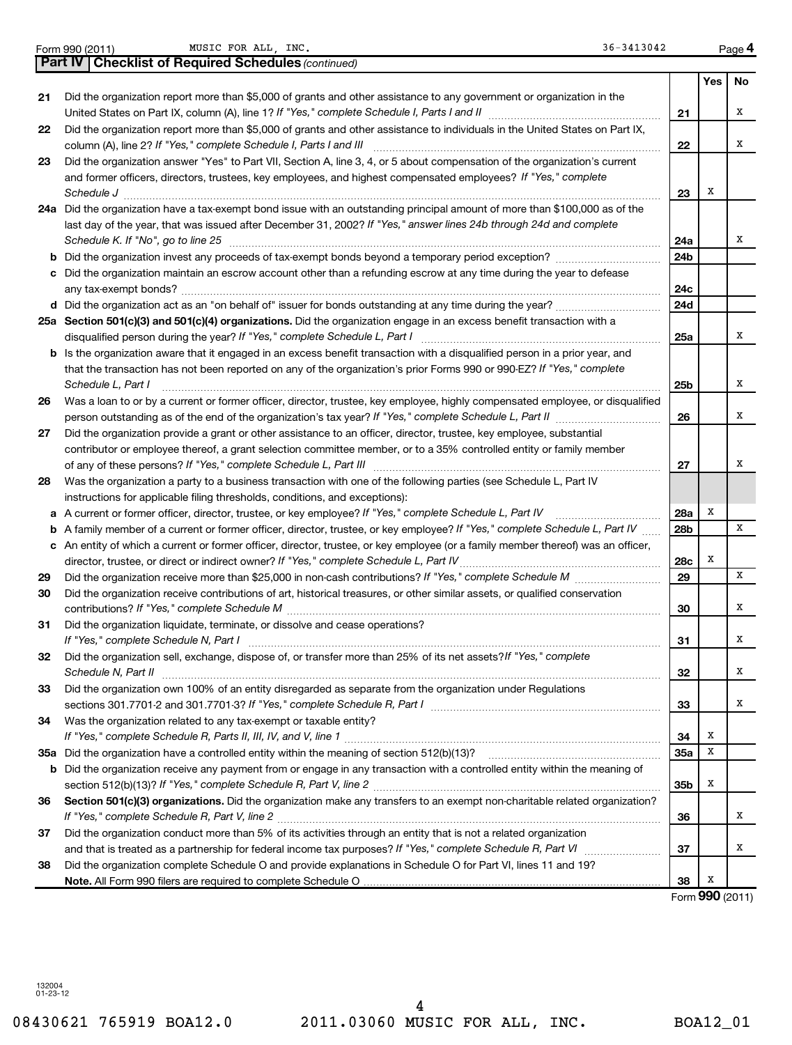Form 990 (2011) MUSIC FOR ALL, INC. 36-3413042

## Part IV Checklist of Required Schedules *(continued)*

| | | | Yes | No |
|---|---|---|---|---|
| 21 | Did the organization report more than $5,000 of grants and other assistance to any government or organization in the United States on Part IX, column (A), line 1? *If "Yes," complete Schedule I, Parts I and II* | 21 | | X |
| 22 | Did the organization report more than $5,000 of grants and other assistance to individuals in the United States on Part IX, column (A), line 2? *If "Yes," complete Schedule I, Parts I and III* | 22 | | X |
| 23 | Did the organization answer "Yes" to Part VII, Section A, line 3, 4, or 5 about compensation of the organization's current and former officers, directors, trustees, key employees, and highest compensated employees? *If "Yes," complete Schedule J* | 23 | X | |
| 24a | Did the organization have a tax-exempt bond issue with an outstanding principal amount of more than $100,000 as of the last day of the year, that was issued after December 31, 2002? *If "Yes," answer lines 24b through 24d and complete Schedule K. If "No", go to line 25* | 24a | | X |
| b | Did the organization invest any proceeds of tax-exempt bonds beyond a temporary period exception? | 24b | | |
| c | Did the organization maintain an escrow account other than a refunding escrow at any time during the year to defease any tax-exempt bonds? | 24c | | |
| d | Did the organization act as an "on behalf of" issuer for bonds outstanding at any time during the year? | 24d | | |
| 25a | **Section 501(c)(3) and 501(c)(4) organizations.** Did the organization engage in an excess benefit transaction with a disqualified person during the year? *If "Yes," complete Schedule L, Part I* | 25a | | X |
| b | Is the organization aware that it engaged in an excess benefit transaction with a disqualified person in a prior year, and that the transaction has not been reported on any of the organization's prior Forms 990 or 990-EZ? *If "Yes," complete Schedule L, Part I* | 25b | | X |
| 26 | Was a loan to or by a current or former officer, director, trustee, key employee, highly compensated employee, or disqualified person outstanding as of the end of the organization's tax year? *If "Yes," complete Schedule L, Part II* | 26 | | X |
| 27 | Did the organization provide a grant or other assistance to an officer, director, trustee, key employee, substantial contributor or employee thereof, a grant selection committee member, or to a 35% controlled entity or family member of any of these persons? *If "Yes," complete Schedule L, Part III* | 27 | | X |
| 28 | Was the organization a party to a business transaction with one of the following parties (see Schedule L, Part IV instructions for applicable filing thresholds, conditions, and exceptions): | | | |
| a | A current or former officer, director, trustee, or key employee? *If "Yes," complete Schedule L, Part IV* | 28a | X | |
| b | A family member of a current or former officer, director, trustee, or key employee? *If "Yes," complete Schedule L, Part IV* | 28b | | X |
| c | An entity of which a current or former officer, director, trustee, or key employee (or a family member thereof) was an officer, director, trustee, or direct or indirect owner? *If "Yes," complete Schedule L, Part IV* | 28c | X | |
| 29 | Did the organization receive more than $25,000 in non-cash contributions? *If "Yes," complete Schedule M* | 29 | | X |
| 30 | Did the organization receive contributions of art, historical treasures, or other similar assets, or qualified conservation contributions? *If "Yes," complete Schedule M* | 30 | | X |
| 31 | Did the organization liquidate, terminate, or dissolve and cease operations? *If "Yes," complete Schedule N, Part I* | 31 | | X |
| 32 | Did the organization sell, exchange, dispose of, or transfer more than 25% of its net assets? *If "Yes," complete Schedule N, Part II* | 32 | | X |
| 33 | Did the organization own 100% of an entity disregarded as separate from the organization under Regulations sections 301.7701-2 and 301.7701-3? *If "Yes," complete Schedule R, Part I* | 33 | | X |
| 34 | Was the organization related to any tax-exempt or taxable entity? *If "Yes," complete Schedule R, Parts II, III, IV, and V, line 1* | 34 | X | |
| 35a | Did the organization have a controlled entity within the meaning of section 512(b)(13)? | 35a | X | |
| b | Did the organization receive any payment from or engage in any transaction with a controlled entity within the meaning of section 512(b)(13)? *If "Yes," complete Schedule R, Part V, line 2* | 35b | X | |
| 36 | **Section 501(c)(3) organizations.** Did the organization make any transfers to an exempt non-charitable related organization? *If "Yes," complete Schedule R, Part V, line 2* | 36 | | X |
| 37 | Did the organization conduct more than 5% of its activities through an entity that is not a related organization and that is treated as a partnership for federal income tax purposes? *If "Yes," complete Schedule R, Part VI* | 37 | | X |
| 38 | Did the organization complete Schedule O and provide explanations in Schedule O for Part VI, lines 11 and 19? **Note.** All Form 990 filers are required to complete Schedule O | 38 | X | |

Form **990** (2011)

132004
01-23-12

08430621 765919 BOA12.0 2011.03060 MUSIC FOR ALL, INC. BOA12_01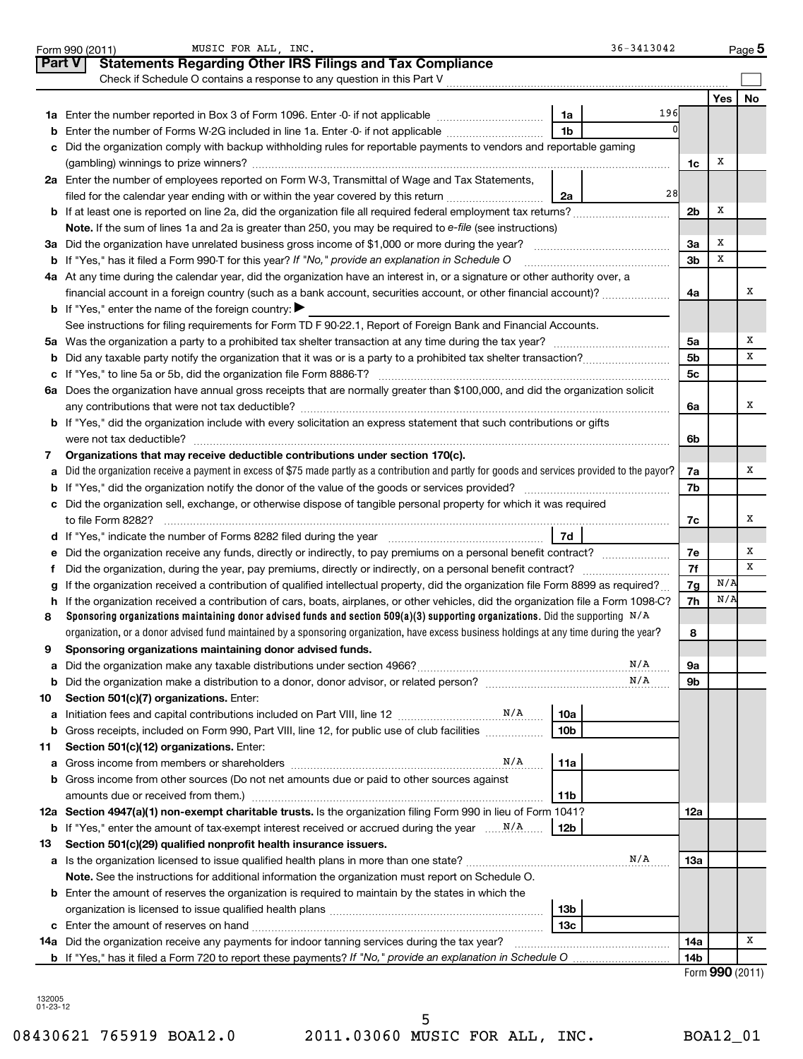Form 990 (2011) MUSIC FOR ALL, INC. 36-3413042 Page 5

## Part V Statements Regarding Other IRS Filings and Tax Compliance

Check if Schedule O contains a response to any question in this Part V ☐

| | | | | | Yes | No |
|---|---|---|---|---|---|---|
| **1a** | Enter the number reported in Box 3 of Form 1096. Enter -0- if not applicable | 1a | 196 | | | |
| **b** | Enter the number of Forms W-2G included in line 1a. Enter -0- if not applicable | 1b | 0 | | | |
| **c** | Did the organization comply with backup withholding rules for reportable payments to vendors and reportable gaming (gambling) winnings to prize winners? | | | 1c | X | |
| **2a** | Enter the number of employees reported on Form W-3, Transmittal of Wage and Tax Statements, filed for the calendar year ending with or within the year covered by this return | 2a | 28 | | | |
| **b** | If at least one is reported on line 2a, did the organization file all required federal employment tax returns? | | | 2b | X | |
| | **Note.** If the sum of lines 1a and 2a is greater than 250, you may be required to *e-file* (see instructions) | | | | | |
| **3a** | Did the organization have unrelated business gross income of $1,000 or more during the year? | | | 3a | X | |
| **b** | If "Yes," has it filed a Form 990-T for this year? *If "No," provide an explanation in Schedule O* | | | 3b | X | |
| **4a** | At any time during the calendar year, did the organization have an interest in, or a signature or other authority over, a financial account in a foreign country (such as a bank account, securities account, or other financial account)? | | | 4a | | X |
| **b** | If "Yes," enter the name of the foreign country: ▶ | | | | | |
| | See instructions for filing requirements for Form TD F 90-22.1, Report of Foreign Bank and Financial Accounts. | | | | | |
| **5a** | Was the organization a party to a prohibited tax shelter transaction at any time during the tax year? | | | 5a | | X |
| **b** | Did any taxable party notify the organization that it was or is a party to a prohibited tax shelter transaction? | | | 5b | | X |
| **c** | If "Yes," to line 5a or 5b, did the organization file Form 8886-T? | | | 5c | | |
| **6a** | Does the organization have annual gross receipts that are normally greater than $100,000, and did the organization solicit any contributions that were not tax deductible? | | | 6a | | X |
| **b** | If "Yes," did the organization include with every solicitation an express statement that such contributions or gifts were not tax deductible? | | | 6b | | |
| **7** | **Organizations that may receive deductible contributions under section 170(c).** | | | | | |
| **a** | Did the organization receive a payment in excess of $75 made partly as a contribution and partly for goods and services provided to the payor? | | | 7a | | X |
| **b** | If "Yes," did the organization notify the donor of the value of the goods or services provided? | | | 7b | | |
| **c** | Did the organization sell, exchange, or otherwise dispose of tangible personal property for which it was required to file Form 8282? | | | 7c | | X |
| **d** | If "Yes," indicate the number of Forms 8282 filed during the year | 7d | | | | |
| **e** | Did the organization receive any funds, directly or indirectly, to pay premiums on a personal benefit contract? | | | 7e | | X |
| **f** | Did the organization, during the year, pay premiums, directly or indirectly, on a personal benefit contract? | | | 7f | | X |
| **g** | If the organization received a contribution of qualified intellectual property, did the organization file Form 8899 as required? | | | 7g | N/A | |
| **h** | If the organization received a contribution of cars, boats, airplanes, or other vehicles, did the organization file a Form 1098-C? | | | 7h | N/A | |
| **8** | **Sponsoring organizations maintaining donor advised funds and section 509(a)(3) supporting organizations.** Did the supporting organization, or a donor advised fund maintained by a sponsoring organization, have excess business holdings at any time during the year? N/A | | | 8 | | |
| **9** | **Sponsoring organizations maintaining donor advised funds.** | | | | | |
| **a** | Did the organization make any taxable distributions under section 4966? N/A | | | 9a | | |
| **b** | Did the organization make a distribution to a donor, donor advisor, or related person? N/A | | | 9b | | |
| **10** | **Section 501(c)(7) organizations.** Enter: | | | | | |
| **a** | Initiation fees and capital contributions included on Part VIII, line 12 N/A | 10a | | | | |
| **b** | Gross receipts, included on Form 990, Part VIII, line 12, for public use of club facilities | 10b | | | | |
| **11** | **Section 501(c)(12) organizations.** Enter: | | | | | |
| **a** | Gross income from members or shareholders N/A | 11a | | | | |
| **b** | Gross income from other sources (Do not net amounts due or paid to other sources against amounts due or received from them.) | 11b | | | | |
| **12a** | **Section 4947(a)(1) non-exempt charitable trusts.** Is the organization filing Form 990 in lieu of Form 1041? | | | 12a | | |
| **b** | If "Yes," enter the amount of tax-exempt interest received or accrued during the year N/A | 12b | | | | |
| **13** | **Section 501(c)(29) qualified nonprofit health insurance issuers.** | | | | | |
| **a** | Is the organization licensed to issue qualified health plans in more than one state? N/A | | | 13a | | |
| | **Note.** See the instructions for additional information the organization must report on Schedule O. | | | | | |
| **b** | Enter the amount of reserves the organization is required to maintain by the states in which the organization is licensed to issue qualified health plans | 13b | | | | |
| **c** | Enter the amount of reserves on hand | 13c | | | | |
| **14a** | Did the organization receive any payments for indoor tanning services during the tax year? | | | 14a | | X |
| **b** | If "Yes," has it filed a Form 720 to report these payments? *If "No," provide an explanation in Schedule O* | | | 14b | | |

Form **990** (2011)

132005
01-23-12

08430621 765919 BOA12.0 2011.03060 MUSIC FOR ALL, INC. BOA12_01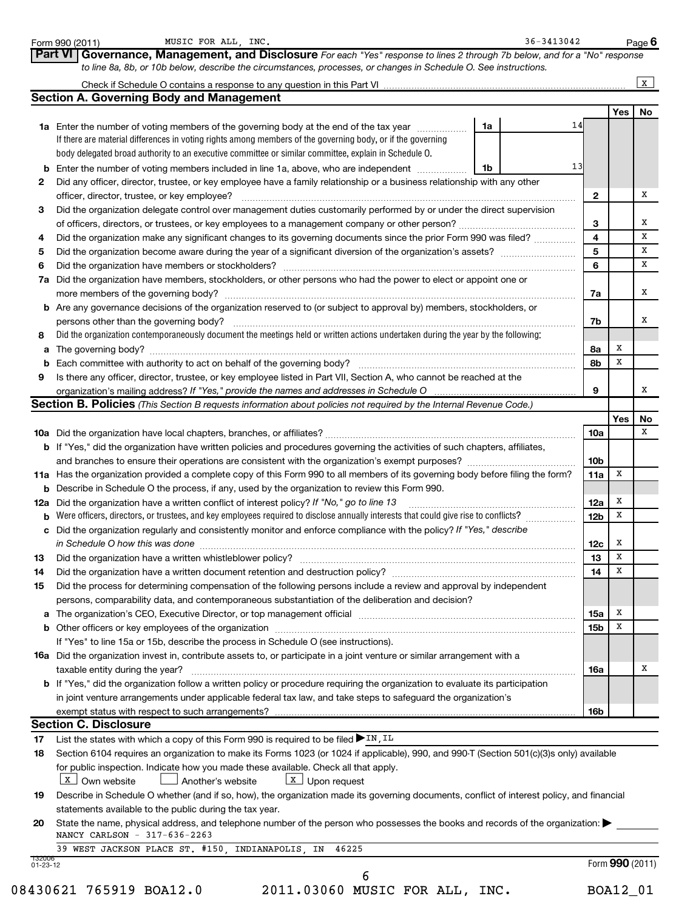Form 990 (2011) MUSIC FOR ALL, INC. 36-3413042 Page **6**

## Part VI Governance, Management, and Disclosure

*For each "Yes" response to lines 2 through 7b below, and for a "No" response to line 8a, 8b, or 10b below, describe the circumstances, processes, or changes in Schedule O. See instructions.*

Check if Schedule O contains a response to any question in this Part VI .......... [X]

### Section A. Governing Body and Management

| | | | Yes | No |
|---|---|---|---|---|
| **1a** | Enter the number of voting members of the governing body at the end of the tax year ..... **1a** 14. If there are material differences in voting rights among members of the governing body, or if the governing body delegated broad authority to an executive committee or similar committee, explain in Schedule O. | | | |
| **b** | Enter the number of voting members included in line 1a, above, who are independent ..... **1b** 13 | | | |
| **2** | Did any officer, director, trustee, or key employee have a family relationship or a business relationship with any other officer, director, trustee, or key employee? | **2** | | X |
| **3** | Did the organization delegate control over management duties customarily performed by or under the direct supervision of officers, directors, or trustees, or key employees to a management company or other person? | **3** | | X |
| **4** | Did the organization make any significant changes to its governing documents since the prior Form 990 was filed? | **4** | | X |
| **5** | Did the organization become aware during the year of a significant diversion of the organization's assets? | **5** | | X |
| **6** | Did the organization have members or stockholders? | **6** | | X |
| **7a** | Did the organization have members, stockholders, or other persons who had the power to elect or appoint one or more members of the governing body? | **7a** | | X |
| **b** | Are any governance decisions of the organization reserved to (or subject to approval by) members, stockholders, or persons other than the governing body? | **7b** | | X |
| **8** | Did the organization contemporaneously document the meetings held or written actions undertaken during the year by the following: | | | |
| **a** | The governing body? | **8a** | X | |
| **b** | Each committee with authority to act on behalf of the governing body? | **8b** | X | |
| **9** | Is there any officer, director, trustee, or key employee listed in Part VII, Section A, who cannot be reached at the organization's mailing address? *If "Yes," provide the names and addresses in Schedule O* | **9** | | X |

### Section B. Policies *(This Section B requests information about policies not required by the Internal Revenue Code.)*

| | | | Yes | No |
|---|---|---|---|---|
| **10a** | Did the organization have local chapters, branches, or affiliates? | **10a** | | X |
| **b** | If "Yes," did the organization have written policies and procedures governing the activities of such chapters, affiliates, and branches to ensure their operations are consistent with the organization's exempt purposes? | **10b** | | |
| **11a** | Has the organization provided a complete copy of this Form 990 to all members of its governing body before filing the form? | **11a** | X | |
| **b** | Describe in Schedule O the process, if any, used by the organization to review this Form 990. | | | |
| **12a** | Did the organization have a written conflict of interest policy? *If "No," go to line 13* | **12a** | X | |
| **b** | Were officers, directors, or trustees, and key employees required to disclose annually interests that could give rise to conflicts? | **12b** | X | |
| **c** | Did the organization regularly and consistently monitor and enforce compliance with the policy? *If "Yes," describe in Schedule O how this was done* | **12c** | X | |
| **13** | Did the organization have a written whistleblower policy? | **13** | X | |
| **14** | Did the organization have a written document retention and destruction policy? | **14** | X | |
| **15** | Did the process for determining compensation of the following persons include a review and approval by independent persons, comparability data, and contemporaneous substantiation of the deliberation and decision? | | | |
| **a** | The organization's CEO, Executive Director, or top management official | **15a** | X | |
| **b** | Other officers or key employees of the organization | **15b** | X | |
| | If "Yes" to line 15a or 15b, describe the process in Schedule O (see instructions). | | | |
| **16a** | Did the organization invest in, contribute assets to, or participate in a joint venture or similar arrangement with a taxable entity during the year? | **16a** | | X |
| **b** | If "Yes," did the organization follow a written policy or procedure requiring the organization to evaluate its participation in joint venture arrangements under applicable federal tax law, and take steps to safeguard the organization's exempt status with respect to such arrangements? | **16b** | | |

### Section C. Disclosure

**17** List the states with which a copy of this Form 990 is required to be filed ▶ IN, IL

**18** Section 6104 requires an organization to make its Forms 1023 (or 1024 if applicable), 990, and 990-T (Section 501(c)(3)s only) available for public inspection. Indicate how you made these available. Check all that apply.

[X] Own website [ ] Another's website [X] Upon request

**19** Describe in Schedule O whether (and if so, how), the organization made its governing documents, conflict of interest policy, and financial statements available to the public during the tax year.

**20** State the name, physical address, and telephone number of the person who possesses the books and records of the organization: ▶

NANCY CARLSON - 317-636-2263

39 WEST JACKSON PLACE ST. #150, INDIANAPOLIS, IN 46225

132006 01-23-12 Form **990** (2011)

08430621 765919 BOA12.0 2011.03060 MUSIC FOR ALL, INC. BOA12_01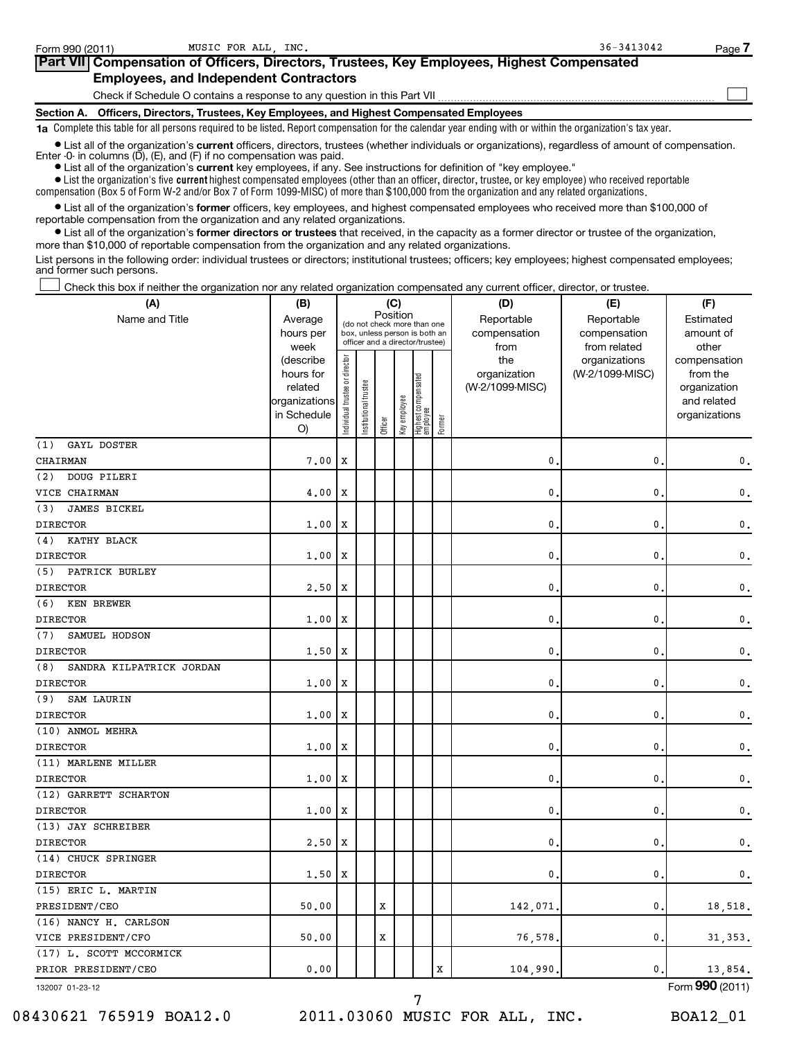Form 990 (2011) MUSIC FOR ALL, INC. 36-3413042 Page 7

## Part VII Compensation of Officers, Directors, Trustees, Key Employees, Highest Compensated Employees, and Independent Contractors

Check if Schedule O contains a response to any question in this Part VII ☐

### Section A. Officers, Directors, Trustees, Key Employees, and Highest Compensated Employees

**1a** Complete this table for all persons required to be listed. Report compensation for the calendar year ending with or within the organization's tax year.

- List all of the organization's **current** officers, directors, trustees (whether individuals or organizations), regardless of amount of compensation. Enter -0- in columns (D), (E), and (F) if no compensation was paid.
- List all of the organization's **current** key employees, if any. See instructions for definition of "key employee."
- List the organization's five **current** highest compensated employees (other than an officer, director, trustee, or key employee) who received reportable compensation (Box 5 of Form W-2 and/or Box 7 of Form 1099-MISC) of more than $100,000 from the organization and any related organizations.
- List all of the organization's **former** officers, key employees, and highest compensated employees who received more than $100,000 of reportable compensation from the organization and any related organizations.
- List all of the organization's **former directors or trustees** that received, in the capacity as a former director or trustee of the organization, more than $10,000 of reportable compensation from the organization and any related organizations.

List persons in the following order: individual trustees or directors; institutional trustees; officers; key employees; highest compensated employees; and former such persons.

☐ Check this box if neither the organization nor any related organization compensated any current officer, director, or trustee.

| (A) Name and Title | (B) Average hours per week (describe hours for related organizations in Schedule O) | (C) Position: Individual trustee or director | Institutional trustee | Officer | Key employee | Highest compensated employee | Former | (D) Reportable compensation from the organization (W-2/1099-MISC) | (E) Reportable compensation from related organizations (W-2/1099-MISC) | (F) Estimated amount of other compensation from the organization and related organizations |
|---|---|---|---|---|---|---|---|---|---|---|
| (1) GAYL DOSTER<br>CHAIRMAN | 7.00 | X | | | | | | 0. | 0. | 0. |
| (2) DOUG PILERI<br>VICE CHAIRMAN | 4.00 | X | | | | | | 0. | 0. | 0. |
| (3) JAMES BICKEL<br>DIRECTOR | 1.00 | X | | | | | | 0. | 0. | 0. |
| (4) KATHY BLACK<br>DIRECTOR | 1.00 | X | | | | | | 0. | 0. | 0. |
| (5) PATRICK BURLEY<br>DIRECTOR | 2.50 | X | | | | | | 0. | 0. | 0. |
| (6) KEN BREWER<br>DIRECTOR | 1.00 | X | | | | | | 0. | 0. | 0. |
| (7) SAMUEL HODSON<br>DIRECTOR | 1.50 | X | | | | | | 0. | 0. | 0. |
| (8) SANDRA KILPATRICK JORDAN<br>DIRECTOR | 1.00 | X | | | | | | 0. | 0. | 0. |
| (9) SAM LAURIN<br>DIRECTOR | 1.00 | X | | | | | | 0. | 0. | 0. |
| (10) ANMOL MEHRA<br>DIRECTOR | 1.00 | X | | | | | | 0. | 0. | 0. |
| (11) MARLENE MILLER<br>DIRECTOR | 1.00 | X | | | | | | 0. | 0. | 0. |
| (12) GARRETT SCHARTON<br>DIRECTOR | 1.00 | X | | | | | | 0. | 0. | 0. |
| (13) JAY SCHREIBER<br>DIRECTOR | 2.50 | X | | | | | | 0. | 0. | 0. |
| (14) CHUCK SPRINGER<br>DIRECTOR | 1.50 | X | | | | | | 0. | 0. | 0. |
| (15) ERIC L. MARTIN<br>PRESIDENT/CEO | 50.00 | | | X | | | | 142,071. | 0. | 18,518. |
| (16) NANCY H. CARLSON<br>VICE PRESIDENT/CFO | 50.00 | | | X | | | | 76,578. | 0. | 31,353. |
| (17) L. SCOTT MCCORMICK<br>PRIOR PRESIDENT/CEO | 0.00 | | | | | | X | 104,990. | 0. | 13,854. |

132007 01-23-12 Form **990** (2011)

08430621 765919 BOA12.0 2011.03060 MUSIC FOR ALL, INC. BOA12_01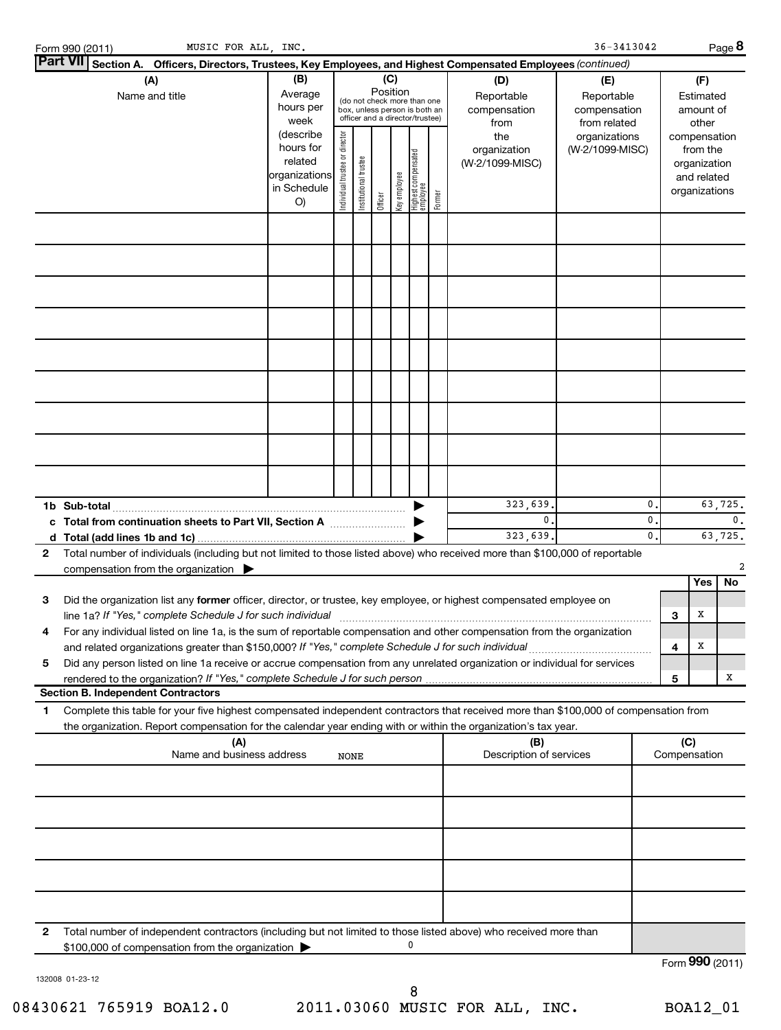Form 990 (2011) MUSIC FOR ALL, INC. 36-3413042 Page **8**

## Part VII Section A. Officers, Directors, Trustees, Key Employees, and Highest Compensated Employees *(continued)*

| (A) Name and title | (B) Average hours per week (describe hours for related organizations in Schedule O) | (C) Position (do not check more than one box, unless person is both an officer and a director/trustee) | | | | | | (D) Reportable compensation from the organization (W-2/1099-MISC) | (E) Reportable compensation from related organizations (W-2/1099-MISC) | (F) Estimated amount of other compensation from the organization and related organizations |
|---|---|---|---|---|---|---|---|---|---|---|
| | | Individual trustee or director | Institutional trustee | Officer | Key employee | Highest compensated employee | Former | | | |
| | | | | | | | | | | |
| | | | | | | | | | | |
| | | | | | | | | | | |
| | | | | | | | | | | |
| | | | | | | | | | | |
| | | | | | | | | | | |
| | | | | | | | | | | |
| | | | | | | | | | | |
| | | | | | | | | | | |
| **1b Sub-total** | | | | | | | | 323,639. | 0. | 63,725. |
| **c Total from continuation sheets to Part VII, Section A** | | | | | | | | 0. | 0. | 0. |
| **d Total (add lines 1b and 1c)** | | | | | | | | 323,639. | 0. | 63,725. |

**2** Total number of individuals (including but not limited to those listed above) who received more than $100,000 of reportable compensation from the organization ▶ 2

| | | | Yes | No |
|---|---|---|---|---|
| **3** | Did the organization list any **former** officer, director, or trustee, key employee, or highest compensated employee on line 1a? *If "Yes," complete Schedule J for such individual* | **3** | X | |
| **4** | For any individual listed on line 1a, is the sum of reportable compensation and other compensation from the organization and related organizations greater than $150,000? *If "Yes," complete Schedule J for such individual* | **4** | X | |
| **5** | Did any person listed on line 1a receive or accrue compensation from any unrelated organization or individual for services rendered to the organization? *If "Yes," complete Schedule J for such person* | **5** | | X |

### Section B. Independent Contractors

**1** Complete this table for your five highest compensated independent contractors that received more than $100,000 of compensation from the organization. Report compensation for the calendar year ending with or within the organization's tax year.

| (A) Name and business address NONE | (B) Description of services | (C) Compensation |
|---|---|---|
| | | |
| | | |
| | | |
| | | |
| | | |

**2** Total number of independent contractors (including but not limited to those listed above) who received more than $100,000 of compensation from the organization ▶ 0

Form **990** (2011)

132008 01-23-12

08430621 765919 BOA12.0 2011.03060 MUSIC FOR ALL, INC. BOA12_01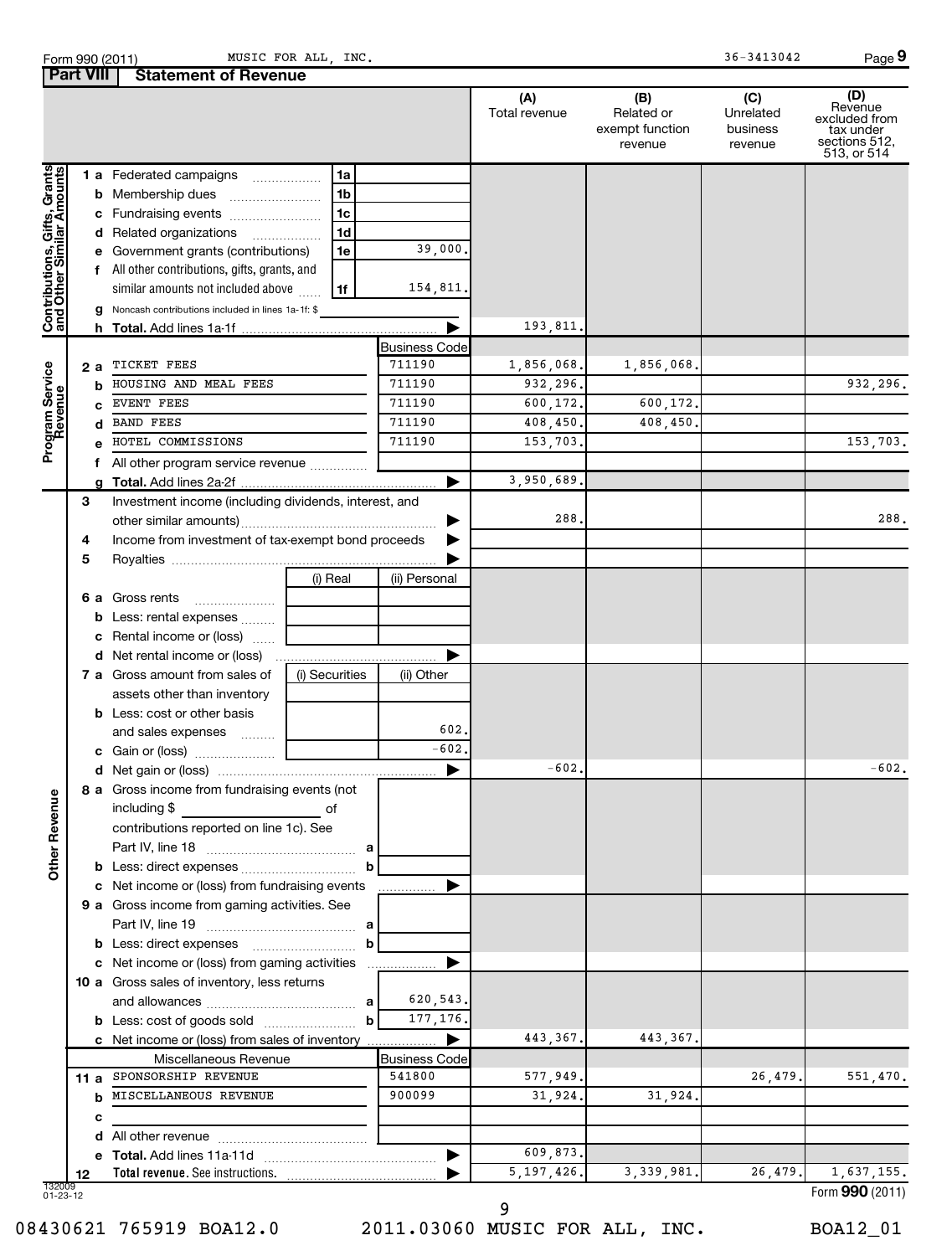Form 990 (2011) MUSIC FOR ALL, INC. 36-3413042

## Part VIII Statement of Revenue

| | | | (A) Total revenue | (B) Related or exempt function revenue | (C) Unrelated business revenue | (D) Revenue excluded from tax under sections 512, 513, or 514 |
|---|---|---|---|---|---|---|
| **Contributions, Gifts, Grants and Other Similar Amounts** | | | | | | |
| 1 a Federated campaigns | 1a | | | | | |
| b Membership dues | 1b | | | | | |
| c Fundraising events | 1c | | | | | |
| d Related organizations | 1d | | | | | |
| e Government grants (contributions) | 1e | 39,000. | | | | |
| f All other contributions, gifts, grants, and similar amounts not included above | 1f | 154,811. | | | | |
| g Noncash contributions included in lines 1a-1f: $ | | | | | | |
| h **Total.** Add lines 1a-1f | | | 193,811. | | | |
| **Program Service Revenue** | | Business Code | | | | |
| 2 a TICKET FEES | | 711190 | 1,856,068. | 1,856,068. | | |
| b HOUSING AND MEAL FEES | | 711190 | 932,296. | | | 932,296. |
| c EVENT FEES | | 711190 | 600,172. | 600,172. | | |
| d BAND FEES | | 711190 | 408,450. | 408,450. | | |
| e HOTEL COMMISSIONS | | 711190 | 153,703. | | | 153,703. |
| f All other program service revenue | | | | | | |
| g **Total.** Add lines 2a-2f | | | 3,950,689. | | | |
| **Other Revenue** | | | | | | |
| 3 Investment income (including dividends, interest, and other similar amounts) | | | 288. | | | 288. |
| 4 Income from investment of tax-exempt bond proceeds | | | | | | |
| 5 Royalties | | | | | | |
| | (i) Real | (ii) Personal | | | | |
| 6 a Gross rents | | | | | | |
| b Less: rental expenses | | | | | | |
| c Rental income or (loss) | | | | | | |
| d Net rental income or (loss) | | | | | | |
| | (i) Securities | (ii) Other | | | | |
| 7 a Gross amount from sales of assets other than inventory | | | | | | |
| b Less: cost or other basis and sales expenses | | 602. | | | | |
| c Gain or (loss) | | -602. | | | | |
| d Net gain or (loss) | | | -602. | | | -602. |
| 8 a Gross income from fundraising events (not including $ of contributions reported on line 1c). See Part IV, line 18 | a | | | | | |
| b Less: direct expenses | b | | | | | |
| c Net income or (loss) from fundraising events | | | | | | |
| 9 a Gross income from gaming activities. See Part IV, line 19 | a | | | | | |
| b Less: direct expenses | b | | | | | |
| c Net income or (loss) from gaming activities | | | | | | |
| 10 a Gross sales of inventory, less returns and allowances | a | 620,543. | | | | |
| b Less: cost of goods sold | b | 177,176. | | | | |
| c Net income or (loss) from sales of inventory | | | 443,367. | 443,367. | | |
| Miscellaneous Revenue | | Business Code | | | | |
| 11 a SPONSORSHIP REVENUE | | 541800 | 577,949. | | 26,479. | 551,470. |
| b MISCELLANEOUS REVENUE | | 900099 | 31,924. | 31,924. | | |
| c | | | | | | |
| d All other revenue | | | | | | |
| e **Total.** Add lines 11a-11d | | | 609,873. | | | |
| 12 **Total revenue.** See instructions. | | | 5,197,426. | 3,339,981. | 26,479. | 1,637,155. |

Form **990** (2011)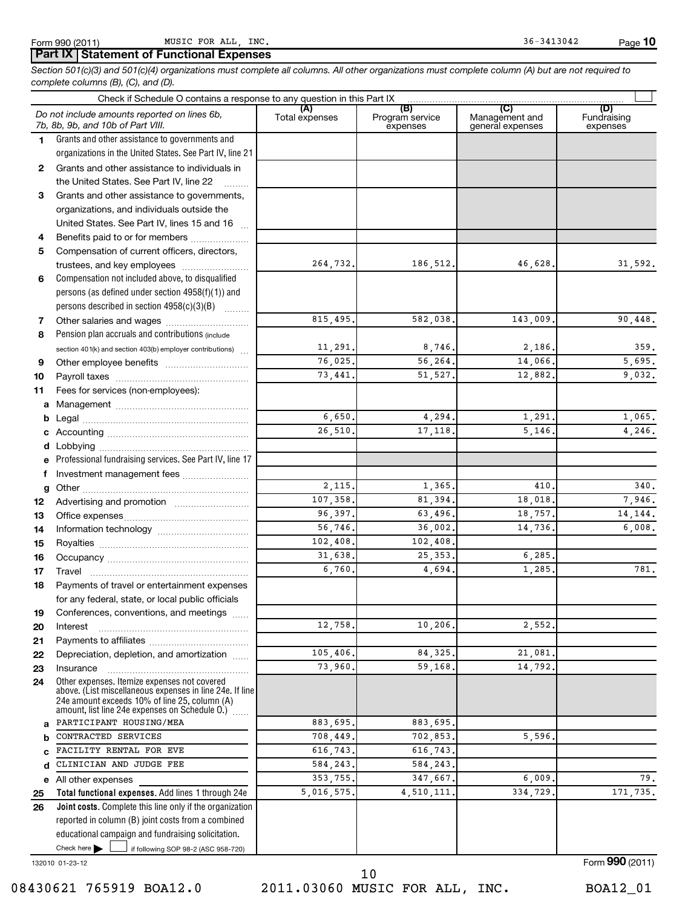Form 990 (2011) MUSIC FOR ALL, INC. 36-3413042

## Part IX Statement of Functional Expenses

*Section 501(c)(3) and 501(c)(4) organizations must complete all columns. All other organizations must complete column (A) but are not required to complete columns (B), (C), and (D).*

Check if Schedule O contains a response to any question in this Part IX ☐

| | *Do not include amounts reported on lines 6b, 7b, 8b, 9b, and 10b of Part VIII.* | (A) Total expenses | (B) Program service expenses | (C) Management and general expenses | (D) Fundraising expenses |
|---|---|---|---|---|---|
| 1 | Grants and other assistance to governments and organizations in the United States. See Part IV, line 21 | | | | |
| 2 | Grants and other assistance to individuals in the United States. See Part IV, line 22 | | | | |
| 3 | Grants and other assistance to governments, organizations, and individuals outside the United States. See Part IV, lines 15 and 16 | | | | |
| 4 | Benefits paid to or for members | | | | |
| 5 | Compensation of current officers, directors, trustees, and key employees | 264,732. | 186,512. | 46,628. | 31,592. |
| 6 | Compensation not included above, to disqualified persons (as defined under section 4958(f)(1)) and persons described in section 4958(c)(3)(B) | | | | |
| 7 | Other salaries and wages | 815,495. | 582,038. | 143,009. | 90,448. |
| 8 | Pension plan accruals and contributions (include section 401(k) and section 403(b) employer contributions) | 11,291. | 8,746. | 2,186. | 359. |
| 9 | Other employee benefits | 76,025. | 56,264. | 14,066. | 5,695. |
| 10 | Payroll taxes | 73,441. | 51,527. | 12,882. | 9,032. |
| 11 | Fees for services (non-employees): | | | | |
| a | Management | | | | |
| b | Legal | 6,650. | 4,294. | 1,291. | 1,065. |
| c | Accounting | 26,510. | 17,118. | 5,146. | 4,246. |
| d | Lobbying | | | | |
| e | Professional fundraising services. See Part IV, line 17 | | | | |
| f | Investment management fees | | | | |
| g | Other | 2,115. | 1,365. | 410. | 340. |
| 12 | Advertising and promotion | 107,358. | 81,394. | 18,018. | 7,946. |
| 13 | Office expenses | 96,397. | 63,496. | 18,757. | 14,144. |
| 14 | Information technology | 56,746. | 36,002. | 14,736. | 6,008. |
| 15 | Royalties | 102,408. | 102,408. | | |
| 16 | Occupancy | 31,638. | 25,353. | 6,285. | |
| 17 | Travel | 6,760. | 4,694. | 1,285. | 781. |
| 18 | Payments of travel or entertainment expenses for any federal, state, or local public officials | | | | |
| 19 | Conferences, conventions, and meetings | | | | |
| 20 | Interest | 12,758. | 10,206. | 2,552. | |
| 21 | Payments to affiliates | | | | |
| 22 | Depreciation, depletion, and amortization | 105,406. | 84,325. | 21,081. | |
| 23 | Insurance | 73,960. | 59,168. | 14,792. | |
| 24 | Other expenses. Itemize expenses not covered above. (List miscellaneous expenses in line 24e. If line 24e amount exceeds 10% of line 25, column (A) amount, list line 24e expenses on Schedule O.) | | | | |
| a | PARTICIPANT HOUSING/MEA | 883,695. | 883,695. | | |
| b | CONTRACTED SERVICES | 708,449. | 702,853. | 5,596. | |
| c | FACILITY RENTAL FOR EVE | 616,743. | 616,743. | | |
| d | CLINICIAN AND JUDGE FEE | 584,243. | 584,243. | | |
| e | All other expenses | 353,755. | 347,667. | 6,009. | 79. |
| 25 | **Total functional expenses.** Add lines 1 through 24e | 5,016,575. | 4,510,111. | 334,729. | 171,735. |
| 26 | **Joint costs.** Complete this line only if the organization reported in column (B) joint costs from a combined educational campaign and fundraising solicitation. Check here ☐ if following SOP 98-2 (ASC 958-720) | | | | |

132010 01-23-12

Form **990** (2011)

08430621 765919 BOA12.0 2011.03060 MUSIC FOR ALL, INC. BOA12_01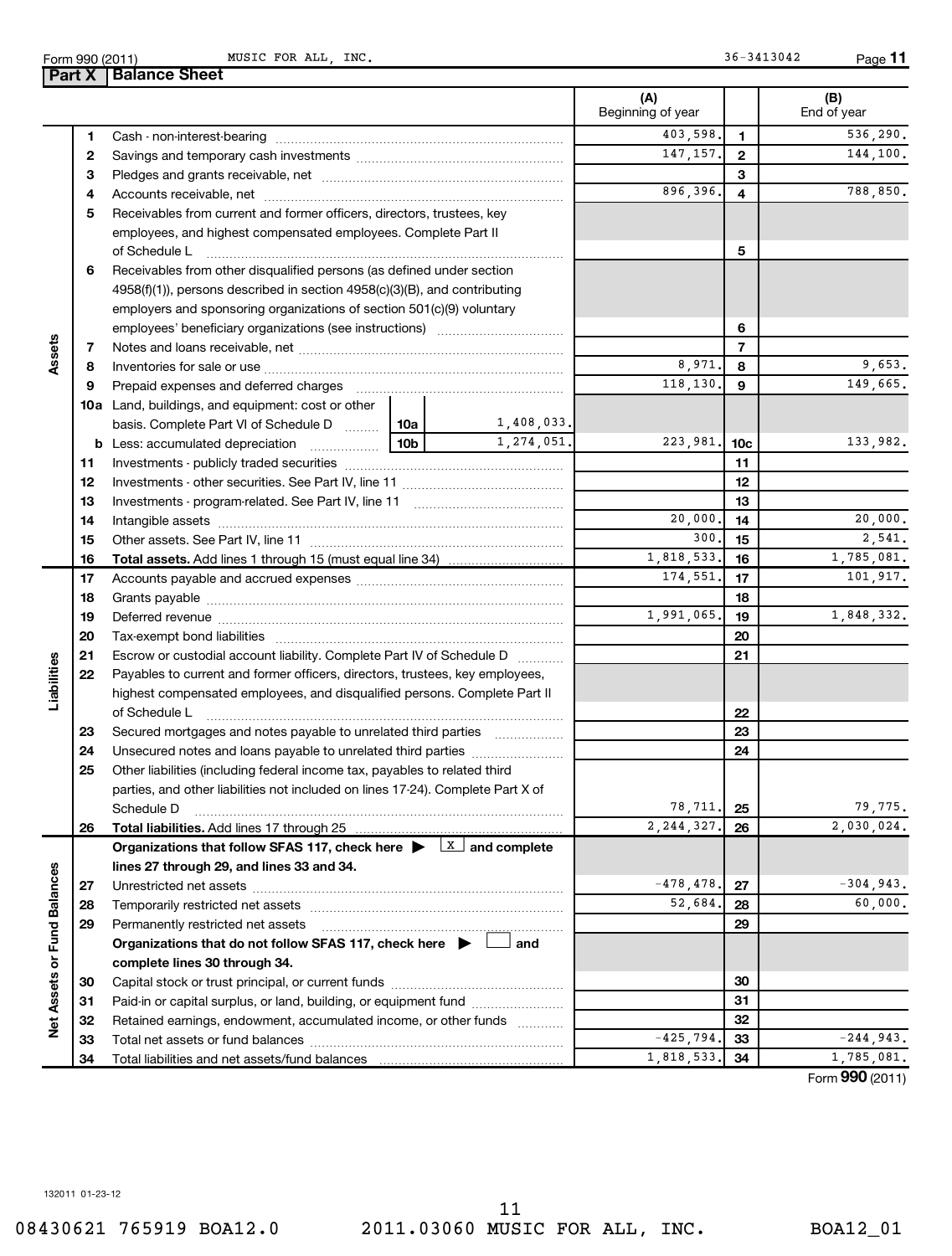Form 990 (2011) MUSIC FOR ALL, INC. 36-3413042

## Part X | Balance Sheet

| | | | (A) Beginning of year | | (B) End of year |
|---|---|---|---|---|---|
| **Assets** | 1 | Cash - non-interest-bearing | 403,598. | 1 | 536,290. |
| | 2 | Savings and temporary cash investments | 147,157. | 2 | 144,100. |
| | 3 | Pledges and grants receivable, net | | 3 | |
| | 4 | Accounts receivable, net | 896,396. | 4 | 788,850. |
| | 5 | Receivables from current and former officers, directors, trustees, key employees, and highest compensated employees. Complete Part II of Schedule L | | 5 | |
| | 6 | Receivables from other disqualified persons (as defined under section 4958(f)(1)), persons described in section 4958(c)(3)(B), and contributing employers and sponsoring organizations of section 501(c)(9) voluntary employees' beneficiary organizations (see instructions) | | 6 | |
| | 7 | Notes and loans receivable, net | | 7 | |
| | 8 | Inventories for sale or use | 8,971. | 8 | 9,653. |
| | 9 | Prepaid expenses and deferred charges | 118,130. | 9 | 149,665. |
| | 10a | Land, buildings, and equipment: cost or other basis. Complete Part VI of Schedule D — 10a: 1,408,033. | | | |
| | b | Less: accumulated depreciation — 10b: 1,274,051. | 223,981. | 10c | 133,982. |
| | 11 | Investments - publicly traded securities | | 11 | |
| | 12 | Investments - other securities. See Part IV, line 11 | | 12 | |
| | 13 | Investments - program-related. See Part IV, line 11 | | 13 | |
| | 14 | Intangible assets | 20,000. | 14 | 20,000. |
| | 15 | Other assets. See Part IV, line 11 | 300. | 15 | 2,541. |
| | 16 | **Total assets.** Add lines 1 through 15 (must equal line 34) | 1,818,533. | 16 | 1,785,081. |
| **Liabilities** | 17 | Accounts payable and accrued expenses | 174,551. | 17 | 101,917. |
| | 18 | Grants payable | | 18 | |
| | 19 | Deferred revenue | 1,991,065. | 19 | 1,848,332. |
| | 20 | Tax-exempt bond liabilities | | 20 | |
| | 21 | Escrow or custodial account liability. Complete Part IV of Schedule D | | 21 | |
| | 22 | Payables to current and former officers, directors, trustees, key employees, highest compensated employees, and disqualified persons. Complete Part II of Schedule L | | 22 | |
| | 23 | Secured mortgages and notes payable to unrelated third parties | | 23 | |
| | 24 | Unsecured notes and loans payable to unrelated third parties | | 24 | |
| | 25 | Other liabilities (including federal income tax, payables to related third parties, and other liabilities not included on lines 17-24). Complete Part X of Schedule D | 78,711. | 25 | 79,775. |
| | 26 | **Total liabilities.** Add lines 17 through 25 | 2,244,327. | 26 | 2,030,024. |
| **Net Assets or Fund Balances** | | **Organizations that follow SFAS 117, check here ▶ [X] and complete lines 27 through 29, and lines 33 and 34.** | | | |
| | 27 | Unrestricted net assets | -478,478. | 27 | -304,943. |
| | 28 | Temporarily restricted net assets | 52,684. | 28 | 60,000. |
| | 29 | Permanently restricted net assets | | 29 | |
| | | **Organizations that do not follow SFAS 117, check here ▶ [ ] and complete lines 30 through 34.** | | | |
| | 30 | Capital stock or trust principal, or current funds | | 30 | |
| | 31 | Paid-in or capital surplus, or land, building, or equipment fund | | 31 | |
| | 32 | Retained earnings, endowment, accumulated income, or other funds | | 32 | |
| | 33 | Total net assets or fund balances | -425,794. | 33 | -244,943. |
| | 34 | Total liabilities and net assets/fund balances | 1,818,533. | 34 | 1,785,081. |

Form **990** (2011)

132011 01-23-12

08430621 765919 BOA12.0 2011.03060 MUSIC FOR ALL, INC. BOA12_01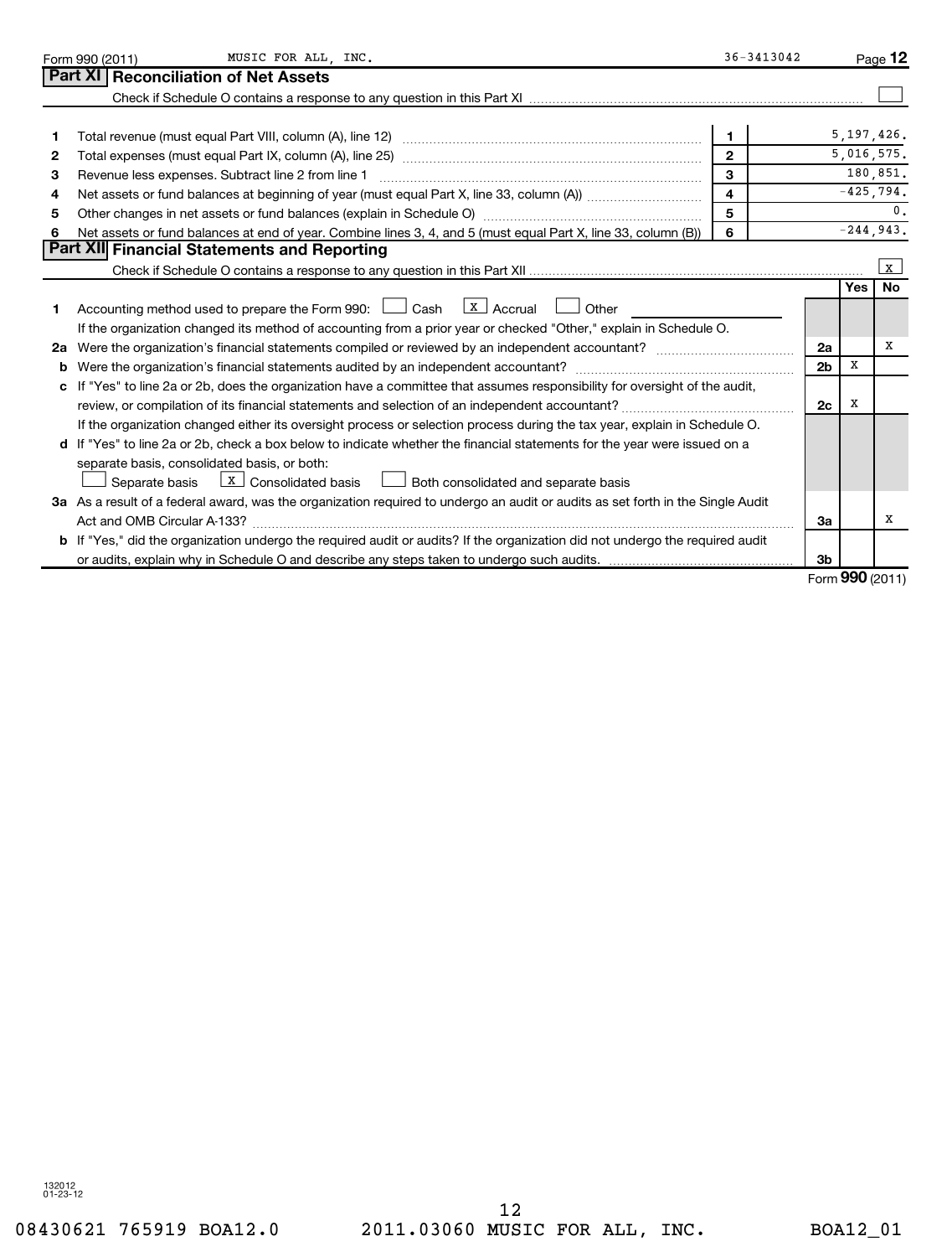Form 990 (2011) MUSIC FOR ALL, INC. 36-3413042

## Part XI Reconciliation of Net Assets

Check if Schedule O contains a response to any question in this Part XI ☐

| | | | |
|---|---|---|---|
| 1 | Total revenue (must equal Part VIII, column (A), line 12) | 1 | 5,197,426. |
| 2 | Total expenses (must equal Part IX, column (A), line 25) | 2 | 5,016,575. |
| 3 | Revenue less expenses. Subtract line 2 from line 1 | 3 | 180,851. |
| 4 | Net assets or fund balances at beginning of year (must equal Part X, line 33, column (A)) | 4 | -425,794. |
| 5 | Other changes in net assets or fund balances (explain in Schedule O) | 5 | 0. |
| 6 | Net assets or fund balances at end of year. Combine lines 3, 4, and 5 (must equal Part X, line 33, column (B)) | 6 | -244,943. |

## Part XII Financial Statements and Reporting

Check if Schedule O contains a response to any question in this Part XII ☒

| | | | Yes | No |
|---|---|---|---|---|
| 1 | Accounting method used to prepare the Form 990: ☐ Cash ☒ Accrual ☐ Other<br>If the organization changed its method of accounting from a prior year or checked "Other," explain in Schedule O. | | | |
| 2a | Were the organization's financial statements compiled or reviewed by an independent accountant? | 2a | | X |
| b | Were the organization's financial statements audited by an independent accountant? | 2b | X | |
| c | If "Yes" to line 2a or 2b, does the organization have a committee that assumes responsibility for oversight of the audit, review, or compilation of its financial statements and selection of an independent accountant?<br>If the organization changed either its oversight process or selection process during the tax year, explain in Schedule O. | 2c | X | |
| d | If "Yes" to line 2a or 2b, check a box below to indicate whether the financial statements for the year were issued on a separate basis, consolidated basis, or both:<br>☐ Separate basis ☒ Consolidated basis ☐ Both consolidated and separate basis | | | |
| 3a | As a result of a federal award, was the organization required to undergo an audit or audits as set forth in the Single Audit Act and OMB Circular A-133? | 3a | | X |
| b | If "Yes," did the organization undergo the required audit or audits? If the organization did not undergo the required audit or audits, explain why in Schedule O and describe any steps taken to undergo such audits. | 3b | | |

Form 990 (2011)

132012 01-23-12

08430621 765919 BOA12.0 2011.03060 MUSIC FOR ALL, INC. BOA12_01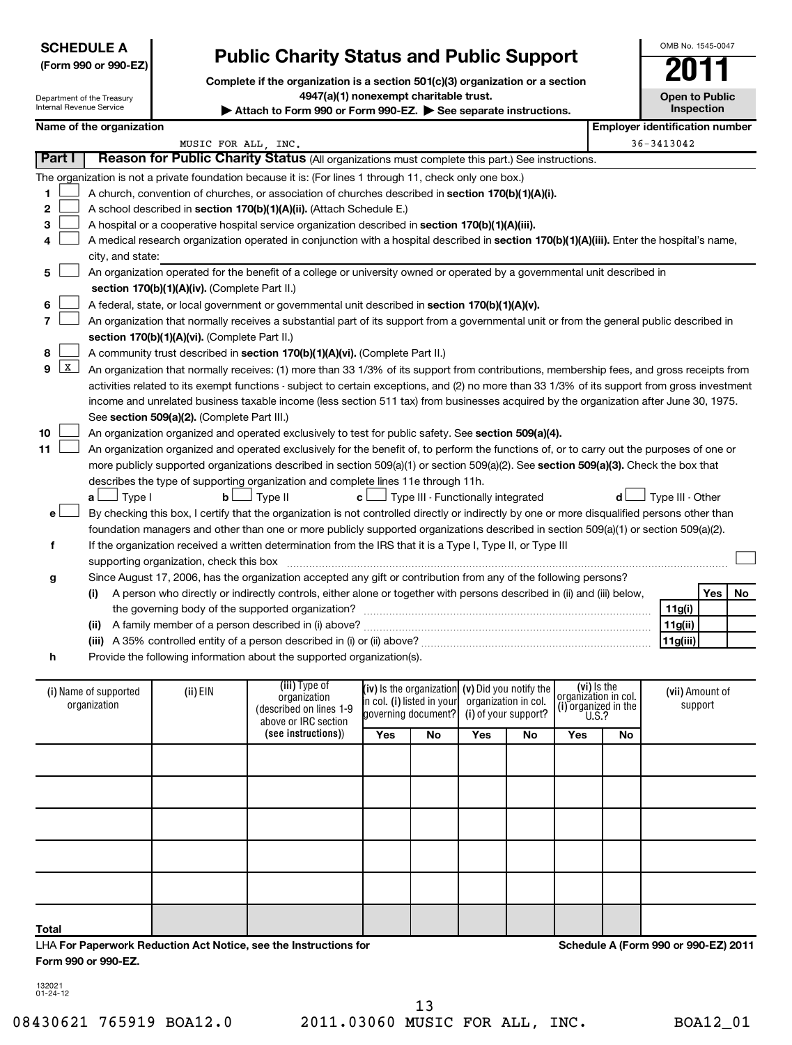**SCHEDULE A (Form 990 or 990-EZ)**

Department of the Treasury
Internal Revenue Service

# Public Charity Status and Public Support

**Complete if the organization is a section 501(c)(3) organization or a section 4947(a)(1) nonexempt charitable trust.**

▶ **Attach to Form 990 or Form 990-EZ.** ▶ **See separate instructions.**

OMB No. 1545-0047

**2011**

**Open to Public Inspection**

**Name of the organization:** MUSIC FOR ALL, INC.

**Employer identification number:** 36-3413042

## Part I Reason for Public Charity Status (All organizations must complete this part.) See instructions.

The organization is not a private foundation because it is: (For lines 1 through 11, check only one box.)

1. [ ] A church, convention of churches, or association of churches described in **section 170(b)(1)(A)(i).**
2. [ ] A school described in **section 170(b)(1)(A)(ii).** (Attach Schedule E.)
3. [ ] A hospital or a cooperative hospital service organization described in **section 170(b)(1)(A)(iii).**
4. [ ] A medical research organization operated in conjunction with a hospital described in **section 170(b)(1)(A)(iii).** Enter the hospital's name, city, and state:
5. [ ] An organization operated for the benefit of a college or university owned or operated by a governmental unit described in **section 170(b)(1)(A)(iv).** (Complete Part II.)
6. [ ] A federal, state, or local government or governmental unit described in **section 170(b)(1)(A)(v).**
7. [ ] An organization that normally receives a substantial part of its support from a governmental unit or from the general public described in **section 170(b)(1)(A)(vi).** (Complete Part II.)
8. [ ] A community trust described in **section 170(b)(1)(A)(vi).** (Complete Part II.)
9. [X] An organization that normally receives: (1) more than 33 1/3% of its support from contributions, membership fees, and gross receipts from activities related to its exempt functions - subject to certain exceptions, and (2) no more than 33 1/3% of its support from gross investment income and unrelated business taxable income (less section 511 tax) from businesses acquired by the organization after June 30, 1975. See **section 509(a)(2).** (Complete Part III.)
10. [ ] An organization organized and operated exclusively to test for public safety. See **section 509(a)(4).**
11. [ ] An organization organized and operated exclusively for the benefit of, to perform the functions of, or to carry out the purposes of one or more publicly supported organizations described in section 509(a)(1) or section 509(a)(2). See **section 509(a)(3).** Check the box that describes the type of supporting organization and complete lines 11e through 11h.
   - **a** [ ] Type I  **b** [ ] Type II  **c** [ ] Type III - Functionally integrated  **d** [ ] Type III - Other
   - **e** [ ] By checking this box, I certify that the organization is not controlled directly or indirectly by one or more disqualified persons other than foundation managers and other than one or more publicly supported organizations described in section 509(a)(1) or section 509(a)(2).
   - **f** If the organization received a written determination from the IRS that it is a Type I, Type II, or Type III supporting organization, check this box [ ]
   - **g** Since August 17, 2006, has the organization accepted any gift or contribution from any of the following persons?

| | | Yes | No |
|---|---|---|---|
| (i) A person who directly or indirectly controls, either alone or together with persons described in (ii) and (iii) below, the governing body of the supported organization? | 11g(i) | | |
| (ii) A family member of a person described in (i) above? | 11g(ii) | | |
| (iii) A 35% controlled entity of a person described in (i) or (ii) above? | 11g(iii) | | |

   - **h** Provide the following information about the supported organization(s).

| (i) Name of supported organization | (ii) EIN | (iii) Type of organization (described on lines 1-9 above or IRC section (see instructions)) | (iv) Is the organization in col. (i) listed in your governing document? | | (v) Did you notify the organization in col. (i) of your support? | | (vi) Is the organization in col. (i) organized in the U.S.? | | (vii) Amount of support |
|---|---|---|---|---|---|---|---|---|---|
| | | | Yes | No | Yes | No | Yes | No | |
| | | | | | | | | | |
| | | | | | | | | | |
| | | | | | | | | | |
| | | | | | | | | | |
| | | | | | | | | | |
| Total | | | | | | | | | |

LHA **For Paperwork Reduction Act Notice, see the Instructions for Form 990 or 990-EZ.**

**Schedule A (Form 990 or 990-EZ) 2011**

132021
01-24-12

08430621 765919 BOA12.0 2011.03060 MUSIC FOR ALL, INC. BOA12_01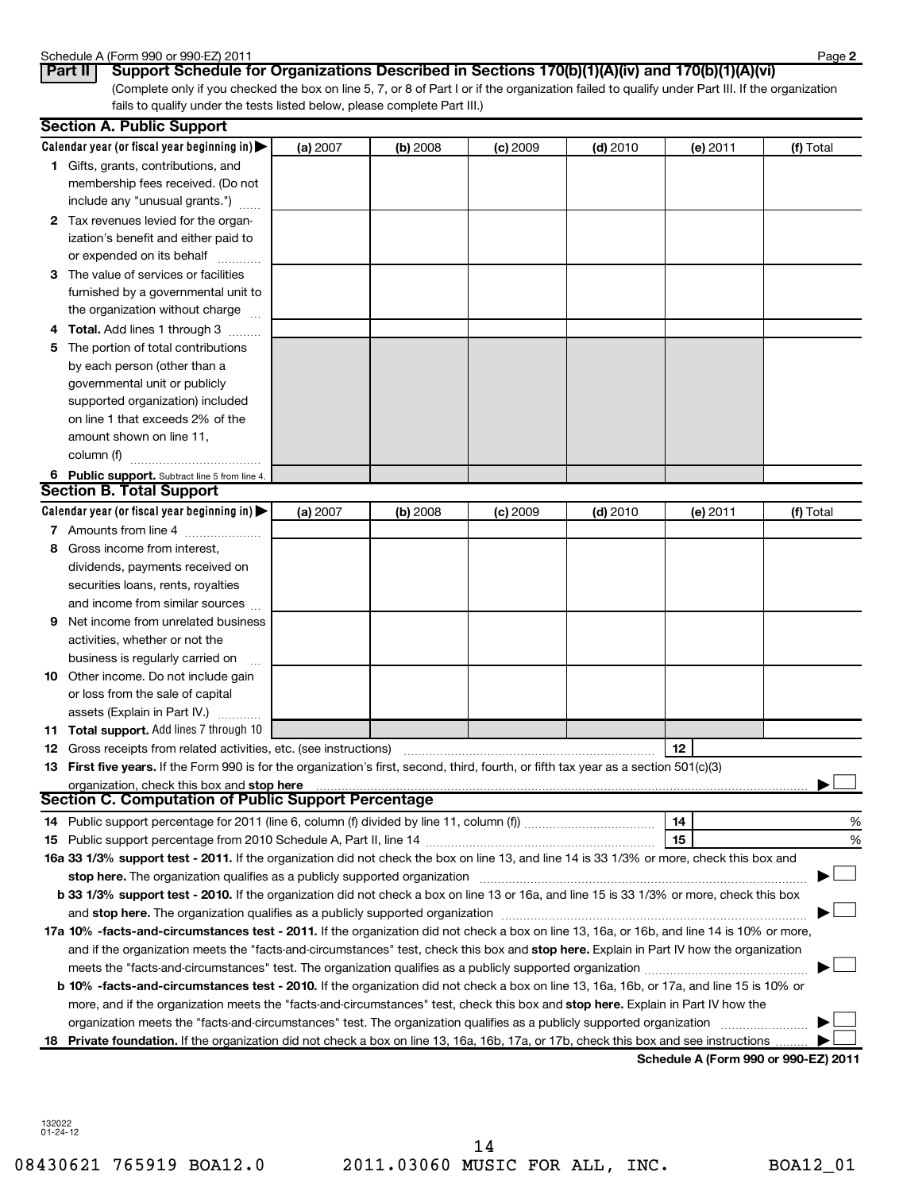Schedule A (Form 990 or 990-EZ) 2011

## Part II Support Schedule for Organizations Described in Sections 170(b)(1)(A)(iv) and 170(b)(1)(A)(vi)

(Complete only if you checked the box on line 5, 7, or 8 of Part I or if the organization failed to qualify under Part III. If the organization fails to qualify under the tests listed below, please complete Part III.)

### Section A. Public Support

| Calendar year (or fiscal year beginning in) ▶ | (a) 2007 | (b) 2008 | (c) 2009 | (d) 2010 | (e) 2011 | (f) Total |
|---|---|---|---|---|---|---|
| 1 Gifts, grants, contributions, and membership fees received. (Do not include any "unusual grants.") | | | | | | |
| 2 Tax revenues levied for the organization's benefit and either paid to or expended on its behalf | | | | | | |
| 3 The value of services or facilities furnished by a governmental unit to the organization without charge | | | | | | |
| 4 **Total.** Add lines 1 through 3 | | | | | | |
| 5 The portion of total contributions by each person (other than a governmental unit or publicly supported organization) included on line 1 that exceeds 2% of the amount shown on line 11, column (f) | | | | | | |
| 6 **Public support.** Subtract line 5 from line 4. | | | | | | |

### Section B. Total Support

| Calendar year (or fiscal year beginning in) ▶ | (a) 2007 | (b) 2008 | (c) 2009 | (d) 2010 | (e) 2011 | (f) Total |
|---|---|---|---|---|---|---|
| 7 Amounts from line 4 | | | | | | |
| 8 Gross income from interest, dividends, payments received on securities loans, rents, royalties and income from similar sources | | | | | | |
| 9 Net income from unrelated business activities, whether or not the business is regularly carried on | | | | | | |
| 10 Other income. Do not include gain or loss from the sale of capital assets (Explain in Part IV.) | | | | | | |
| 11 **Total support.** Add lines 7 through 10 | | | | | | |

12 Gross receipts from related activities, etc. (see instructions) | 12 |

13 **First five years.** If the Form 990 is for the organization's first, second, third, fourth, or fifth tax year as a section 501(c)(3) organization, check this box and **stop here** ▶ ☐

### Section C. Computation of Public Support Percentage

14 Public support percentage for 2011 (line 6, column (f) divided by line 11, column (f)) | 14 | %

15 Public support percentage from 2010 Schedule A, Part II, line 14 | 15 | %

**16a 33 1/3% support test - 2011.** If the organization did not check the box on line 13, and line 14 is 33 1/3% or more, check this box and **stop here.** The organization qualifies as a publicly supported organization ▶ ☐

**b 33 1/3% support test - 2010.** If the organization did not check a box on line 13 or 16a, and line 15 is 33 1/3% or more, check this box and **stop here.** The organization qualifies as a publicly supported organization ▶ ☐

**17a 10% -facts-and-circumstances test - 2011.** If the organization did not check a box on line 13, 16a, or 16b, and line 14 is 10% or more, and if the organization meets the "facts-and-circumstances" test, check this box and **stop here.** Explain in Part IV how the organization meets the "facts-and-circumstances" test. The organization qualifies as a publicly supported organization ▶ ☐

**b 10% -facts-and-circumstances test - 2010.** If the organization did not check a box on line 13, 16a, 16b, or 17a, and line 15 is 10% or more, and if the organization meets the "facts-and-circumstances" test, check this box and **stop here.** Explain in Part IV how the organization meets the "facts-and-circumstances" test. The organization qualifies as a publicly supported organization ▶ ☐

**18 Private foundation.** If the organization did not check a box on line 13, 16a, 16b, 17a, or 17b, check this box and see instructions ▶ ☐

**Schedule A (Form 990 or 990-EZ) 2011**

132022 01-24-12

08430621 765919 BOA12.0 2011.03060 MUSIC FOR ALL, INC. BOA12_01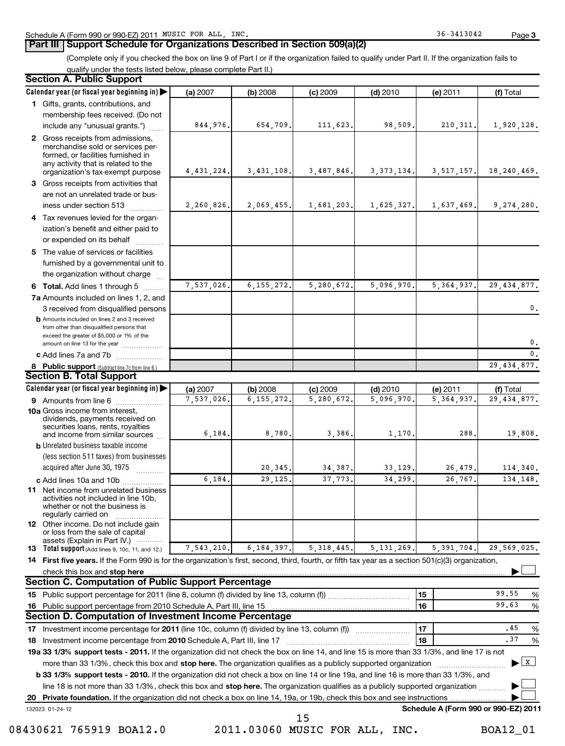Schedule A (Form 990 or 990-EZ) 2011 MUSIC FOR ALL, INC. 36-3413042 Page 3

## Part III Support Schedule for Organizations Described in Section 509(a)(2)

(Complete only if you checked the box on line 9 of Part I or if the organization failed to qualify under Part II. If the organization fails to qualify under the tests listed below, please complete Part II.)

### Section A. Public Support

| Calendar year (or fiscal year beginning in) ▶ | (a) 2007 | (b) 2008 | (c) 2009 | (d) 2010 | (e) 2011 | (f) Total |
|---|---|---|---|---|---|---|
| **1** Gifts, grants, contributions, and membership fees received. (Do not include any "unusual grants.") | 844,976. | 654,709. | 111,623. | 98,509. | 210,311. | 1,920,128. |
| **2** Gross receipts from admissions, merchandise sold or services performed, or facilities furnished in any activity that is related to the organization's tax-exempt purpose | 4,431,224. | 3,431,108. | 3,487,846. | 3,373,134. | 3,517,157. | 18,240,469. |
| **3** Gross receipts from activities that are not an unrelated trade or business under section 513 | 2,260,826. | 2,069,455. | 1,681,203. | 1,625,327. | 1,637,469. | 9,274,280. |
| **4** Tax revenues levied for the organization's benefit and either paid to or expended on its behalf | | | | | | |
| **5** The value of services or facilities furnished by a governmental unit to the organization without charge | | | | | | |
| **6 Total.** Add lines 1 through 5 | 7,537,026. | 6,155,272. | 5,280,672. | 5,096,970. | 5,364,937. | 29,434,877. |
| **7a** Amounts included on lines 1, 2, and 3 received from disqualified persons | | | | | | 0. |
| **b** Amounts included on lines 2 and 3 received from other than disqualified persons that exceed the greater of $5,000 or 1% of the amount on line 13 for the year | | | | | | 0. |
| **c** Add lines 7a and 7b | | | | | | 0. |
| **8 Public support** (Subtract line 7c from line 6.) | | | | | | 29,434,877. |

### Section B. Total Support

| Calendar year (or fiscal year beginning in) ▶ | (a) 2007 | (b) 2008 | (c) 2009 | (d) 2010 | (e) 2011 | (f) Total |
|---|---|---|---|---|---|---|
| **9** Amounts from line 6 | 7,537,026. | 6,155,272. | 5,280,672. | 5,096,970. | 5,364,937. | 29,434,877. |
| **10a** Gross income from interest, dividends, payments received on securities loans, rents, royalties and income from similar sources | 6,184. | 8,780. | 3,386. | 1,170. | 288. | 19,808. |
| **b** Unrelated business taxable income (less section 511 taxes) from businesses acquired after June 30, 1975 | | 20,345. | 34,387. | 33,129. | 26,479. | 114,340. |
| **c** Add lines 10a and 10b | 6,184. | 29,125. | 37,773. | 34,299. | 26,767. | 134,148. |
| **11** Net income from unrelated business activities not included in line 10b, whether or not the business is regularly carried on | | | | | | |
| **12** Other income. Do not include gain or loss from the sale of capital assets (Explain in Part IV.) | | | | | | |
| **13 Total support** (Add lines 9, 10c, 11, and 12.) | 7,543,210. | 6,184,397. | 5,318,445. | 5,131,269. | 5,391,704. | 29,569,025. |

**14 First five years.** If the Form 990 is for the organization's first, second, third, fourth, or fifth tax year as a section 501(c)(3) organization, check this box and **stop here** ▶ ☐

### Section C. Computation of Public Support Percentage

| | | | |
|---|---|---|---|
| **15** | Public support percentage for 2011 (line 8, column (f) divided by line 13, column (f)) | 15 | 99.55 % |
| **16** | Public support percentage from 2010 Schedule A, Part III, line 15 | 16 | 99.63 % |

### Section D. Computation of Investment Income Percentage

| | | | |
|---|---|---|---|
| **17** | Investment income percentage for **2011** (line 10c, column (f) divided by line 13, column (f)) | 17 | .45 % |
| **18** | Investment income percentage from **2010** Schedule A, Part III, line 17 | 18 | .37 % |

**19a 33 1/3% support tests - 2011.** If the organization did not check the box on line 14, and line 15 is more than 33 1/3%, and line 17 is not more than 33 1/3%, check this box and **stop here.** The organization qualifies as a publicly supported organization ▶ ☒

**b 33 1/3% support tests - 2010.** If the organization did not check a box on line 14 or line 19a, and line 16 is more than 33 1/3%, and line 18 is not more than 33 1/3%, check this box and **stop here.** The organization qualifies as a publicly supported organization ▶ ☐

**20 Private foundation.** If the organization did not check a box on line 14, 19a, or 19b, check this box and see instructions ▶ ☐

132023 01-24-12 **Schedule A (Form 990 or 990-EZ) 2011**

08430621 765919 BOA12.0 2011.03060 MUSIC FOR ALL, INC. BOA12_01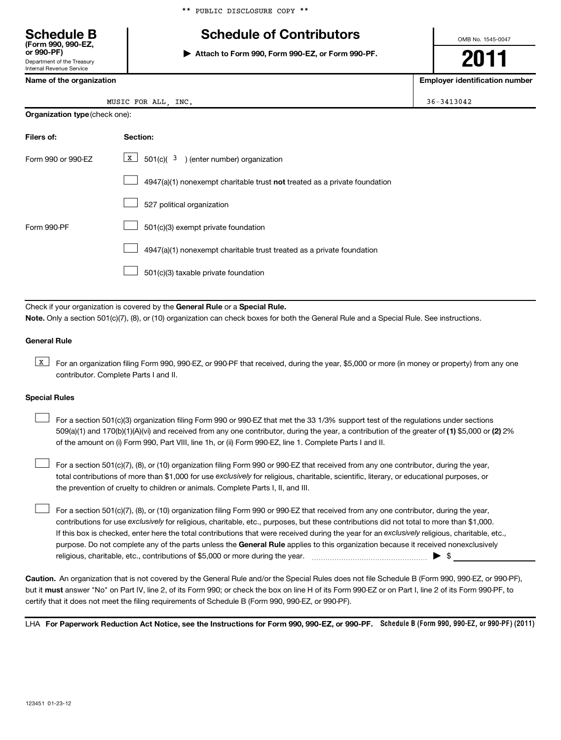** PUBLIC DISCLOSURE COPY **

# Schedule B

**(Form 990, 990-EZ, or 990-PF)**

Department of the Treasury
Internal Revenue Service

## Schedule of Contributors

▶ **Attach to Form 990, Form 990-EZ, or Form 990-PF.**

OMB No. 1545-0047

**2011**

**Name of the organization**

MUSIC FOR ALL, INC.

**Employer identification number**

36-3413042

**Organization type** (check one):

| **Filers of:** | **Section:** |
|---|---|
| Form 990 or 990-EZ | [X] 501(c)( 3 ) (enter number) organization |
| | [ ] 4947(a)(1) nonexempt charitable trust **not** treated as a private foundation |
| | [ ] 527 political organization |
| Form 990-PF | [ ] 501(c)(3) exempt private foundation |
| | [ ] 4947(a)(1) nonexempt charitable trust treated as a private foundation |
| | [ ] 501(c)(3) taxable private foundation |

Check if your organization is covered by the **General Rule** or a **Special Rule.**

**Note.** Only a section 501(c)(7), (8), or (10) organization can check boxes for both the General Rule and a Special Rule. See instructions.

**General Rule**

[X] For an organization filing Form 990, 990-EZ, or 990-PF that received, during the year, $5,000 or more (in money or property) from any one contributor. Complete Parts I and II.

**Special Rules**

[ ] For a section 501(c)(3) organization filing Form 990 or 990-EZ that met the 33 1/3% support test of the regulations under sections 509(a)(1) and 170(b)(1)(A)(vi) and received from any one contributor, during the year, a contribution of the greater of **(1)** $5,000 or **(2)** 2% of the amount on (i) Form 990, Part VIII, line 1h, or (ii) Form 990-EZ, line 1. Complete Parts I and II.

[ ] For a section 501(c)(7), (8), or (10) organization filing Form 990 or 990-EZ that received from any one contributor, during the year, total contributions of more than $1,000 for use *exclusively* for religious, charitable, scientific, literary, or educational purposes, or the prevention of cruelty to children or animals. Complete Parts I, II, and III.

[ ] For a section 501(c)(7), (8), or (10) organization filing Form 990 or 990-EZ that received from any one contributor, during the year, contributions for use *exclusively* for religious, charitable, etc., purposes, but these contributions did not total to more than $1,000. If this box is checked, enter here the total contributions that were received during the year for an *exclusively* religious, charitable, etc., purpose. Do not complete any of the parts unless the **General Rule** applies to this organization because it received nonexclusively religious, charitable, etc., contributions of $5,000 or more during the year. ▶ $ ______________

**Caution.** An organization that is not covered by the General Rule and/or the Special Rules does not file Schedule B (Form 990, 990-EZ, or 990-PF), but it **must** answer "No" on Part IV, line 2, of its Form 990; or check the box on line H of its Form 990-EZ or on Part I, line 2 of its Form 990-PF, to certify that it does not meet the filing requirements of Schedule B (Form 990, 990-EZ, or 990-PF).

LHA **For Paperwork Reduction Act Notice, see the Instructions for Form 990, 990-EZ, or 990-PF.** **Schedule B (Form 990, 990-EZ, or 990-PF) (2011)**

123451 01-23-12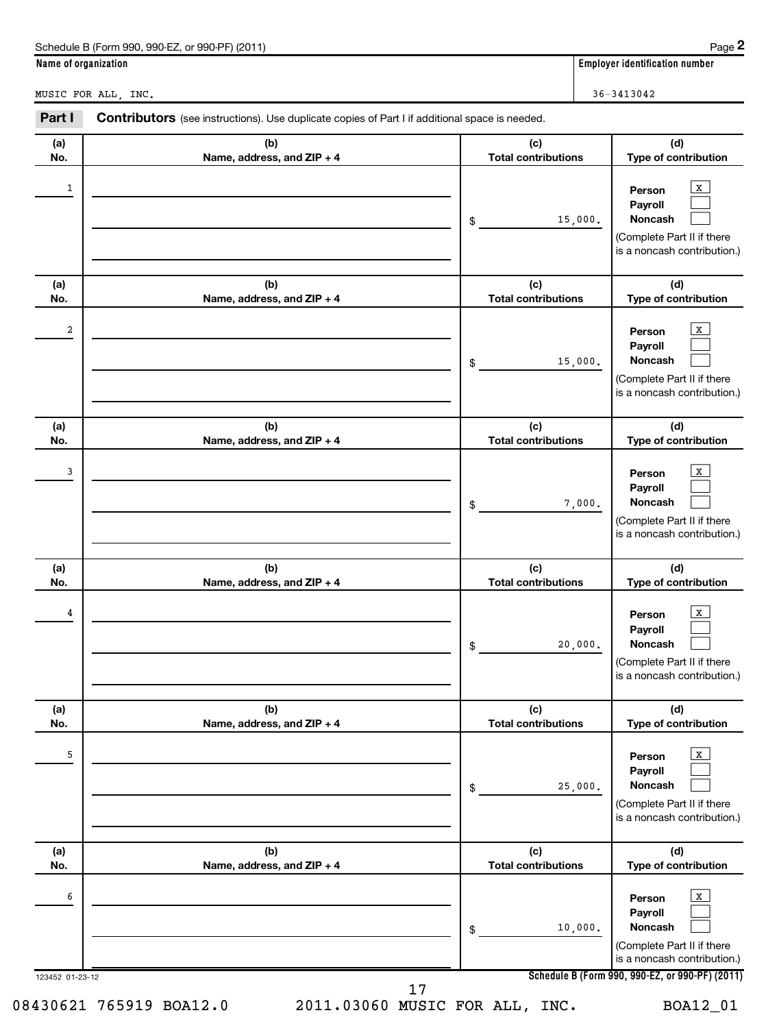Schedule B (Form 990, 990-EZ, or 990-PF) (2011)

**Name of organization**

MUSIC FOR ALL, INC.

**Employer identification number**

36-3413042

**Part I** **Contributors** (see instructions). Use duplicate copies of Part I if additional space is needed.

| (a) No. | (b) Name, address, and ZIP + 4 | (c) Total contributions | (d) Type of contribution |
|---|---|---|---|
| 1 | | $ 15,000. | Person [X] Payroll [ ] Noncash [ ] (Complete Part II if there is a noncash contribution.) |
| 2 | | $ 15,000. | Person [X] Payroll [ ] Noncash [ ] (Complete Part II if there is a noncash contribution.) |
| 3 | | $ 7,000. | Person [X] Payroll [ ] Noncash [ ] (Complete Part II if there is a noncash contribution.) |
| 4 | | $ 20,000. | Person [X] Payroll [ ] Noncash [ ] (Complete Part II if there is a noncash contribution.) |
| 5 | | $ 25,000. | Person [X] Payroll [ ] Noncash [ ] (Complete Part II if there is a noncash contribution.) |
| 6 | | $ 10,000. | Person [X] Payroll [ ] Noncash [ ] (Complete Part II if there is a noncash contribution.) |

123452 01-23-12

Schedule B (Form 990, 990-EZ, or 990-PF) (2011)

08430621 765919 BOA12.0 2011.03060 MUSIC FOR ALL, INC. BOA12_01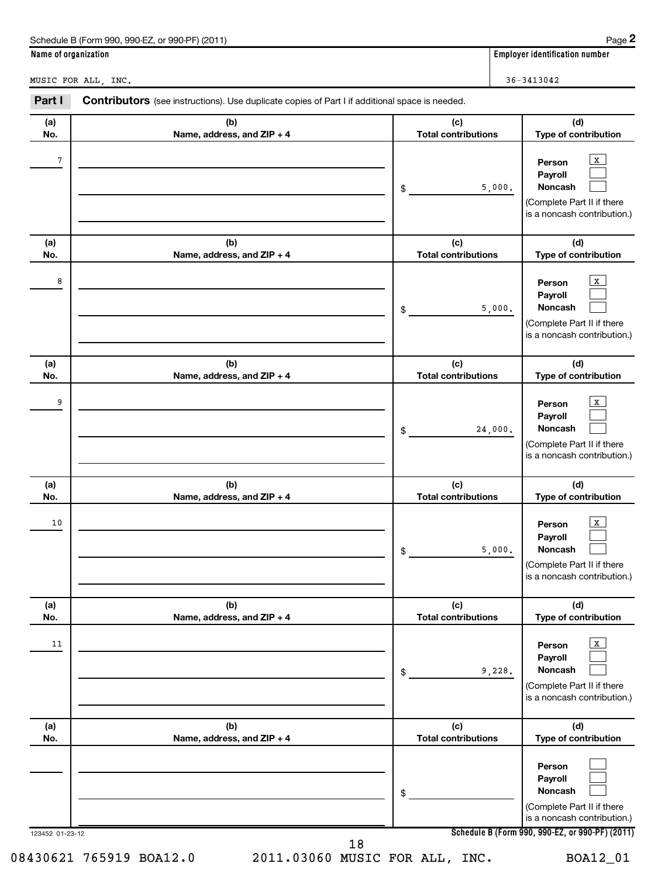Schedule B (Form 990, 990-EZ, or 990-PF) (2011)

**Name of organization**

MUSIC FOR ALL, INC.

**Employer identification number**

36-3413042

**Part I** **Contributors** (see instructions). Use duplicate copies of Part I if additional space is needed.

| (a) No. | (b) Name, address, and ZIP + 4 | (c) Total contributions | (d) Type of contribution |
|---|---|---|---|
| 7 | | $ 5,000. | Person [X] Payroll [ ] Noncash [ ] (Complete Part II if there is a noncash contribution.) |
| 8 | | $ 5,000. | Person [X] Payroll [ ] Noncash [ ] (Complete Part II if there is a noncash contribution.) |
| 9 | | $ 24,000. | Person [X] Payroll [ ] Noncash [ ] (Complete Part II if there is a noncash contribution.) |
| 10 | | $ 5,000. | Person [X] Payroll [ ] Noncash [ ] (Complete Part II if there is a noncash contribution.) |
| 11 | | $ 9,228. | Person [X] Payroll [ ] Noncash [ ] (Complete Part II if there is a noncash contribution.) |
| | | $ | Person [ ] Payroll [ ] Noncash [ ] (Complete Part II if there is a noncash contribution.) |

123452 01-23-12

**Schedule B (Form 990, 990-EZ, or 990-PF) (2011)**

08430621 765919 BOA12.0 2011.03060 MUSIC FOR ALL, INC. BOA12_01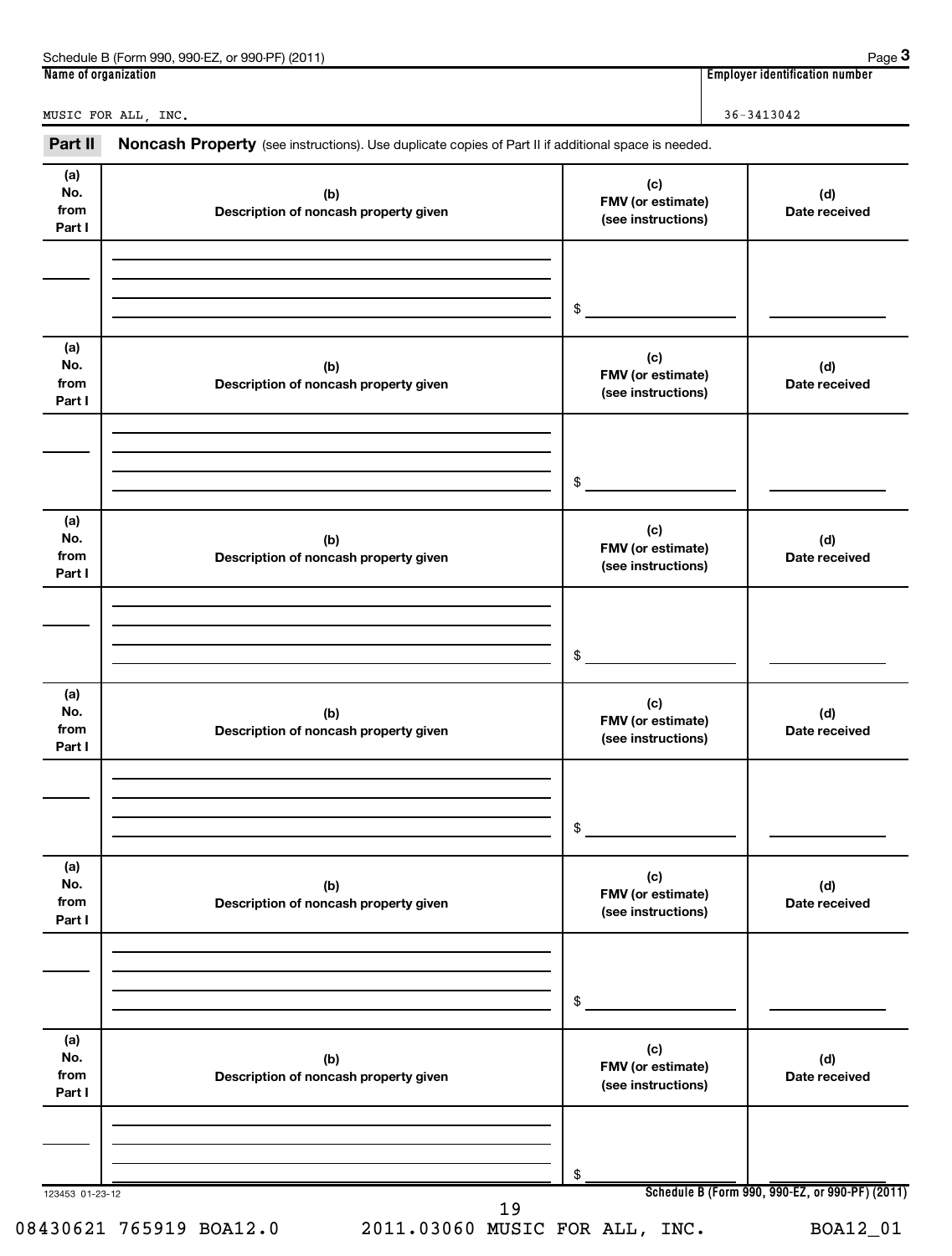Schedule B (Form 990, 990-EZ, or 990-PF) (2011) Page **3**

| Name of organization | Employer identification number |
|---|---|
| MUSIC FOR ALL, INC. | 36-3413042 |

**Part II** **Noncash Property** (see instructions). Use duplicate copies of Part II if additional space is needed.

| (a) No. from Part I | (b) Description of noncash property given | (c) FMV (or estimate) (see instructions) | (d) Date received |
|---|---|---|---|
| | | $ | |

| (a) No. from Part I | (b) Description of noncash property given | (c) FMV (or estimate) (see instructions) | (d) Date received |
|---|---|---|---|
| | | $ | |

| (a) No. from Part I | (b) Description of noncash property given | (c) FMV (or estimate) (see instructions) | (d) Date received |
|---|---|---|---|
| | | $ | |

| (a) No. from Part I | (b) Description of noncash property given | (c) FMV (or estimate) (see instructions) | (d) Date received |
|---|---|---|---|
| | | $ | |

| (a) No. from Part I | (b) Description of noncash property given | (c) FMV (or estimate) (see instructions) | (d) Date received |
|---|---|---|---|
| | | $ | |

| (a) No. from Part I | (b) Description of noncash property given | (c) FMV (or estimate) (see instructions) | (d) Date received |
|---|---|---|---|
| | | $ | |

123453 01-23-12 **Schedule B (Form 990, 990-EZ, or 990-PF) (2011)**

08430621 765919 BOA12.0 2011.03060 MUSIC FOR ALL, INC. BOA12_01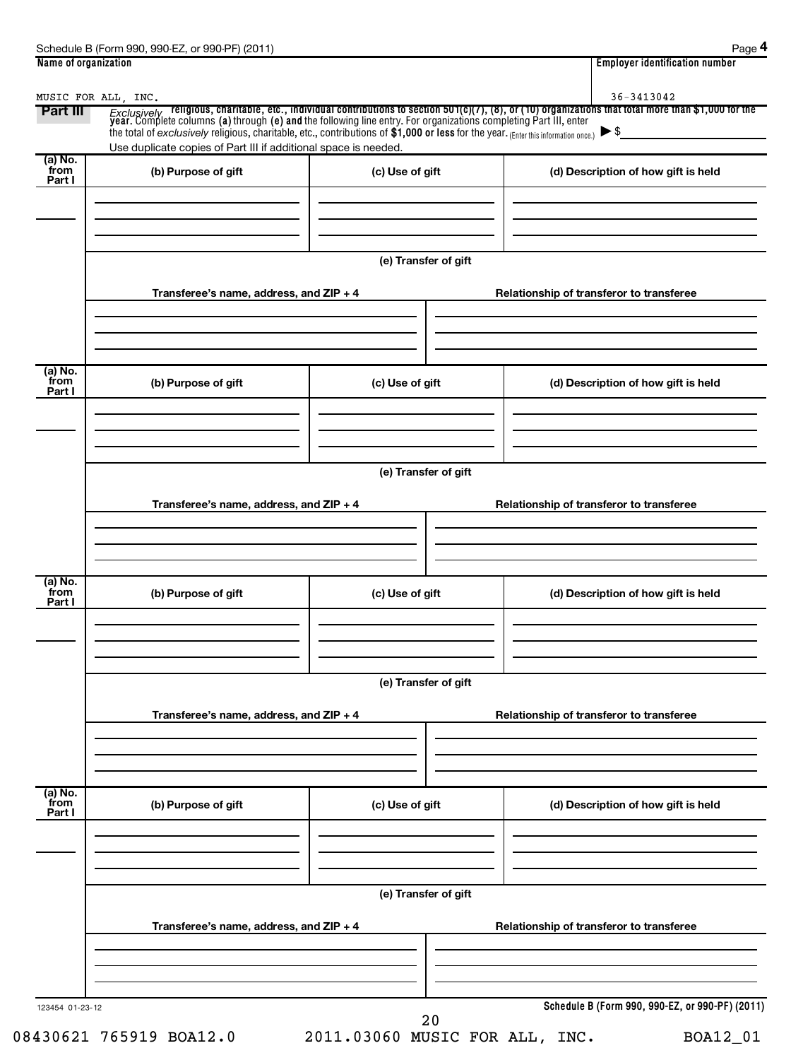Schedule B (Form 990, 990-EZ, or 990-PF) (2011) Page **4**

| Name of organization | Employer identification number |
|---|---|
| MUSIC FOR ALL, INC. | 36-3413042 |

**Part III** *Exclusively* **religious, charitable, etc., individual contributions to section 501(c)(7), (8), or (10) organizations that total more than $1,000 for the year.** Complete columns **(a)** through **(e)** and the following line entry. For organizations completing Part III, enter the total of *exclusively* religious, charitable, etc., contributions of **$1,000 or less** for the year. (Enter this information once.) ▶ $

Use duplicate copies of Part III if additional space is needed.

| (a) No. from Part I | (b) Purpose of gift | (c) Use of gift | (d) Description of how gift is held |
|---|---|---|---|
| | | | |

**(e) Transfer of gift**

| Transferee's name, address, and ZIP + 4 | Relationship of transferor to transferee |
|---|---|
| | |

| (a) No. from Part I | (b) Purpose of gift | (c) Use of gift | (d) Description of how gift is held |
|---|---|---|---|
| | | | |

**(e) Transfer of gift**

| Transferee's name, address, and ZIP + 4 | Relationship of transferor to transferee |
|---|---|
| | |

| (a) No. from Part I | (b) Purpose of gift | (c) Use of gift | (d) Description of how gift is held |
|---|---|---|---|
| | | | |

**(e) Transfer of gift**

| Transferee's name, address, and ZIP + 4 | Relationship of transferor to transferee |
|---|---|
| | |

| (a) No. from Part I | (b) Purpose of gift | (c) Use of gift | (d) Description of how gift is held |
|---|---|---|---|
| | | | |

**(e) Transfer of gift**

| Transferee's name, address, and ZIP + 4 | Relationship of transferor to transferee |
|---|---|
| | |

123454 01-23-12

**Schedule B (Form 990, 990-EZ, or 990-PF) (2011)**

08430621 765919 BOA12.0 2011.03060 MUSIC FOR ALL, INC. BOA12_01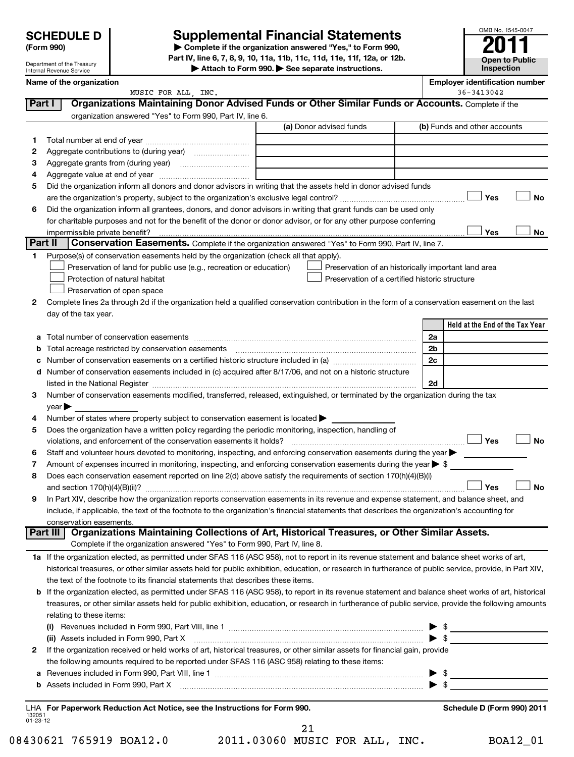# SCHEDULE D (Form 990)

Department of the Treasury
Internal Revenue Service

# Supplemental Financial Statements

▶ Complete if the organization answered "Yes," to Form 990, Part IV, line 6, 7, 8, 9, 10, 11a, 11b, 11c, 11d, 11e, 11f, 12a, or 12b.
▶ Attach to Form 990. ▶ See separate instructions.

OMB No. 1545-0047
**2011**
**Open to Public Inspection**

**Name of the organization**: MUSIC FOR ALL, INC.
**Employer identification number**: 36-3413042

## Part I — Organizations Maintaining Donor Advised Funds or Other Similar Funds or Accounts.

Complete if the organization answered "Yes" to Form 990, Part IV, line 6.

| | | (a) Donor advised funds | (b) Funds and other accounts |
|---|---|---|---|
| 1 | Total number at end of year | | |
| 2 | Aggregate contributions to (during year) | | |
| 3 | Aggregate grants from (during year) | | |
| 4 | Aggregate value at end of year | | |

5 Did the organization inform all donors and donor advisors in writing that the assets held in donor advised funds are the organization's property, subject to the organization's exclusive legal control? ☐ Yes ☐ No

6 Did the organization inform all grantees, donors, and donor advisors in writing that grant funds can be used only for charitable purposes and not for the benefit of the donor or donor advisor, or for any other purpose conferring impermissible private benefit? ☐ Yes ☐ No

## Part II — Conservation Easements.

Complete if the organization answered "Yes" to Form 990, Part IV, line 7.

1 Purpose(s) of conservation easements held by the organization (check all that apply).

- ☐ Preservation of land for public use (e.g., recreation or education)
- ☐ Protection of natural habitat
- ☐ Preservation of open space
- ☐ Preservation of an historically important land area
- ☐ Preservation of a certified historic structure

2 Complete lines 2a through 2d if the organization held a qualified conservation contribution in the form of a conservation easement on the last day of the tax year.

| | | | Held at the End of the Tax Year |
|---|---|---|---|
| a | Total number of conservation easements | 2a | |
| b | Total acreage restricted by conservation easements | 2b | |
| c | Number of conservation easements on a certified historic structure included in (a) | 2c | |
| d | Number of conservation easements included in (c) acquired after 8/17/06, and not on a historic structure listed in the National Register | 2d | |

3 Number of conservation easements modified, transferred, released, extinguished, or terminated by the organization during the tax year ▶

4 Number of states where property subject to conservation easement is located ▶

5 Does the organization have a written policy regarding the periodic monitoring, inspection, handling of violations, and enforcement of the conservation easements it holds? ☐ Yes ☐ No

6 Staff and volunteer hours devoted to monitoring, inspecting, and enforcing conservation easements during the year ▶

7 Amount of expenses incurred in monitoring, inspecting, and enforcing conservation easements during the year ▶ $

8 Does each conservation easement reported on line 2(d) above satisfy the requirements of section 170(h)(4)(B)(i) and section 170(h)(4)(B)(ii)? ☐ Yes ☐ No

9 In Part XIV, describe how the organization reports conservation easements in its revenue and expense statement, and balance sheet, and include, if applicable, the text of the footnote to the organization's financial statements that describes the organization's accounting for conservation easements.

## Part III — Organizations Maintaining Collections of Art, Historical Treasures, or Other Similar Assets.

Complete if the organization answered "Yes" to Form 990, Part IV, line 8.

1a If the organization elected, as permitted under SFAS 116 (ASC 958), not to report in its revenue statement and balance sheet works of art, historical treasures, or other similar assets held for public exhibition, education, or research in furtherance of public service, provide, in Part XIV, the text of the footnote to its financial statements that describes these items.

b If the organization elected, as permitted under SFAS 116 (ASC 958), to report in its revenue statement and balance sheet works of art, historical treasures, or other similar assets held for public exhibition, education, or research in furtherance of public service, provide the following amounts relating to these items:

(i) Revenues included in Form 990, Part VIII, line 1 ▶ $

(ii) Assets included in Form 990, Part X ▶ $

2 If the organization received or held works of art, historical treasures, or other similar assets for financial gain, provide the following amounts required to be reported under SFAS 116 (ASC 958) relating to these items:

a Revenues included in Form 990, Part VIII, line 1 ▶ $

b Assets included in Form 990, Part X ▶ $

LHA For Paperwork Reduction Act Notice, see the Instructions for Form 990. Schedule D (Form 990) 2011

132051 01-23-12

08430621 765919 BOA12.0 2011.03060 MUSIC FOR ALL, INC. BOA12_01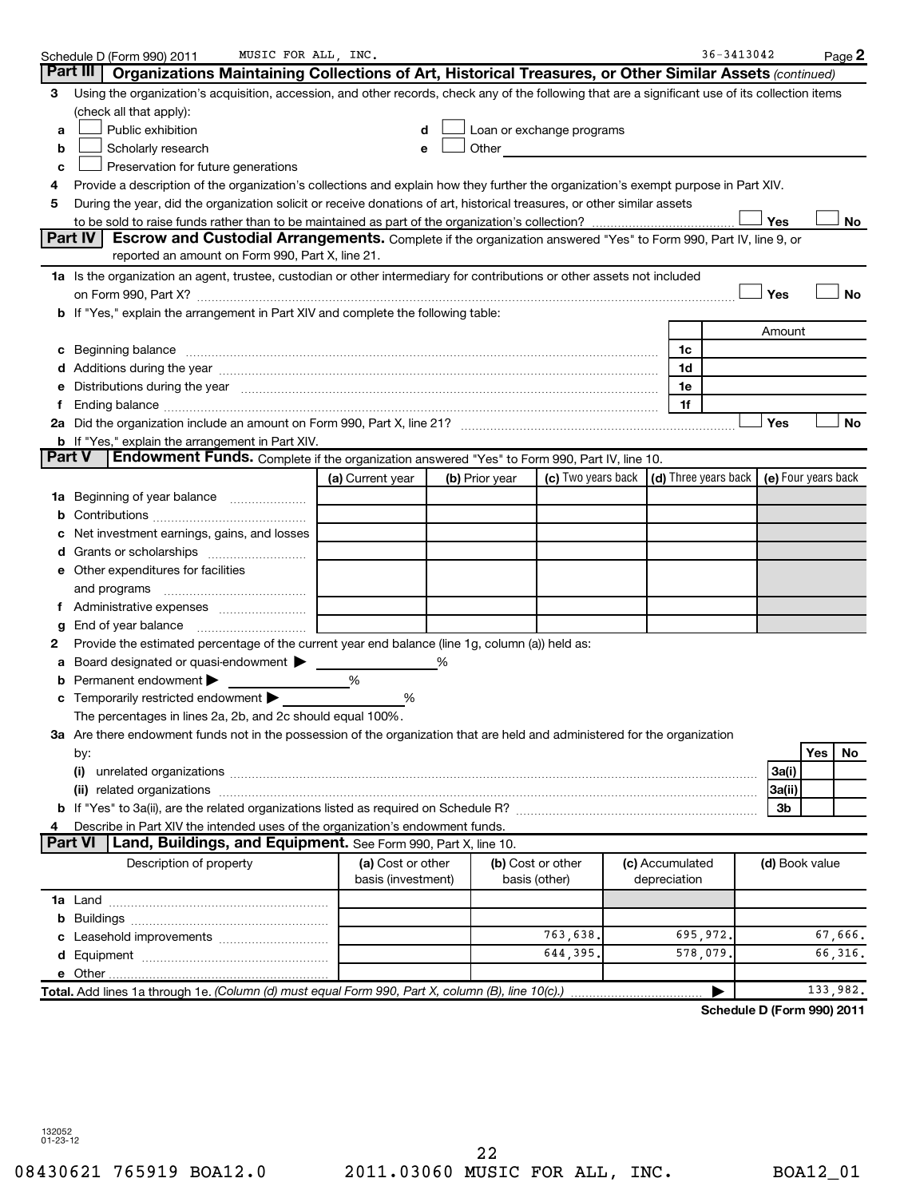Schedule D (Form 990) 2011 MUSIC FOR ALL, INC. 36-3413042 Page 2

## Part III Organizations Maintaining Collections of Art, Historical Treasures, or Other Similar Assets (continued)

3 Using the organization's acquisition, accession, and other records, check any of the following that are a significant use of its collection items (check all that apply):

a ☐ Public exhibition  
b ☐ Scholarly research  
c ☐ Preservation for future generations  
d ☐ Loan or exchange programs  
e ☐ Other

4 Provide a description of the organization's collections and explain how they further the organization's exempt purpose in Part XIV.

5 During the year, did the organization solicit or receive donations of art, historical treasures, or other similar assets to be sold to raise funds rather than to be maintained as part of the organization's collection? ☐ Yes ☐ No

## Part IV Escrow and Custodial Arrangements.

Complete if the organization answered "Yes" to Form 990, Part IV, line 9, or reported an amount on Form 990, Part X, line 21.

1a Is the organization an agent, trustee, custodian or other intermediary for contributions or other assets not included on Form 990, Part X? ☐ Yes ☐ No

b If "Yes," explain the arrangement in Part XIV and complete the following table:

| | | Amount |
|---|---|---|
| c Beginning balance | 1c | |
| d Additions during the year | 1d | |
| e Distributions during the year | 1e | |
| f Ending balance | 1f | |

2a Did the organization include an amount on Form 990, Part X, line 21? ☐ Yes ☐ No

b If "Yes," explain the arrangement in Part XIV.

## Part V Endowment Funds.

Complete if the organization answered "Yes" to Form 990, Part IV, line 10.

| | (a) Current year | (b) Prior year | (c) Two years back | (d) Three years back | (e) Four years back |
|---|---|---|---|---|---|
| 1a Beginning of year balance | | | | | |
| b Contributions | | | | | |
| c Net investment earnings, gains, and losses | | | | | |
| d Grants or scholarships | | | | | |
| e Other expenditures for facilities and programs | | | | | |
| f Administrative expenses | | | | | |
| g End of year balance | | | | | |

2 Provide the estimated percentage of the current year end balance (line 1g, column (a)) held as:

a Board designated or quasi-endowment ▶ %  
b Permanent endowment ▶ %  
c Temporarily restricted endowment ▶ %  
The percentages in lines 2a, 2b, and 2c should equal 100%.

3a Are there endowment funds not in the possession of the organization that are held and administered for the organization by:

| | | Yes | No |
|---|---|---|---|
| (i) unrelated organizations | 3a(i) | | |
| (ii) related organizations | 3a(ii) | | |
| b If "Yes" to 3a(ii), are the related organizations listed as required on Schedule R? | 3b | | |

4 Describe in Part XIV the intended uses of the organization's endowment funds.

## Part VI Land, Buildings, and Equipment.

See Form 990, Part X, line 10.

| Description of property | (a) Cost or other basis (investment) | (b) Cost or other basis (other) | (c) Accumulated depreciation | (d) Book value |
|---|---|---|---|---|
| 1a Land | | | | |
| b Buildings | | | | |
| c Leasehold improvements | | 763,638. | 695,972. | 67,666. |
| d Equipment | | 644,395. | 578,079. | 66,316. |
| e Other | | | | |
| **Total.** Add lines 1a through 1e. *(Column (d) must equal Form 990, Part X, column (B), line 10(c).)* ▶ | | | | 133,982. |

**Schedule D (Form 990) 2011**

132052 01-23-12

08430621 765919 BOA12.0 2011.03060 MUSIC FOR ALL, INC. BOA12_01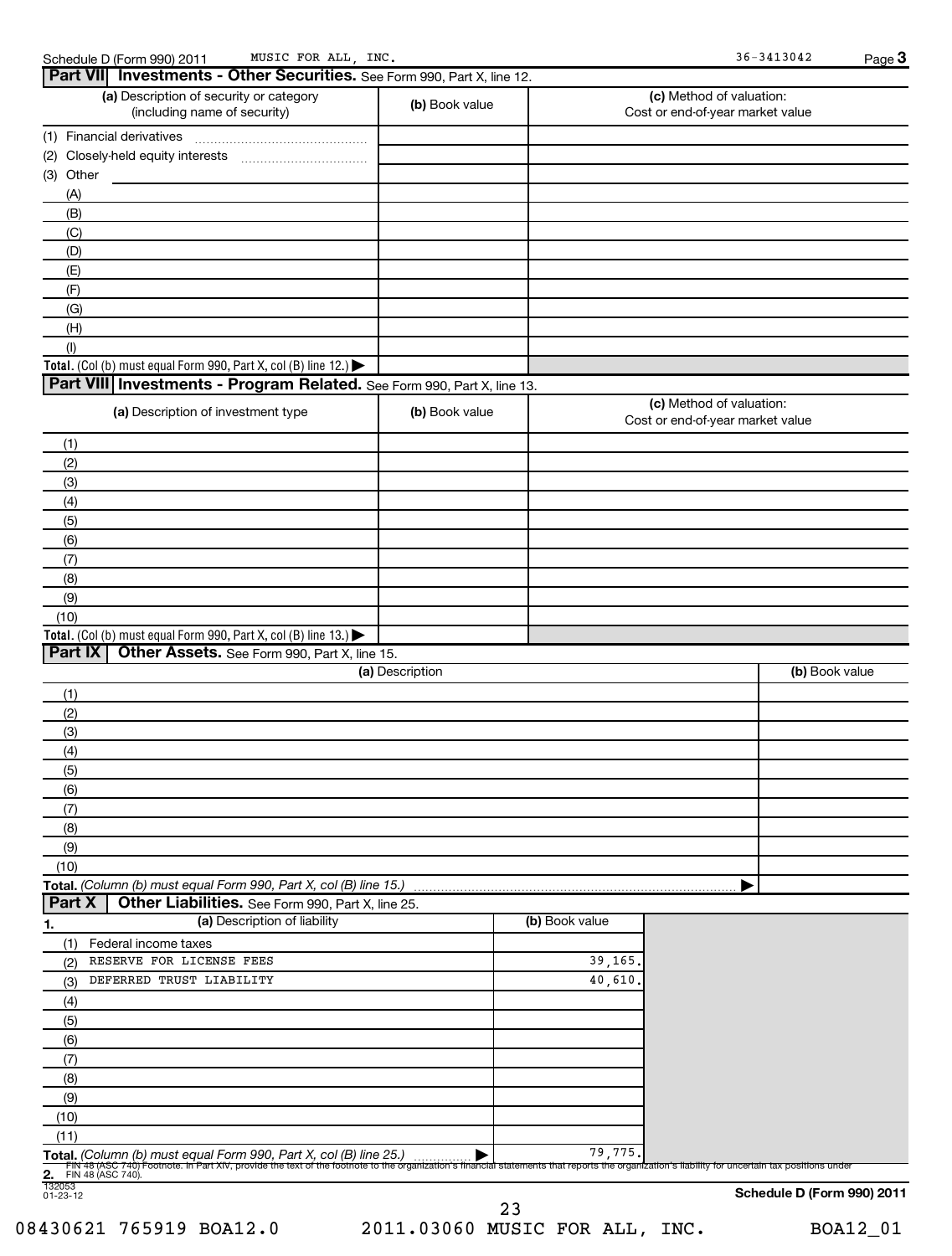Schedule D (Form 990) 2011 MUSIC FOR ALL, INC. 36-3413042 Page 3

## Part VII Investments - Other Securities. See Form 990, Part X, line 12.

| (a) Description of security or category (including name of security) | (b) Book value | (c) Method of valuation: Cost or end-of-year market value |
|---|---|---|
| (1) Financial derivatives | | |
| (2) Closely-held equity interests | | |
| (3) Other | | |
| (A) | | |
| (B) | | |
| (C) | | |
| (D) | | |
| (E) | | |
| (F) | | |
| (G) | | |
| (H) | | |
| (I) | | |
| **Total.** (Col (b) must equal Form 990, Part X, col (B) line 12.) ▶ | | |

## Part VIII Investments - Program Related. See Form 990, Part X, line 13.

| (a) Description of investment type | (b) Book value | (c) Method of valuation: Cost or end-of-year market value |
|---|---|---|
| (1) | | |
| (2) | | |
| (3) | | |
| (4) | | |
| (5) | | |
| (6) | | |
| (7) | | |
| (8) | | |
| (9) | | |
| (10) | | |
| **Total.** (Col (b) must equal Form 990, Part X, col (B) line 13.) ▶ | | |

## Part IX Other Assets. See Form 990, Part X, line 15.

| (a) Description | (b) Book value |
|---|---|
| (1) | |
| (2) | |
| (3) | |
| (4) | |
| (5) | |
| (6) | |
| (7) | |
| (8) | |
| (9) | |
| (10) | |
| **Total.** *(Column (b) must equal Form 990, Part X, col (B) line 15.)* ▶ | |

## Part X Other Liabilities. See Form 990, Part X, line 25.

| 1. (a) Description of liability | (b) Book value |
|---|---|
| (1) Federal income taxes | |
| (2) RESERVE FOR LICENSE FEES | 39,165. |
| (3) DEFERRED TRUST LIABILITY | 40,610. |
| (4) | |
| (5) | |
| (6) | |
| (7) | |
| (8) | |
| (9) | |
| (10) | |
| (11) | |
| **Total.** *(Column (b) must equal Form 990, Part X, col (B) line 25.)* ▶ | 79,775. |

**2.** FIN 48 (ASC 740) Footnote. In Part XIV, provide the text of the footnote to the organization's financial statements that reports the organization's liability for uncertain tax positions under FIN 48 (ASC 740).

132053 01-23-12 **Schedule D (Form 990) 2011**

08430621 765919 BOA12.0 2011.03060 MUSIC FOR ALL, INC. BOA12_01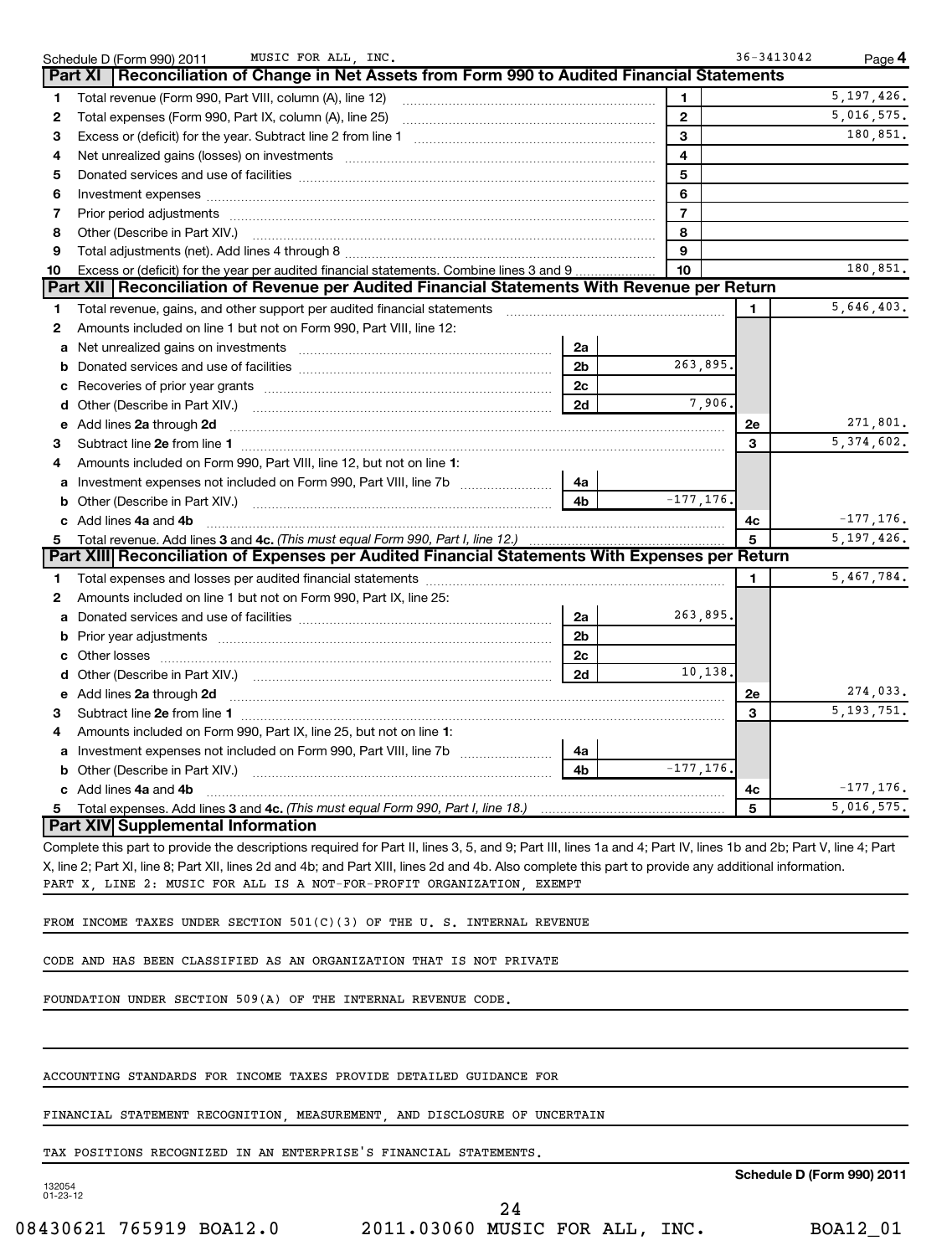Schedule D (Form 990) 2011 MUSIC FOR ALL, INC. 36-3413042 Page 4

## Part XI Reconciliation of Change in Net Assets from Form 990 to Audited Financial Statements

| | | | |
|---|---|---|---|
| 1 | Total revenue (Form 990, Part VIII, column (A), line 12) | 1 | 5,197,426. |
| 2 | Total expenses (Form 990, Part IX, column (A), line 25) | 2 | 5,016,575. |
| 3 | Excess or (deficit) for the year. Subtract line 2 from line 1 | 3 | 180,851. |
| 4 | Net unrealized gains (losses) on investments | 4 | |
| 5 | Donated services and use of facilities | 5 | |
| 6 | Investment expenses | 6 | |
| 7 | Prior period adjustments | 7 | |
| 8 | Other (Describe in Part XIV.) | 8 | |
| 9 | Total adjustments (net). Add lines 4 through 8 | 9 | |
| 10 | Excess or (deficit) for the year per audited financial statements. Combine lines 3 and 9 | 10 | 180,851. |

## Part XII Reconciliation of Revenue per Audited Financial Statements With Revenue per Return

| | | | | | |
|---|---|---|---|---|---|
| 1 | Total revenue, gains, and other support per audited financial statements | | | 1 | 5,646,403. |
| 2 | Amounts included on line 1 but not on Form 990, Part VIII, line 12: | | | | |
| a | Net unrealized gains on investments | 2a | | | |
| b | Donated services and use of facilities | 2b | 263,895. | | |
| c | Recoveries of prior year grants | 2c | | | |
| d | Other (Describe in Part XIV.) | 2d | 7,906. | | |
| e | Add lines **2a** through **2d** | | | 2e | 271,801. |
| 3 | Subtract line **2e** from line **1** | | | 3 | 5,374,602. |
| 4 | Amounts included on Form 990, Part VIII, line 12, but not on line **1**: | | | | |
| a | Investment expenses not included on Form 990, Part VIII, line 7b | 4a | | | |
| b | Other (Describe in Part XIV.) | 4b | -177,176. | | |
| c | Add lines **4a** and **4b** | | | 4c | -177,176. |
| 5 | Total revenue. Add lines **3** and **4c.** *(This must equal Form 990, Part I, line 12.)* | | | 5 | 5,197,426. |

## Part XIII Reconciliation of Expenses per Audited Financial Statements With Expenses per Return

| | | | | | |
|---|---|---|---|---|---|
| 1 | Total expenses and losses per audited financial statements | | | 1 | 5,467,784. |
| 2 | Amounts included on line 1 but not on Form 990, Part IX, line 25: | | | | |
| a | Donated services and use of facilities | 2a | 263,895. | | |
| b | Prior year adjustments | 2b | | | |
| c | Other losses | 2c | | | |
| d | Other (Describe in Part XIV.) | 2d | 10,138. | | |
| e | Add lines **2a** through **2d** | | | 2e | 274,033. |
| 3 | Subtract line **2e** from line **1** | | | 3 | 5,193,751. |
| 4 | Amounts included on Form 990, Part IX, line 25, but not on line **1**: | | | | |
| a | Investment expenses not included on Form 990, Part VIII, line 7b | 4a | | | |
| b | Other (Describe in Part XIV.) | 4b | -177,176. | | |
| c | Add lines **4a** and **4b** | | | 4c | -177,176. |
| 5 | Total expenses. Add lines **3** and **4c.** *(This must equal Form 990, Part I, line 18.)* | | | 5 | 5,016,575. |

## Part XIV Supplemental Information

Complete this part to provide the descriptions required for Part II, lines 3, 5, and 9; Part III, lines 1a and 4; Part IV, lines 1b and 2b; Part V, line 4; Part X, line 2; Part XI, line 8; Part XII, lines 2d and 4b; and Part XIII, lines 2d and 4b. Also complete this part to provide any additional information.

PART X, LINE 2: MUSIC FOR ALL IS A NOT-FOR-PROFIT ORGANIZATION, EXEMPT FROM INCOME TAXES UNDER SECTION 501(C)(3) OF THE U. S. INTERNAL REVENUE CODE AND HAS BEEN CLASSIFIED AS AN ORGANIZATION THAT IS NOT PRIVATE FOUNDATION UNDER SECTION 509(A) OF THE INTERNAL REVENUE CODE.

ACCOUNTING STANDARDS FOR INCOME TAXES PROVIDE DETAILED GUIDANCE FOR FINANCIAL STATEMENT RECOGNITION, MEASUREMENT, AND DISCLOSURE OF UNCERTAIN TAX POSITIONS RECOGNIZED IN AN ENTERPRISE'S FINANCIAL STATEMENTS.

Schedule D (Form 990) 2011

132054 01-23-12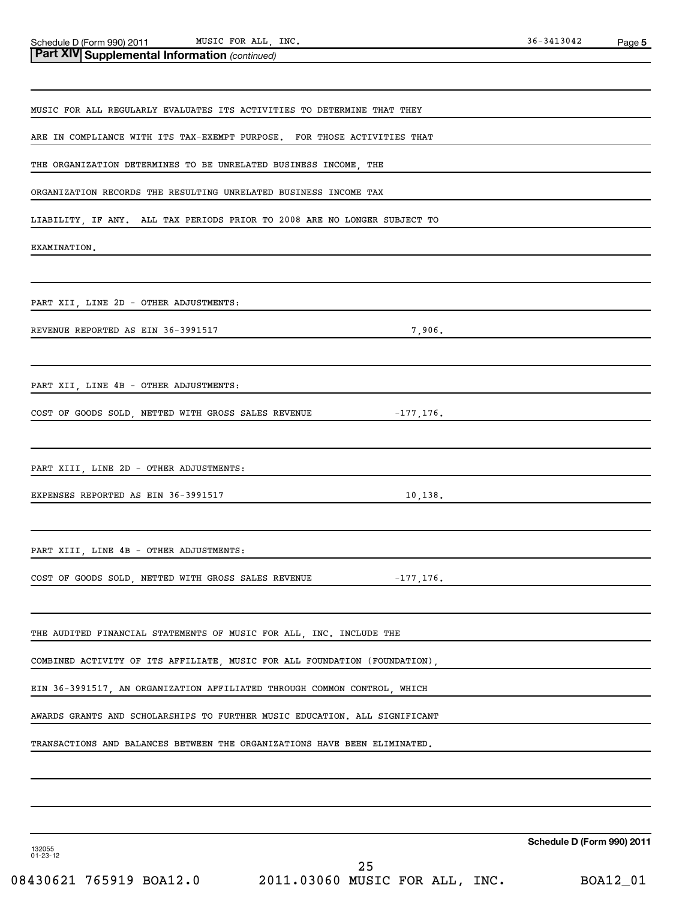## Part XIV Supplemental Information *(continued)*

MUSIC FOR ALL REGULARLY EVALUATES ITS ACTIVITIES TO DETERMINE THAT THEY ARE IN COMPLIANCE WITH ITS TAX-EXEMPT PURPOSE. FOR THOSE ACTIVITIES THAT THE ORGANIZATION DETERMINES TO BE UNRELATED BUSINESS INCOME, THE ORGANIZATION RECORDS THE RESULTING UNRELATED BUSINESS INCOME TAX LIABILITY, IF ANY. ALL TAX PERIODS PRIOR TO 2008 ARE NO LONGER SUBJECT TO EXAMINATION.

PART XII, LINE 2D - OTHER ADJUSTMENTS:

| | |
|---|---|
| REVENUE REPORTED AS EIN 36-3991517 | 7,906. |

PART XII, LINE 4B - OTHER ADJUSTMENTS:

| | |
|---|---|
| COST OF GOODS SOLD, NETTED WITH GROSS SALES REVENUE | -177,176. |

PART XIII, LINE 2D - OTHER ADJUSTMENTS:

| | |
|---|---|
| EXPENSES REPORTED AS EIN 36-3991517 | 10,138. |

PART XIII, LINE 4B - OTHER ADJUSTMENTS:

| | |
|---|---|
| COST OF GOODS SOLD, NETTED WITH GROSS SALES REVENUE | -177,176. |

THE AUDITED FINANCIAL STATEMENTS OF MUSIC FOR ALL, INC. INCLUDE THE COMBINED ACTIVITY OF ITS AFFILIATE, MUSIC FOR ALL FOUNDATION (FOUNDATION), EIN 36-3991517, AN ORGANIZATION AFFILIATED THROUGH COMMON CONTROL, WHICH AWARDS GRANTS AND SCHOLARSHIPS TO FURTHER MUSIC EDUCATION. ALL SIGNIFICANT TRANSACTIONS AND BALANCES BETWEEN THE ORGANIZATIONS HAVE BEEN ELIMINATED.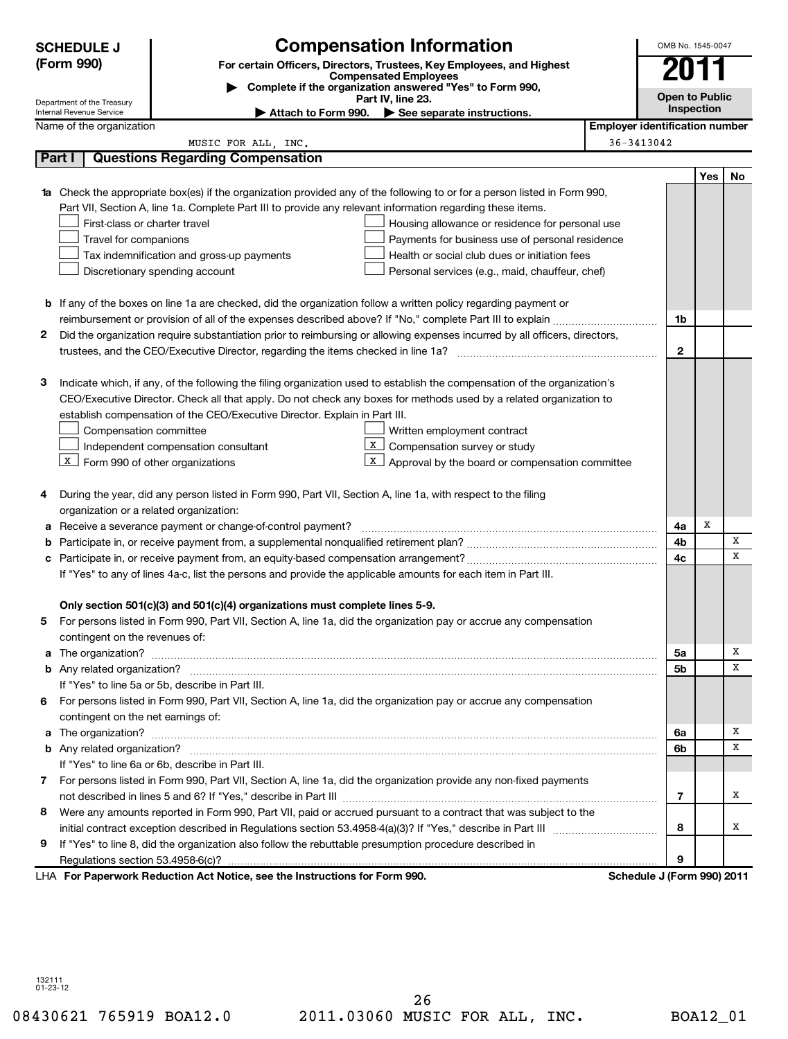**SCHEDULE J (Form 990)**

# Compensation Information

**For certain Officers, Directors, Trustees, Key Employees, and Highest Compensated Employees**

▶ Complete if the organization answered "Yes" to Form 990, Part IV, line 23.

▶ Attach to Form 990. ▶ See separate instructions.

Department of the Treasury
Internal Revenue Service

OMB No. 1545-0047

**2011**

**Open to Public Inspection**

Name of the organization: MUSIC FOR ALL, INC.

Employer identification number: 36-3413042

## Part I Questions Regarding Compensation

| | | Line | Yes | No |
|---|---|---|---|---|
| **1a** | Check the appropriate box(es) if the organization provided any of the following to or for a person listed in Form 990, Part VII, Section A, line 1a. Complete Part III to provide any relevant information regarding these items.<br>☐ First-class or charter travel ☐ Housing allowance or residence for personal use<br>☐ Travel for companions ☐ Payments for business use of personal residence<br>☐ Tax indemnification and gross-up payments ☐ Health or social club dues or initiation fees<br>☐ Discretionary spending account ☐ Personal services (e.g., maid, chauffeur, chef) | | | |
| **b** | If any of the boxes on line 1a are checked, did the organization follow a written policy regarding payment or reimbursement or provision of all of the expenses described above? If "No," complete Part III to explain | 1b | | |
| **2** | Did the organization require substantiation prior to reimbursing or allowing expenses incurred by all officers, directors, trustees, and the CEO/Executive Director, regarding the items checked in line 1a? | 2 | | |
| **3** | Indicate which, if any, of the following the filing organization used to establish the compensation of the organization's CEO/Executive Director. Check all that apply. Do not check any boxes for methods used by a related organization to establish compensation of the CEO/Executive Director. Explain in Part III.<br>☐ Compensation committee ☐ Written employment contract<br>☐ Independent compensation consultant ☒ Compensation survey or study<br>☒ Form 990 of other organizations ☒ Approval by the board or compensation committee | | | |
| **4** | During the year, did any person listed in Form 990, Part VII, Section A, line 1a, with respect to the filing organization or a related organization: | | | |
| **a** | Receive a severance payment or change-of-control payment? | 4a | X | |
| **b** | Participate in, or receive payment from, a supplemental nonqualified retirement plan? | 4b | | X |
| **c** | Participate in, or receive payment from, an equity-based compensation arrangement? | 4c | | X |
| | If "Yes" to any of lines 4a-c, list the persons and provide the applicable amounts for each item in Part III. | | | |
| | **Only section 501(c)(3) and 501(c)(4) organizations must complete lines 5-9.** | | | |
| **5** | For persons listed in Form 990, Part VII, Section A, line 1a, did the organization pay or accrue any compensation contingent on the revenues of: | | | |
| **a** | The organization? | 5a | | X |
| **b** | Any related organization? | 5b | | X |
| | If "Yes" to line 5a or 5b, describe in Part III. | | | |
| **6** | For persons listed in Form 990, Part VII, Section A, line 1a, did the organization pay or accrue any compensation contingent on the net earnings of: | | | |
| **a** | The organization? | 6a | | X |
| **b** | Any related organization? | 6b | | X |
| | If "Yes" to line 6a or 6b, describe in Part III. | | | |
| **7** | For persons listed in Form 990, Part VII, Section A, line 1a, did the organization provide any non-fixed payments not described in lines 5 and 6? If "Yes," describe in Part III | 7 | | X |
| **8** | Were any amounts reported in Form 990, Part VII, paid or accrued pursuant to a contract that was subject to the initial contract exception described in Regulations section 53.4958-4(a)(3)? If "Yes," describe in Part III | 8 | | X |
| **9** | If "Yes" to line 8, did the organization also follow the rebuttable presumption procedure described in Regulations section 53.4958-6(c)? | 9 | | |

LHA **For Paperwork Reduction Act Notice, see the Instructions for Form 990.** **Schedule J (Form 990) 2011**

132111
01-23-12

08430621 765919 BOA12.0 2011.03060 MUSIC FOR ALL, INC. BOA12_01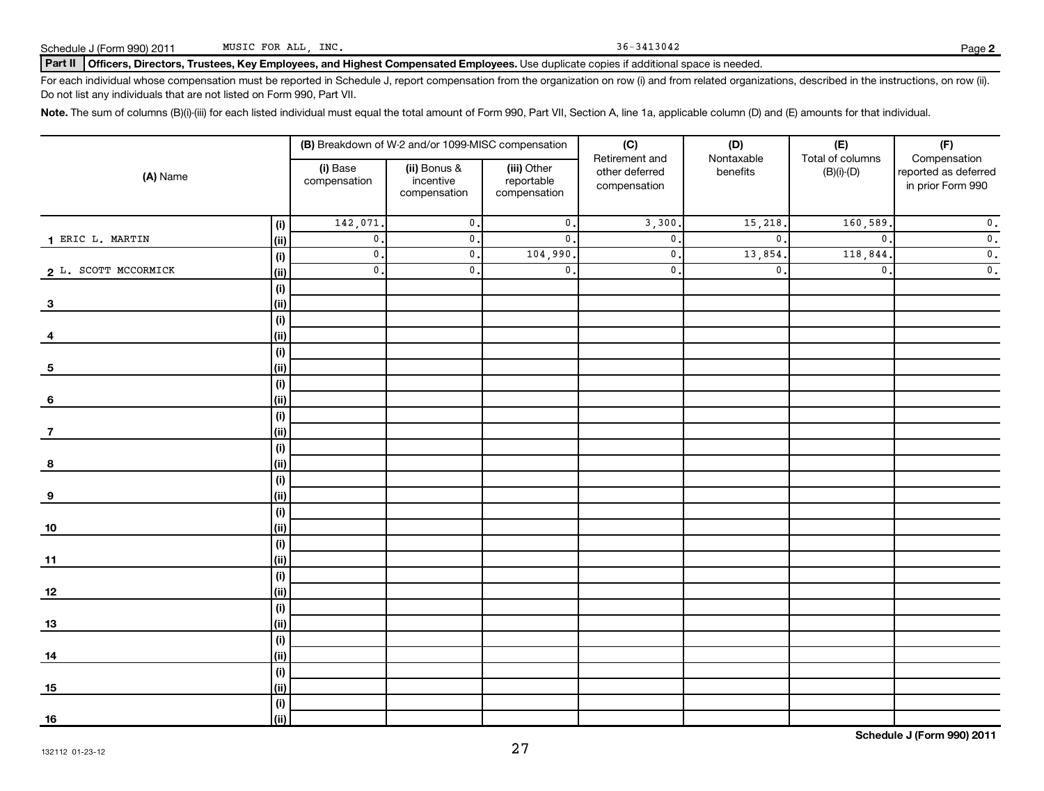Schedule J (Form 990) 2011 MUSIC FOR ALL, INC. 36-3413042

**Part II Officers, Directors, Trustees, Key Employees, and Highest Compensated Employees.** Use duplicate copies if additional space is needed.

For each individual whose compensation must be reported in Schedule J, report compensation from the organization on row (i) and from related organizations, described in the instructions, on row (ii). Do not list any individuals that are not listed on Form 990, Part VII.

**Note.** The sum of columns (B)(i)-(iii) for each listed individual must equal the total amount of Form 990, Part VII, Section A, line 1a, applicable column (D) and (E) amounts for that individual.

| (A) Name | | (B) Breakdown of W-2 and/or 1099-MISC compensation | | | (C) Retirement and other deferred compensation | (D) Nontaxable benefits | (E) Total of columns (B)(i)-(D) | (F) Compensation reported as deferred in prior Form 990 |
|---|---|---|---|---|---|---|---|---|
| | | (i) Base compensation | (ii) Bonus & incentive compensation | (iii) Other reportable compensation | | | | |
| 1 ERIC L. MARTIN | (i) | 142,071. | 0. | 0. | 3,300. | 15,218. | 160,589. | 0. |
| | (ii) | 0. | 0. | 0. | 0. | 0. | 0. | 0. |
| 2 L. SCOTT MCCORMICK | (i) | 0. | 0. | 104,990. | 0. | 13,854. | 118,844. | 0. |
| | (ii) | 0. | 0. | 0. | 0. | 0. | 0. | 0. |
| 3 | (i) | | | | | | | |
| | (ii) | | | | | | | |
| 4 | (i) | | | | | | | |
| | (ii) | | | | | | | |
| 5 | (i) | | | | | | | |
| | (ii) | | | | | | | |
| 6 | (i) | | | | | | | |
| | (ii) | | | | | | | |
| 7 | (i) | | | | | | | |
| | (ii) | | | | | | | |
| 8 | (i) | | | | | | | |
| | (ii) | | | | | | | |
| 9 | (i) | | | | | | | |
| | (ii) | | | | | | | |
| 10 | (i) | | | | | | | |
| | (ii) | | | | | | | |
| 11 | (i) | | | | | | | |
| | (ii) | | | | | | | |
| 12 | (i) | | | | | | | |
| | (ii) | | | | | | | |
| 13 | (i) | | | | | | | |
| | (ii) | | | | | | | |
| 14 | (i) | | | | | | | |
| | (ii) | | | | | | | |
| 15 | (i) | | | | | | | |
| | (ii) | | | | | | | |
| 16 | (i) | | | | | | | |
| | (ii) | | | | | | | |

132112 01-23-12

**Schedule J (Form 990) 2011**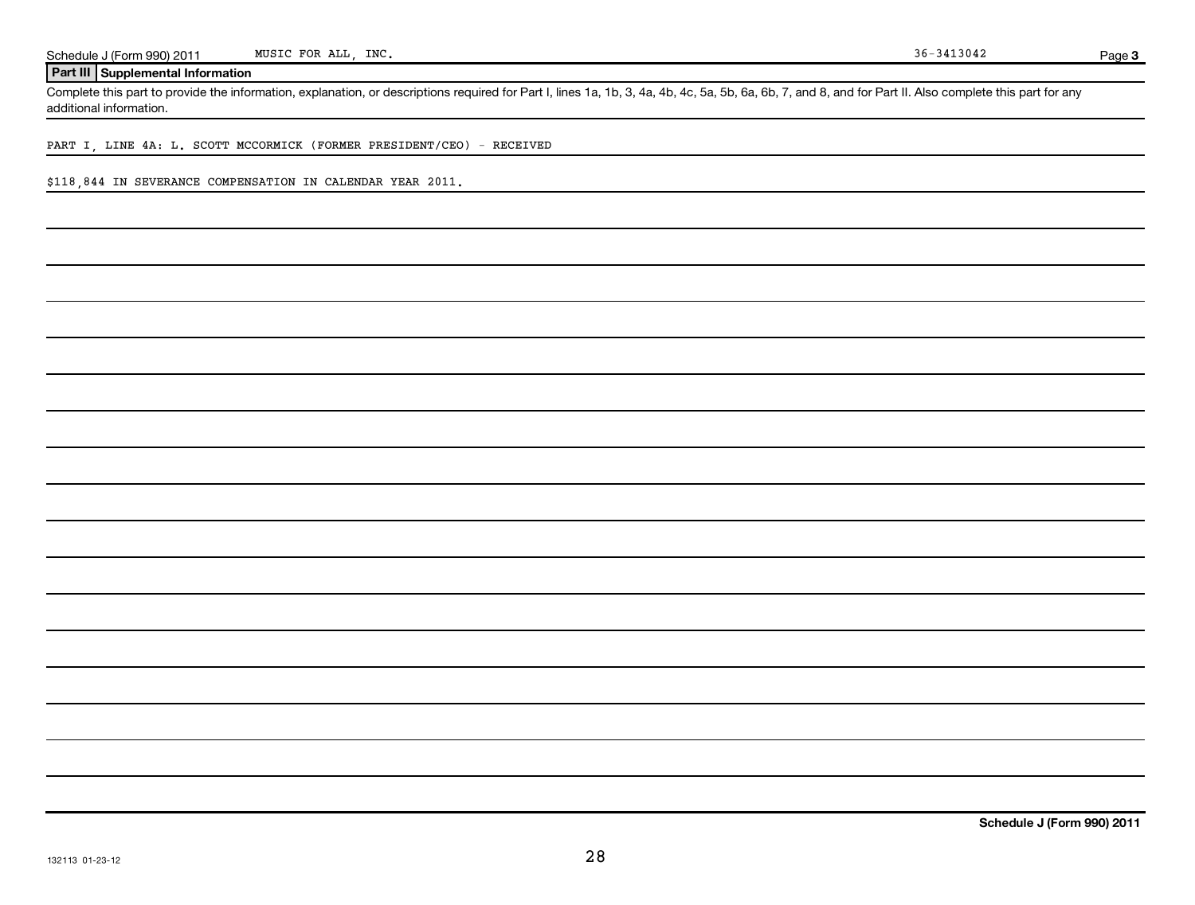Schedule J (Form 990) 2011 MUSIC FOR ALL, INC. 36-3413042 Page 3

## Part III Supplemental Information

Complete this part to provide the information, explanation, or descriptions required for Part I, lines 1a, 1b, 3, 4a, 4b, 4c, 5a, 5b, 6a, 6b, 7, and 8, and for Part II. Also complete this part for any additional information.

PART I, LINE 4A: L. SCOTT MCCORMICK (FORMER PRESIDENT/CEO) - RECEIVED

$118,844 IN SEVERANCE COMPENSATION IN CALENDAR YEAR 2011.

Schedule J (Form 990) 2011

132113 01-23-12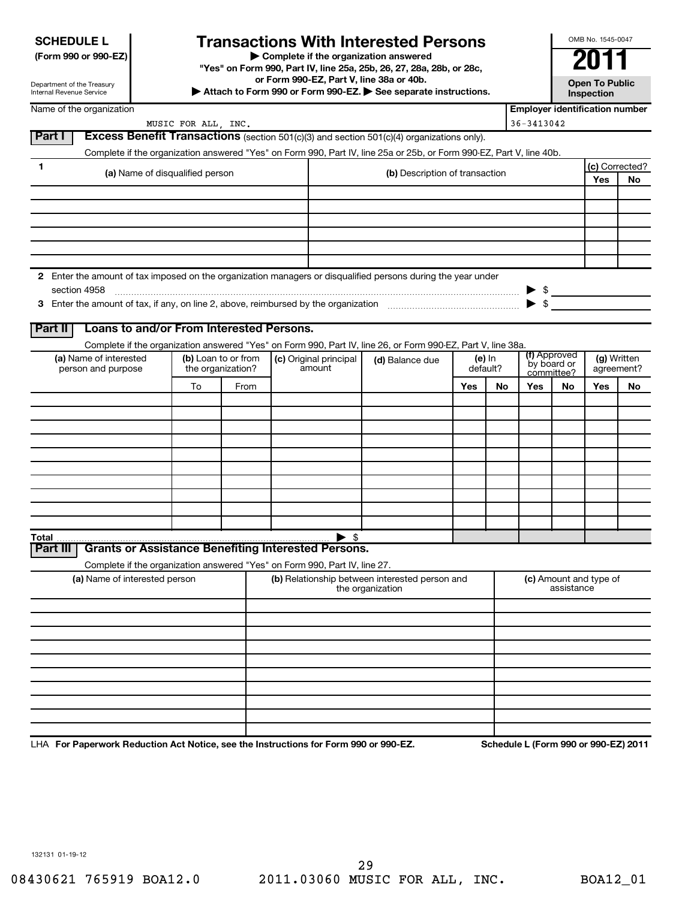**SCHEDULE L**
**(Form 990 or 990-EZ)**

Department of the Treasury
Internal Revenue Service

# Transactions With Interested Persons

▶ **Complete if the organization answered "Yes" on Form 990, Part IV, line 25a, 25b, 26, 27, 28a, 28b, or 28c, or Form 990-EZ, Part V, line 38a or 40b.**
▶ **Attach to Form 990 or Form 990-EZ.** ▶ **See separate instructions.**

OMB No. 1545-0047

**2011**

**Open To Public Inspection**

Name of the organization: MUSIC FOR ALL, INC.

**Employer identification number:** 36-3413042

## Part I Excess Benefit Transactions (section 501(c)(3) and section 501(c)(4) organizations only).

Complete if the organization answered "Yes" on Form 990, Part IV, line 25a or 25b, or Form 990-EZ, Part V, line 40b.

| 1 (a) Name of disqualified person | (b) Description of transaction | (c) Corrected? Yes | No |
|---|---|---|---|
| | | | |
| | | | |
| | | | |
| | | | |
| | | | |
| | | | |

**2** Enter the amount of tax imposed on the organization managers or disqualified persons during the year under section 4958 ▶ $

**3** Enter the amount of tax, if any, on line 2, above, reimbursed by the organization ▶ $

## Part II Loans to and/or From Interested Persons.

Complete if the organization answered "Yes" on Form 990, Part IV, line 26, or Form 990-EZ, Part V, line 38a.

| (a) Name of interested person and purpose | (b) Loan to or from the organization? | | (c) Original principal amount | (d) Balance due | (e) In default? | | (f) Approved by board or committee? | | (g) Written agreement? | |
|---|---|---|---|---|---|---|---|---|---|---|
| | To | From | | | Yes | No | Yes | No | Yes | No |
| | | | | | | | | | | |
| | | | | | | | | | | |
| | | | | | | | | | | |
| | | | | | | | | | | |
| | | | | | | | | | | |
| | | | | | | | | | | |
| | | | | | | | | | | |
| | | | | | | | | | | |
| | | | | | | | | | | |
| | | | | | | | | | | |
| **Total** | | | ▶ $ | | | | | | | |

## Part III Grants or Assistance Benefiting Interested Persons.

Complete if the organization answered "Yes" on Form 990, Part IV, line 27.

| (a) Name of interested person | (b) Relationship between interested person and the organization | (c) Amount and type of assistance |
|---|---|---|
| | | |
| | | |
| | | |
| | | |
| | | |
| | | |
| | | |
| | | |
| | | |
| | | |

LHA **For Paperwork Reduction Act Notice, see the Instructions for Form 990 or 990-EZ.** **Schedule L (Form 990 or 990-EZ) 2011**

132131 01-19-12

08430621 765919 BOA12.0 2011.03060 MUSIC FOR ALL, INC. BOA12_01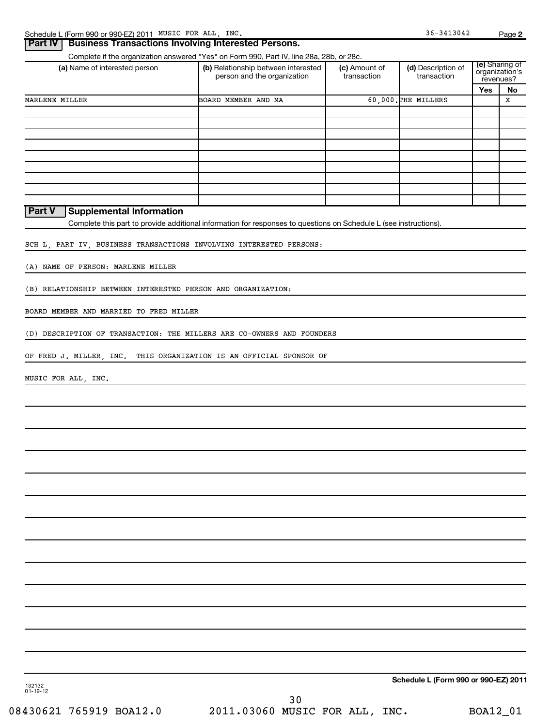Schedule L (Form 990 or 990-EZ) 2011 MUSIC FOR ALL, INC. 36-3413042 Page **2**

## Part IV Business Transactions Involving Interested Persons.

Complete if the organization answered "Yes" on Form 990, Part IV, line 28a, 28b, or 28c.

| (a) Name of interested person | (b) Relationship between interested person and the organization | (c) Amount of transaction | (d) Description of transaction | (e) Sharing of organization's revenues? | |
|---|---|---|---|---|---|
| | | | | Yes | No |
| MARLENE MILLER | BOARD MEMBER AND MA | 60,000. | THE MILLERS | | X |
| | | | | | |
| | | | | | |
| | | | | | |
| | | | | | |
| | | | | | |
| | | | | | |
| | | | | | |
| | | | | | |

## Part V Supplemental Information

Complete this part to provide additional information for responses to questions on Schedule L (see instructions).

SCH L, PART IV, BUSINESS TRANSACTIONS INVOLVING INTERESTED PERSONS:

(A) NAME OF PERSON: MARLENE MILLER

(B) RELATIONSHIP BETWEEN INTERESTED PERSON AND ORGANIZATION:

BOARD MEMBER AND MARRIED TO FRED MILLER

(D) DESCRIPTION OF TRANSACTION: THE MILLERS ARE CO-OWNERS AND FOUNDERS

OF FRED J. MILLER, INC. THIS ORGANIZATION IS AN OFFICIAL SPONSOR OF

MUSIC FOR ALL, INC.

132132 01-19-12

**Schedule L (Form 990 or 990-EZ) 2011**

08430621 765919 BOA12.0 2011.03060 MUSIC FOR ALL, INC. BOA12_01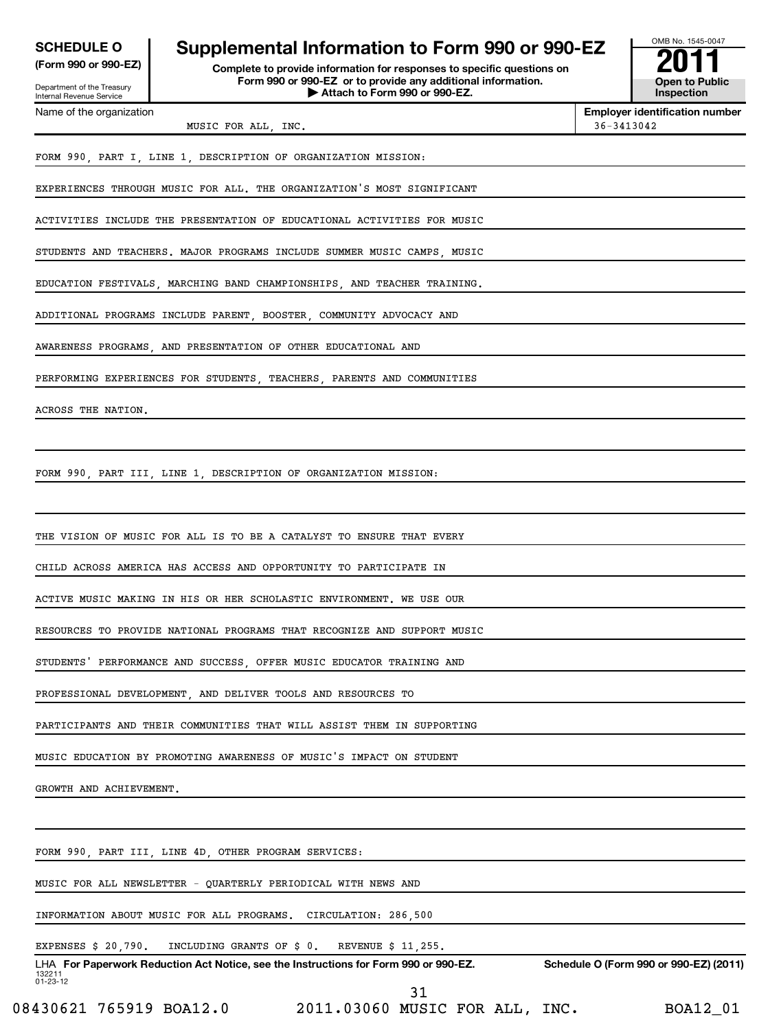**SCHEDULE O (Form 990 or 990-EZ)**

Department of the Treasury
Internal Revenue Service

# Supplemental Information to Form 990 or 990-EZ

**Complete to provide information for responses to specific questions on Form 990 or 990-EZ or to provide any additional information.**
**▶ Attach to Form 990 or 990-EZ.**

OMB No. 1545-0047

**2011**

**Open to Public Inspection**

| Name of the organization | Employer identification number |
|---|---|
| MUSIC FOR ALL, INC. | 36-3413042 |

FORM 990, PART I, LINE 1, DESCRIPTION OF ORGANIZATION MISSION:

EXPERIENCES THROUGH MUSIC FOR ALL. THE ORGANIZATION'S MOST SIGNIFICANT ACTIVITIES INCLUDE THE PRESENTATION OF EDUCATIONAL ACTIVITIES FOR MUSIC STUDENTS AND TEACHERS. MAJOR PROGRAMS INCLUDE SUMMER MUSIC CAMPS, MUSIC EDUCATION FESTIVALS, MARCHING BAND CHAMPIONSHIPS, AND TEACHER TRAINING. ADDITIONAL PROGRAMS INCLUDE PARENT, BOOSTER, COMMUNITY ADVOCACY AND AWARENESS PROGRAMS, AND PRESENTATION OF OTHER EDUCATIONAL AND PERFORMING EXPERIENCES FOR STUDENTS, TEACHERS, PARENTS AND COMMUNITIES ACROSS THE NATION.

FORM 990, PART III, LINE 1, DESCRIPTION OF ORGANIZATION MISSION:

THE VISION OF MUSIC FOR ALL IS TO BE A CATALYST TO ENSURE THAT EVERY CHILD ACROSS AMERICA HAS ACCESS AND OPPORTUNITY TO PARTICIPATE IN ACTIVE MUSIC MAKING IN HIS OR HER SCHOLASTIC ENVIRONMENT. WE USE OUR RESOURCES TO PROVIDE NATIONAL PROGRAMS THAT RECOGNIZE AND SUPPORT MUSIC STUDENTS' PERFORMANCE AND SUCCESS, OFFER MUSIC EDUCATOR TRAINING AND PROFESSIONAL DEVELOPMENT, AND DELIVER TOOLS AND RESOURCES TO PARTICIPANTS AND THEIR COMMUNITIES THAT WILL ASSIST THEM IN SUPPORTING MUSIC EDUCATION BY PROMOTING AWARENESS OF MUSIC'S IMPACT ON STUDENT GROWTH AND ACHIEVEMENT.

FORM 990, PART III, LINE 4D, OTHER PROGRAM SERVICES:

MUSIC FOR ALL NEWSLETTER - QUARTERLY PERIODICAL WITH NEWS AND INFORMATION ABOUT MUSIC FOR ALL PROGRAMS. CIRCULATION: 286,500

EXPENSES $ 20,790. INCLUDING GRANTS OF $ 0. REVENUE $ 11,255.

LHA **For Paperwork Reduction Act Notice, see the Instructions for Form 990 or 990-EZ.** **Schedule O (Form 990 or 990-EZ) (2011)**

132211
01-23-12

08430621 765919 BOA12.0 2011.03060 MUSIC FOR ALL, INC. BOA12_01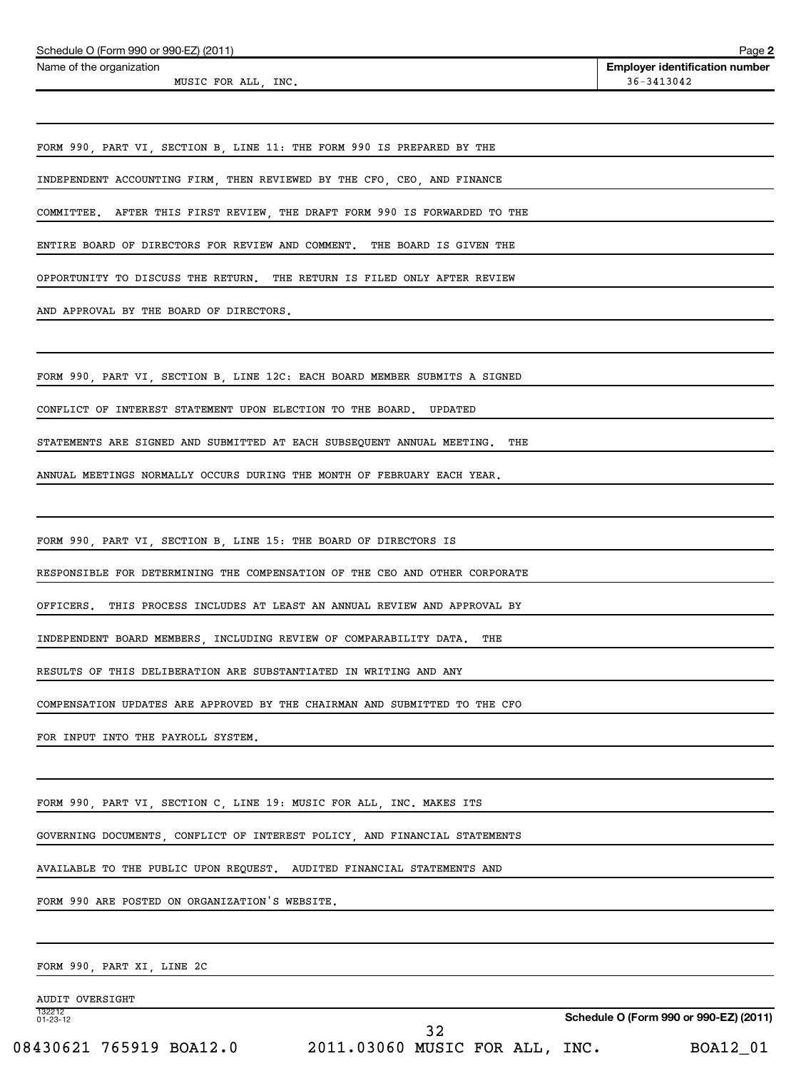Name of the organization: MUSIC FOR ALL, INC.

Employer identification number: 36-3413042

FORM 990, PART VI, SECTION B, LINE 11: THE FORM 990 IS PREPARED BY THE INDEPENDENT ACCOUNTING FIRM, THEN REVIEWED BY THE CFO, CEO, AND FINANCE COMMITTEE. AFTER THIS FIRST REVIEW, THE DRAFT FORM 990 IS FORWARDED TO THE ENTIRE BOARD OF DIRECTORS FOR REVIEW AND COMMENT. THE BOARD IS GIVEN THE OPPORTUNITY TO DISCUSS THE RETURN. THE RETURN IS FILED ONLY AFTER REVIEW AND APPROVAL BY THE BOARD OF DIRECTORS.

FORM 990, PART VI, SECTION B, LINE 12C: EACH BOARD MEMBER SUBMITS A SIGNED CONFLICT OF INTEREST STATEMENT UPON ELECTION TO THE BOARD. UPDATED STATEMENTS ARE SIGNED AND SUBMITTED AT EACH SUBSEQUENT ANNUAL MEETING. THE ANNUAL MEETINGS NORMALLY OCCURS DURING THE MONTH OF FEBRUARY EACH YEAR.

FORM 990, PART VI, SECTION B, LINE 15: THE BOARD OF DIRECTORS IS RESPONSIBLE FOR DETERMINING THE COMPENSATION OF THE CEO AND OTHER CORPORATE OFFICERS. THIS PROCESS INCLUDES AT LEAST AN ANNUAL REVIEW AND APPROVAL BY INDEPENDENT BOARD MEMBERS, INCLUDING REVIEW OF COMPARABILITY DATA. THE RESULTS OF THIS DELIBERATION ARE SUBSTANTIATED IN WRITING AND ANY COMPENSATION UPDATES ARE APPROVED BY THE CHAIRMAN AND SUBMITTED TO THE CFO FOR INPUT INTO THE PAYROLL SYSTEM.

FORM 990, PART VI, SECTION C, LINE 19: MUSIC FOR ALL, INC. MAKES ITS GOVERNING DOCUMENTS, CONFLICT OF INTEREST POLICY, AND FINANCIAL STATEMENTS AVAILABLE TO THE PUBLIC UPON REQUEST. AUDITED FINANCIAL STATEMENTS AND FORM 990 ARE POSTED ON ORGANIZATION'S WEBSITE.

FORM 990, PART XI, LINE 2C

AUDIT OVERSIGHT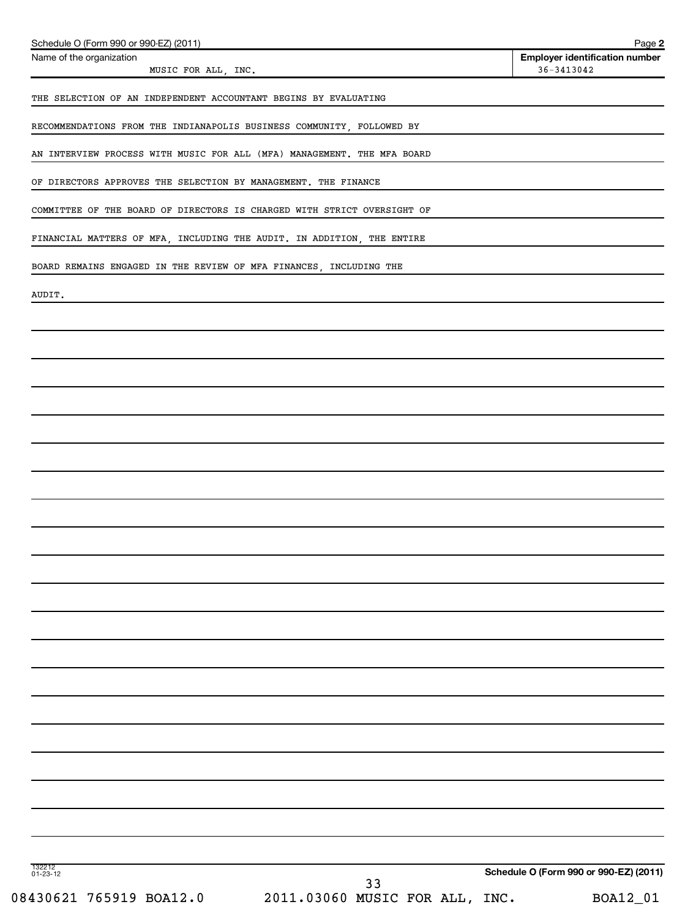Schedule O (Form 990 or 990-EZ) (2011)

| Name of the organization | Employer identification number |
| --- | --- |
| MUSIC FOR ALL, INC. | 36-3413042 |

THE SELECTION OF AN INDEPENDENT ACCOUNTANT BEGINS BY EVALUATING RECOMMENDATIONS FROM THE INDIANAPOLIS BUSINESS COMMUNITY, FOLLOWED BY AN INTERVIEW PROCESS WITH MUSIC FOR ALL (MFA) MANAGEMENT. THE MFA BOARD OF DIRECTORS APPROVES THE SELECTION BY MANAGEMENT. THE FINANCE COMMITTEE OF THE BOARD OF DIRECTORS IS CHARGED WITH STRICT OVERSIGHT OF FINANCIAL MATTERS OF MFA, INCLUDING THE AUDIT. IN ADDITION, THE ENTIRE BOARD REMAINS ENGAGED IN THE REVIEW OF MFA FINANCES, INCLUDING THE AUDIT.

132212 01-23-12

Schedule O (Form 990 or 990-EZ) (2011)

08430621 765919 BOA12.0 2011.03060 MUSIC FOR ALL, INC. BOA12_01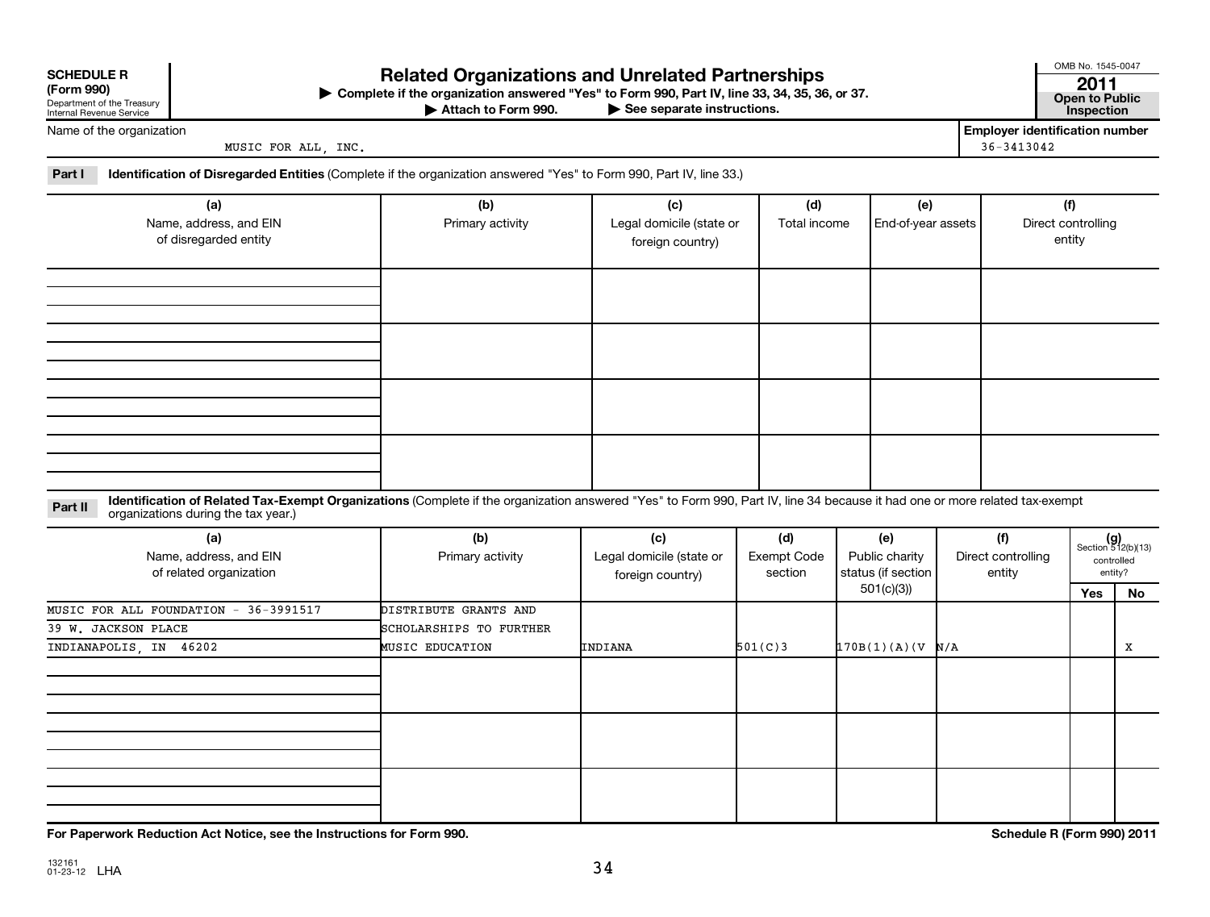**SCHEDULE R (Form 990)**
Department of the Treasury
Internal Revenue Service

# Related Organizations and Unrelated Partnerships

▶ Complete if the organization answered "Yes" to Form 990, Part IV, line 33, 34, 35, 36, or 37.
▶ Attach to Form 990. ▶ See separate instructions.

OMB No. 1545-0047
**2011**
**Open to Public Inspection**

Name of the organization: MUSIC FOR ALL, INC.

**Employer identification number:** 36-3413042

**Part I** **Identification of Disregarded Entities** (Complete if the organization answered "Yes" to Form 990, Part IV, line 33.)

| (a) Name, address, and EIN of disregarded entity | (b) Primary activity | (c) Legal domicile (state or foreign country) | (d) Total income | (e) End-of-year assets | (f) Direct controlling entity |
|---|---|---|---|---|---|
| | | | | | |
| | | | | | |
| | | | | | |
| | | | | | |

**Part II** **Identification of Related Tax-Exempt Organizations** (Complete if the organization answered "Yes" to Form 990, Part IV, line 34 because it had one or more related tax-exempt organizations during the tax year.)

| (a) Name, address, and EIN of related organization | (b) Primary activity | (c) Legal domicile (state or foreign country) | (d) Exempt Code section | (e) Public charity status (if section 501(c)(3)) | (f) Direct controlling entity | (g) Section 512(b)(13) controlled entity? Yes | No |
|---|---|---|---|---|---|---|---|
| MUSIC FOR ALL FOUNDATION - 36-3991517<br>39 W. JACKSON PLACE<br>INDIANAPOLIS, IN 46202 | DISTRIBUTE GRANTS AND SCHOLARSHIPS TO FURTHER MUSIC EDUCATION | INDIANA | 501(C)3 | 170B(1)(A)(V | N/A | | X |
| | | | | | | | |
| | | | | | | | |
| | | | | | | | |

**For Paperwork Reduction Act Notice, see the Instructions for Form 990.**

**Schedule R (Form 990) 2011**

132161 01-23-12 LHA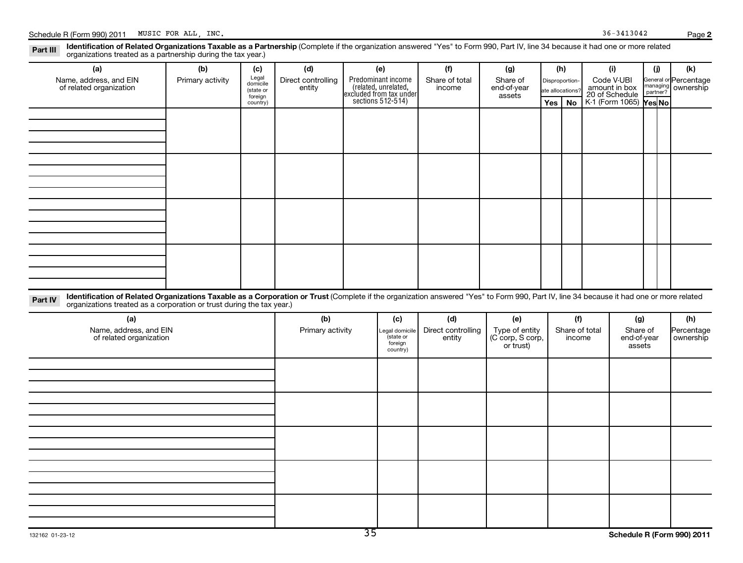Schedule R (Form 990) 2011 MUSIC FOR ALL, INC. 36-3413042

**Part III** **Identification of Related Organizations Taxable as a Partnership** (Complete if the organization answered "Yes" to Form 990, Part IV, line 34 because it had one or more related organizations treated as a partnership during the tax year.)

| (a) Name, address, and EIN of related organization | (b) Primary activity | (c) Legal domicile (state or foreign country) | (d) Direct controlling entity | (e) Predominant income (related, unrelated, excluded from tax under sections 512-514) | (f) Share of total income | (g) Share of end-of-year assets | (h) Disproportionate allocations? Yes | No | (i) Code V-UBI amount in box 20 of Schedule K-1 (Form 1065) | (j) General or managing partner? Yes | No | (k) Percentage ownership |
|---|---|---|---|---|---|---|---|---|---|---|---|---|
| | | | | | | | | | | | | |
| | | | | | | | | | | | | |
| | | | | | | | | | | | | |
| | | | | | | | | | | | | |

**Part IV** **Identification of Related Organizations Taxable as a Corporation or Trust** (Complete if the organization answered "Yes" to Form 990, Part IV, line 34 because it had one or more related organizations treated as a corporation or trust during the tax year.)

| (a) Name, address, and EIN of related organization | (b) Primary activity | (c) Legal domicile (state or foreign country) | (d) Direct controlling entity | (e) Type of entity (C corp, S corp, or trust) | (f) Share of total income | (g) Share of end-of-year assets | (h) Percentage ownership |
|---|---|---|---|---|---|---|---|
| | | | | | | | |
| | | | | | | | |
| | | | | | | | |
| | | | | | | | |
| | | | | | | | |

132162 01-23-12

Schedule R (Form 990) 2011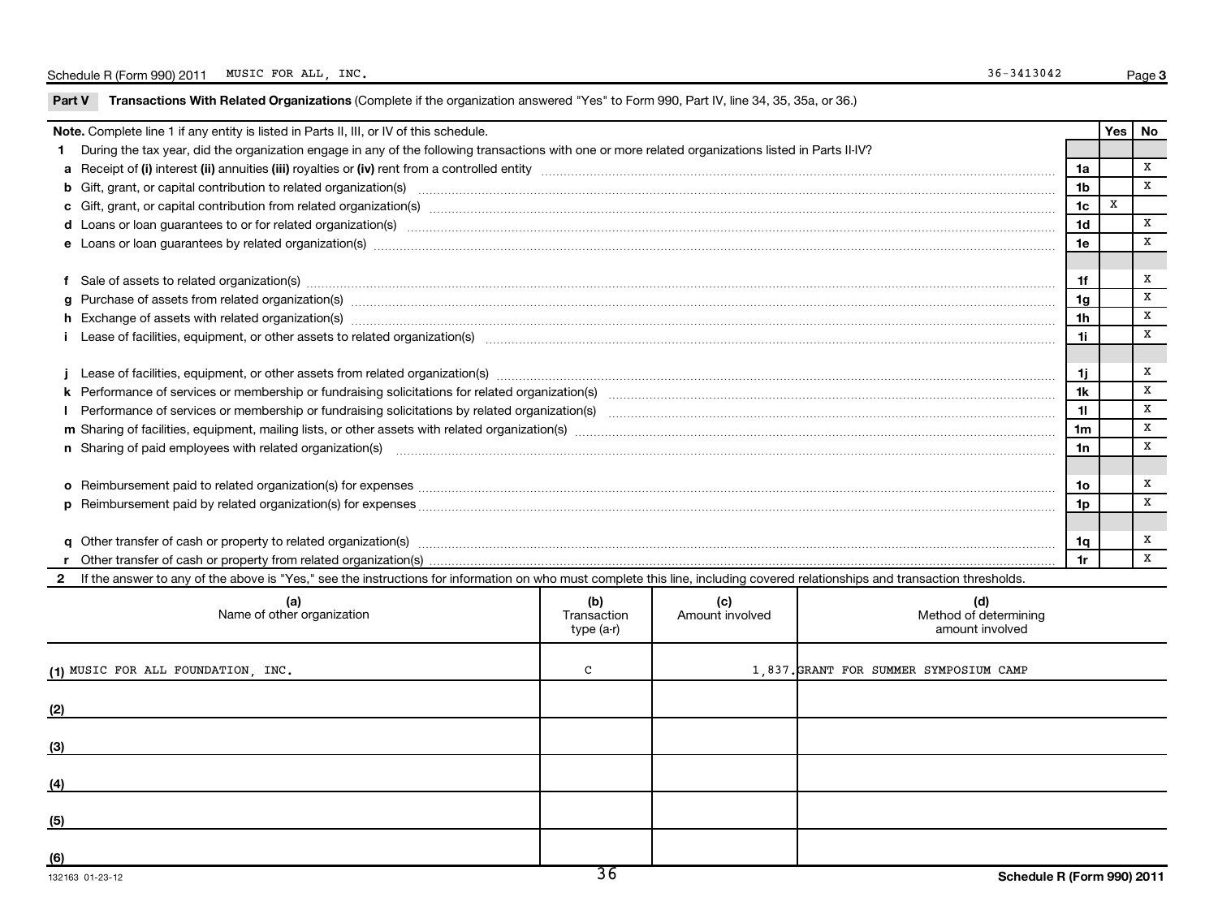Schedule R (Form 990) 2011 MUSIC FOR ALL, INC. 36-3413042 Page 3

**Part V** **Transactions With Related Organizations** (Complete if the organization answered "Yes" to Form 990, Part IV, line 34, 35, 35a, or 36.)

| **Note.** Complete line 1 if any entity is listed in Parts II, III, or IV of this schedule. | | Yes | No |
|---|---|---|---|
| **1** During the tax year, did the organization engage in any of the following transactions with one or more related organizations listed in Parts II-IV? | | | |
| **a** Receipt of **(i)** interest **(ii)** annuities **(iii)** royalties or **(iv)** rent from a controlled entity | **1a** | | X |
| **b** Gift, grant, or capital contribution to related organization(s) | **1b** | | X |
| **c** Gift, grant, or capital contribution from related organization(s) | **1c** | X | |
| **d** Loans or loan guarantees to or for related organization(s) | **1d** | | X |
| **e** Loans or loan guarantees by related organization(s) | **1e** | | X |
| **f** Sale of assets to related organization(s) | **1f** | | X |
| **g** Purchase of assets from related organization(s) | **1g** | | X |
| **h** Exchange of assets with related organization(s) | **1h** | | X |
| **i** Lease of facilities, equipment, or other assets to related organization(s) | **1i** | | X |
| **j** Lease of facilities, equipment, or other assets from related organization(s) | **1j** | | X |
| **k** Performance of services or membership or fundraising solicitations for related organization(s) | **1k** | | X |
| **l** Performance of services or membership or fundraising solicitations by related organization(s) | **1l** | | X |
| **m** Sharing of facilities, equipment, mailing lists, or other assets with related organization(s) | **1m** | | X |
| **n** Sharing of paid employees with related organization(s) | **1n** | | X |
| **o** Reimbursement paid to related organization(s) for expenses | **1o** | | X |
| **p** Reimbursement paid by related organization(s) for expenses | **1p** | | X |
| **q** Other transfer of cash or property to related organization(s) | **1q** | | X |
| **r** Other transfer of cash or property from related organization(s) | **1r** | | X |

**2** If the answer to any of the above is "Yes," see the instructions for information on who must complete this line, including covered relationships and transaction thresholds.

| (a) Name of other organization | (b) Transaction type (a-r) | (c) Amount involved | (d) Method of determining amount involved |
|---|---|---|---|
| (1) MUSIC FOR ALL FOUNDATION, INC. | C | 1,837. | GRANT FOR SUMMER SYMPOSIUM CAMP |
| (2) | | | |
| (3) | | | |
| (4) | | | |
| (5) | | | |
| (6) | | | |

132163 01-23-12 **Schedule R (Form 990) 2011**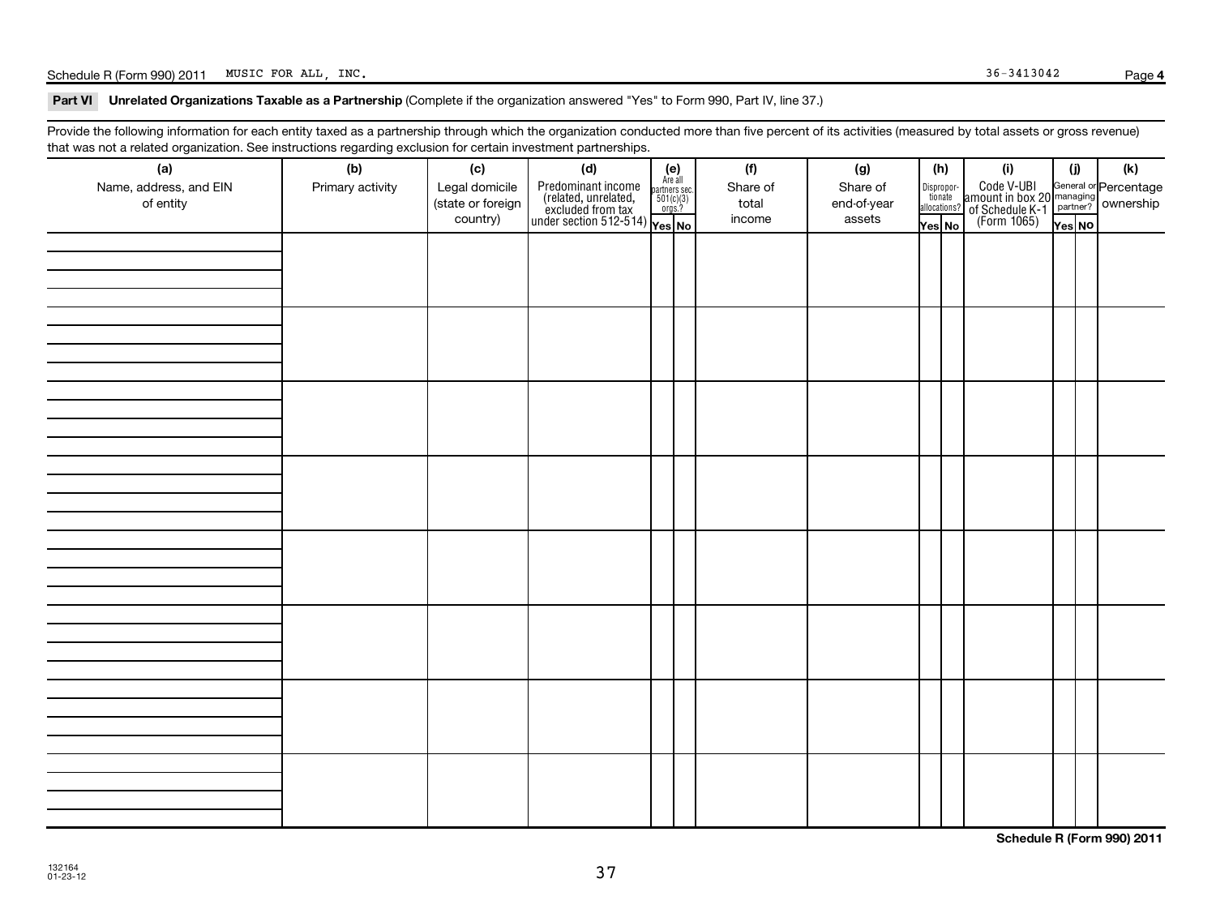Schedule R (Form 990) 2011 MUSIC FOR ALL, INC. 36-3413042

## Part VI Unrelated Organizations Taxable as a Partnership (Complete if the organization answered "Yes" to Form 990, Part IV, line 37.)

Provide the following information for each entity taxed as a partnership through which the organization conducted more than five percent of its activities (measured by total assets or gross revenue) that was not a related organization. See instructions regarding exclusion for certain investment partnerships.

| (a) Name, address, and EIN of entity | (b) Primary activity | (c) Legal domicile (state or foreign country) | (d) Predominant income (related, unrelated, excluded from tax under section 512-514) | (e) Are all partners sec. 501(c)(3) orgs.? | | (f) Share of total income | (g) Share of end-of-year assets | (h) Dispropor-tionate allocations? | | (i) Code V-UBI amount in box 20 of Schedule K-1 (Form 1065) | (j) General or managing partner? | | (k) Percentage ownership |
|---|---|---|---|---|---|---|---|---|---|---|---|---|---|
| | | | | Yes | No | | | Yes | No | | Yes | No | |
| | | | | | | | | | | | | | |
| | | | | | | | | | | | | | |
| | | | | | | | | | | | | | |
| | | | | | | | | | | | | | |
| | | | | | | | | | | | | | |
| | | | | | | | | | | | | | |
| | | | | | | | | | | | | | |
| | | | | | | | | | | | | | |

132164 01-23-12

Schedule R (Form 990) 2011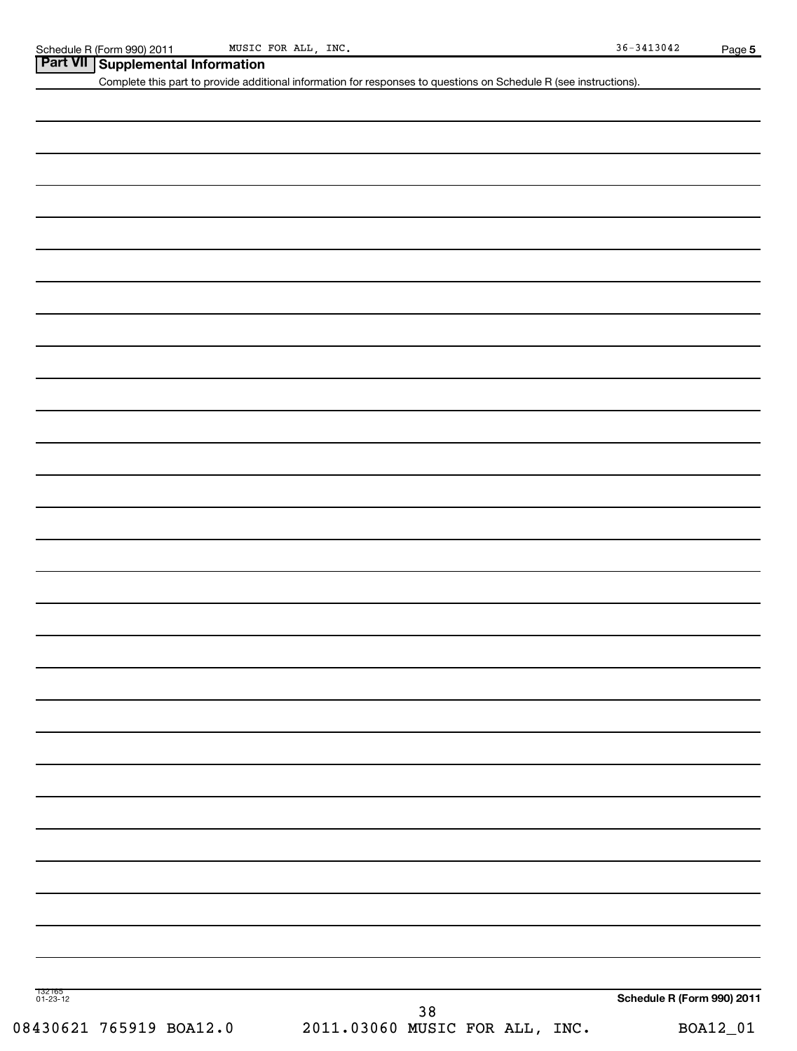Schedule R (Form 990) 2011 MUSIC FOR ALL, INC. 36-3413042 Page 5

## Part VII Supplemental Information

Complete this part to provide additional information for responses to questions on Schedule R (see instructions).

132165 01-23-12

**Schedule R (Form 990) 2011**

08430621 765919 BOA12.0 2011.03060 MUSIC FOR ALL, INC. BOA12_01